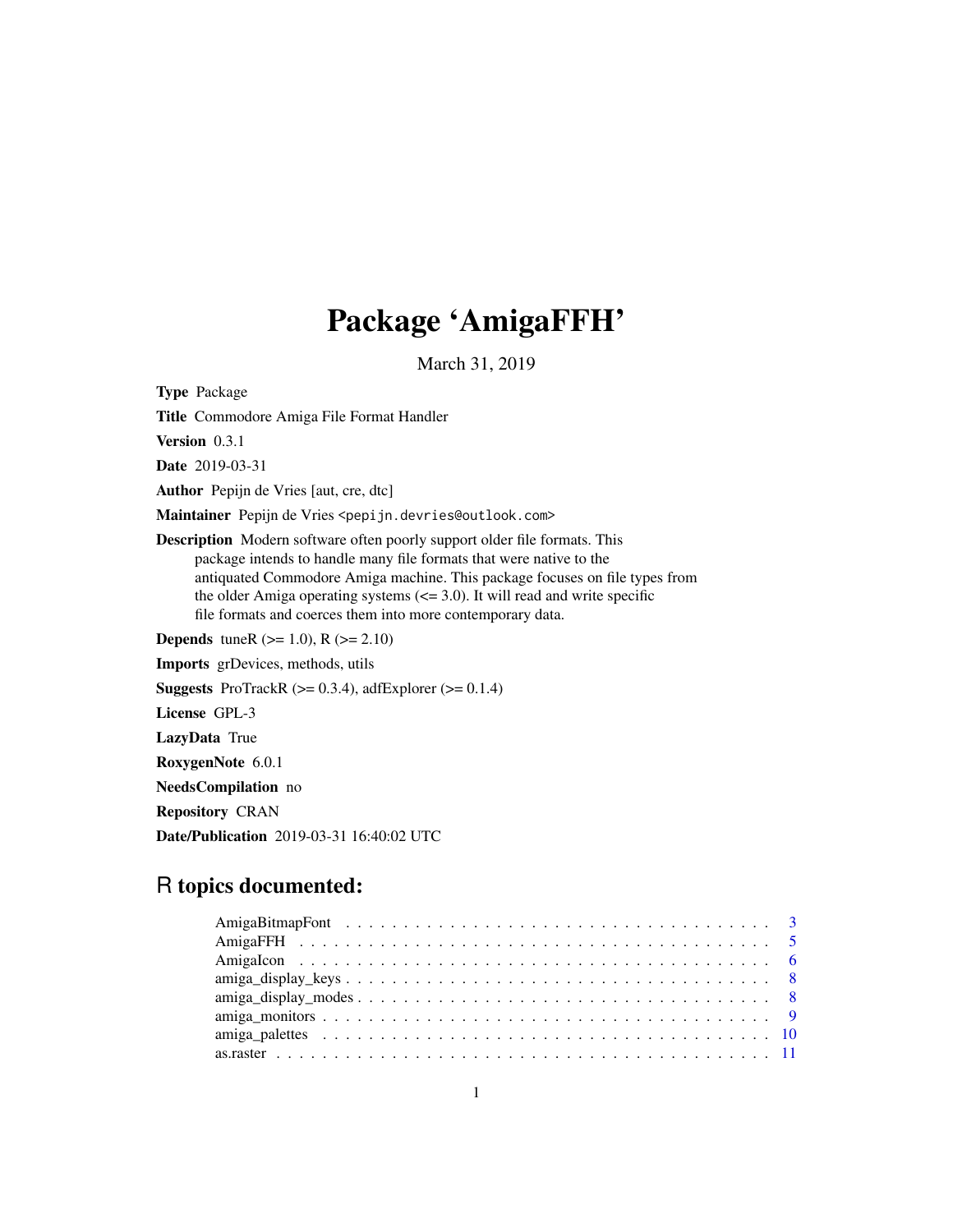# Package 'AmigaFFH'

March 31, 2019

**Type** Package

**Title** Commodore Amiga File Format Handler

**Version** 0.3.1

**Date** 2019-03-31

**Author** Pepijn de Vries [aut, cre, dtc]

**Maintainer** Pepijn de Vries <pepijn.devries@outlook.com>

**Description** Modern software often poorly support older file formats. This package intends to handle many file formats that were native to the antiquated Commodore Amiga machine. This package focuses on file types from the older Amiga operating systems (<= 3.0). It will read and write specific file formats and coerces them into more contemporary data.

**Depends** tuneR (>= 1.0), R (>= 2.10)

**Imports** grDevices, methods, utils

**Suggests** ProTrackR (>= 0.3.4), adfExplorer (>= 0.1.4)

**License** GPL-3

**LazyData** True

**RoxygenNote** 6.0.1

**NeedsCompilation** no

**Repository** CRAN

**Date/Publication** 2019-03-31 16:40:02 UTC

## R topics documented:

| | |
|---|---|
| AmigaBitmapFont | 3 |
| AmigaFFH | 5 |
| AmigaIcon | 6 |
| amiga_display_keys | 8 |
| amiga_display_modes | 8 |
| amiga_monitors | 9 |
| amiga_palettes | 10 |
| as.raster | 11 |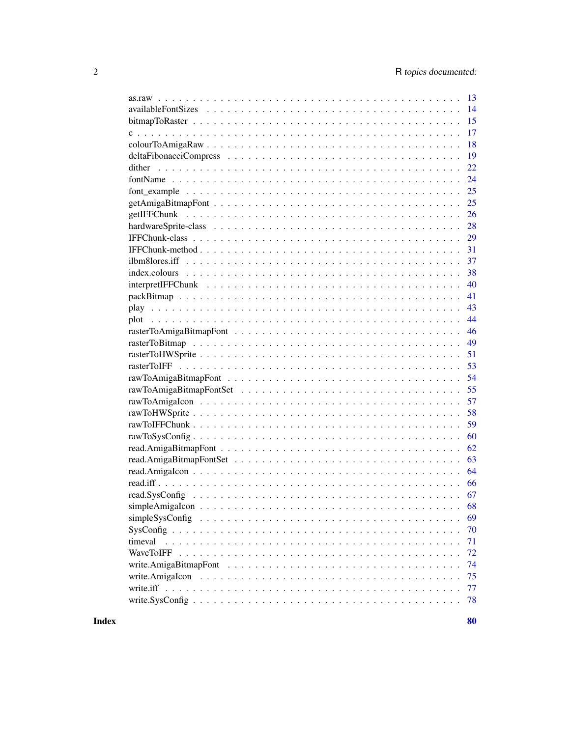| | |
|---|---|
| as.raw | 13 |
| availableFontSizes | 14 |
| bitmapToRaster | 15 |
| c | 17 |
| colourToAmigaRaw | 18 |
| deltaFibonacciCompress | 19 |
| dither | 22 |
| fontName | 24 |
| font_example | 25 |
| getAmigaBitmapFont | 25 |
| getIFFChunk | 26 |
| hardwareSprite-class | 28 |
| IFFChunk-class | 29 |
| IFFChunk-method | 31 |
| ilbm8lores.iff | 37 |
| index.colours | 38 |
| interpretIFFChunk | 40 |
| packBitmap | 41 |
| play | 43 |
| plot | 44 |
| rasterToAmigaBitmapFont | 46 |
| rasterToBitmap | 49 |
| rasterToHWSprite | 51 |
| rasterToIFF | 53 |
| rawToAmigaBitmapFont | 54 |
| rawToAmigaBitmapFontSet | 55 |
| rawToAmigaIcon | 57 |
| rawToHWSprite | 58 |
| rawToIFFChunk | 59 |
| rawToSysConfig | 60 |
| read.AmigaBitmapFont | 62 |
| read.AmigaBitmapFontSet | 63 |
| read.AmigaIcon | 64 |
| read.iff | 66 |
| read.SysConfig | 67 |
| simpleAmigaIcon | 68 |
| simpleSysConfig | 69 |
| SysConfig | 70 |
| timeval | 71 |
| WaveToIFF | 72 |
| write.AmigaBitmapFont | 74 |
| write.AmigaIcon | 75 |
| write.iff | 77 |
| write.SysConfig | 78 |

**Index** **80**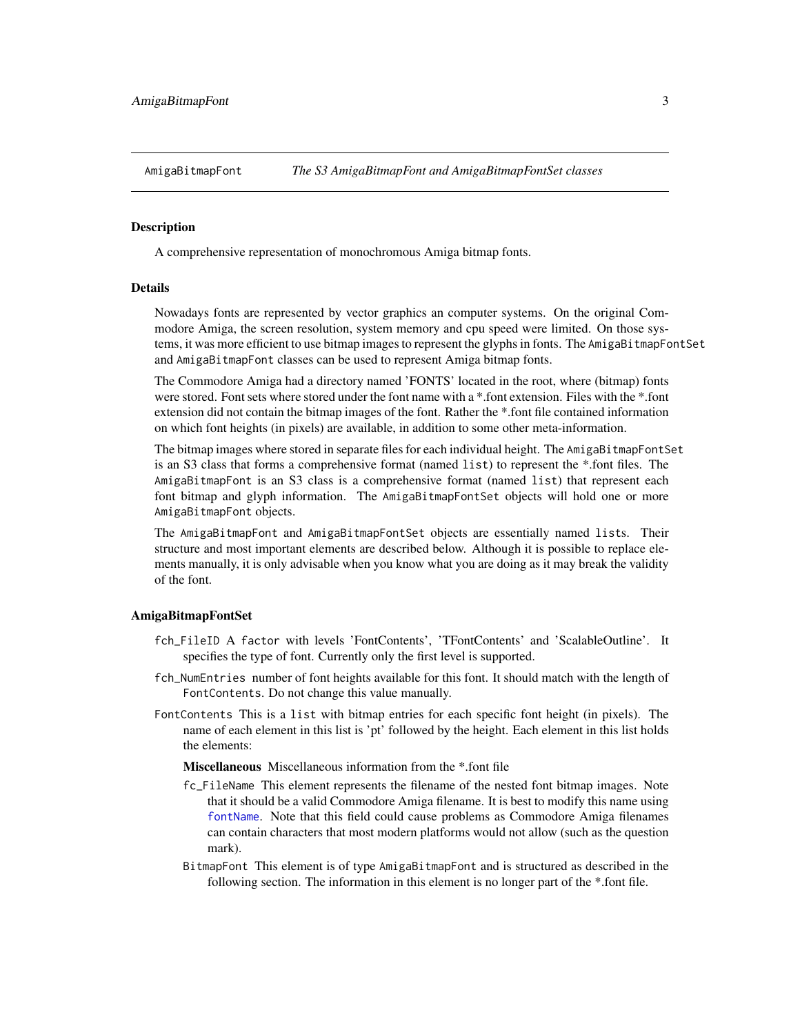`AmigaBitmapFont` *The S3 AmigaBitmapFont and AmigaBitmapFontSet classes*

## Description

A comprehensive representation of monochromous Amiga bitmap fonts.

## Details

Nowadays fonts are represented by vector graphics an computer systems. On the original Commodore Amiga, the screen resolution, system memory and cpu speed were limited. On those systems, it was more efficient to use bitmap images to represent the glyphs in fonts. The `AmigaBitmapFontSet` and `AmigaBitmapFont` classes can be used to represent Amiga bitmap fonts.

The Commodore Amiga had a directory named 'FONTS' located in the root, where (bitmap) fonts were stored. Font sets where stored under the font name with a *.font extension. Files with the *.font extension did not contain the bitmap images of the font. Rather the *.font file contained information on which font heights (in pixels) are available, in addition to some other meta-information.

The bitmap images where stored in separate files for each individual height. The `AmigaBitmapFontSet` is an S3 class that forms a comprehensive format (named `list`) to represent the *.font files. The `AmigaBitmapFont` is an S3 class is a comprehensive format (named `list`) that represent each font bitmap and glyph information. The `AmigaBitmapFontSet` objects will hold one or more `AmigaBitmapFont` objects.

The `AmigaBitmapFont` and `AmigaBitmapFontSet` objects are essentially named `list`s. Their structure and most important elements are described below. Although it is possible to replace elements manually, it is only advisable when you know what you are doing as it may break the validity of the font.

## AmigaBitmapFontSet

- `fch_FileID` A `factor` with levels 'FontContents', 'TFontContents' and 'ScalableOutline'. It specifies the type of font. Currently only the first level is supported.
- `fch_NumEntries` number of font heights available for this font. It should match with the length of `FontContents`. Do not change this value manually.
- `FontContents` This is a `list` with bitmap entries for each specific font height (in pixels). The name of each element in this list is 'pt' followed by the height. Each element in this list holds the elements:

  **Miscellaneous** Miscellaneous information from the *.font file

  - `fc_FileName` This element represents the filename of the nested font bitmap images. Note that it should be a valid Commodore Amiga filename. It is best to modify this name using `fontName`. Note that this field could cause problems as Commodore Amiga filenames can contain characters that most modern platforms would not allow (such as the question mark).
  - `BitmapFont` This element is of type `AmigaBitmapFont` and is structured as described in the following section. The information in this element is no longer part of the *.font file.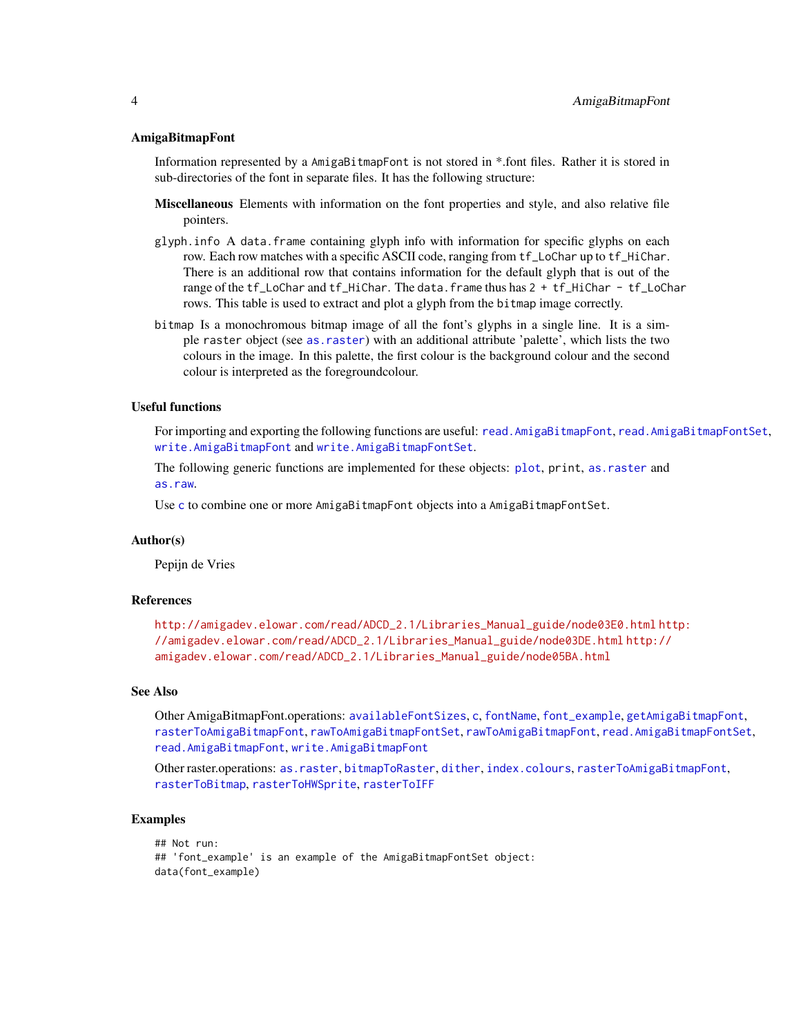### AmigaBitmapFont

Information represented by a `AmigaBitmapFont` is not stored in *.font files. Rather it is stored in sub-directories of the font in separate files. It has the following structure:

**Miscellaneous** Elements with information on the font properties and style, and also relative file pointers.

`glyph.info` A `data.frame` containing glyph info with information for specific glyphs on each row. Each row matches with a specific ASCII code, ranging from `tf_LoChar` up to `tf_HiChar`. There is an additional row that contains information for the default glyph that is out of the range of the `tf_LoChar` and `tf_HiChar`. The `data.frame` thus has `2 + tf_HiChar - tf_LoChar` rows. This table is used to extract and plot a glyph from the `bitmap` image correctly.

`bitmap` Is a monochromous bitmap image of all the font's glyphs in a single line. It is a simple `raster` object (see `as.raster`) with an additional attribute 'palette', which lists the two colours in the image. In this palette, the first colour is the background colour and the second colour is interpreted as the foregroundcolour.

### Useful functions

For importing and exporting the following functions are useful: `read.AmigaBitmapFont`, `read.AmigaBitmapFontSet`, `write.AmigaBitmapFont` and `write.AmigaBitmapFontSet`.

The following generic functions are implemented for these objects: `plot`, `print`, `as.raster` and `as.raw`.

Use `c` to combine one or more `AmigaBitmapFont` objects into a `AmigaBitmapFontSet`.

### Author(s)

Pepijn de Vries

### References

http://amigadev.elowar.com/read/ADCD_2.1/Libraries_Manual_guide/node03E0.html http://amigadev.elowar.com/read/ADCD_2.1/Libraries_Manual_guide/node03DE.html http://amigadev.elowar.com/read/ADCD_2.1/Libraries_Manual_guide/node05BA.html

### See Also

Other AmigaBitmapFont.operations: `availableFontSizes`, `c`, `fontName`, `font_example`, `getAmigaBitmapFont`, `rasterToAmigaBitmapFont`, `rawToAmigaBitmapFontSet`, `rawToAmigaBitmapFont`, `read.AmigaBitmapFontSet`, `read.AmigaBitmapFont`, `write.AmigaBitmapFont`

Other raster.operations: `as.raster`, `bitmapToRaster`, `dither`, `index.colours`, `rasterToAmigaBitmapFont`, `rasterToBitmap`, `rasterToHWSprite`, `rasterToIFF`

### Examples

```
## Not run:
## 'font_example' is an example of the AmigaBitmapFontSet object:
data(font_example)
```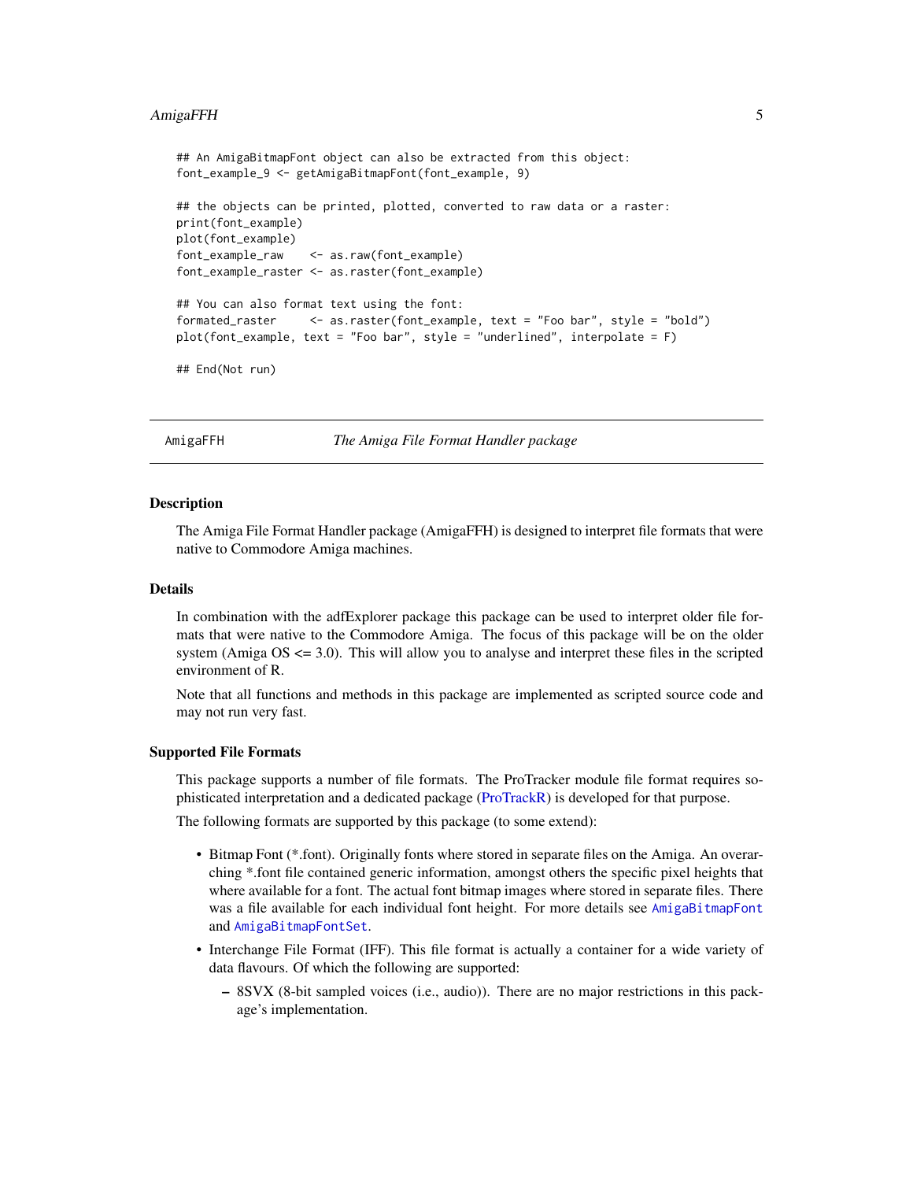```
## An AmigaBitmapFont object can also be extracted from this object:
font_example_9 <- getAmigaBitmapFont(font_example, 9)

## the objects can be printed, plotted, converted to raw data or a raster:
print(font_example)
plot(font_example)
font_example_raw    <- as.raw(font_example)
font_example_raster <- as.raster(font_example)

## You can also format text using the font:
formated_raster     <- as.raster(font_example, text = "Foo bar", style = "bold")
plot(font_example, text = "Foo bar", style = "underlined", interpolate = F)

## End(Not run)
```

---

AmigaFFH *The Amiga File Format Handler package*

---

## Description

The Amiga File Format Handler package (AmigaFFH) is designed to interpret file formats that were native to Commodore Amiga machines.

## Details

In combination with the adfExplorer package this package can be used to interpret older file formats that were native to the Commodore Amiga. The focus of this package will be on the older system (Amiga OS <= 3.0). This will allow you to analyse and interpret these files in the scripted environment of R.

Note that all functions and methods in this package are implemented as scripted source code and may not run very fast.

## Supported File Formats

This package supports a number of file formats. The ProTracker module file format requires sophisticated interpretation and a dedicated package (ProTrackR) is developed for that purpose.

The following formats are supported by this package (to some extend):

- Bitmap Font (*.font). Originally fonts where stored in separate files on the Amiga. An overarching *.font file contained generic information, amongst others the specific pixel heights that where available for a font. The actual font bitmap images where stored in separate files. There was a file available for each individual font height. For more details see `AmigaBitmapFont` and `AmigaBitmapFontSet`.
- Interchange File Format (IFF). This file format is actually a container for a wide variety of data flavours. Of which the following are supported:
  - 8SVX (8-bit sampled voices (i.e., audio)). There are no major restrictions in this package's implementation.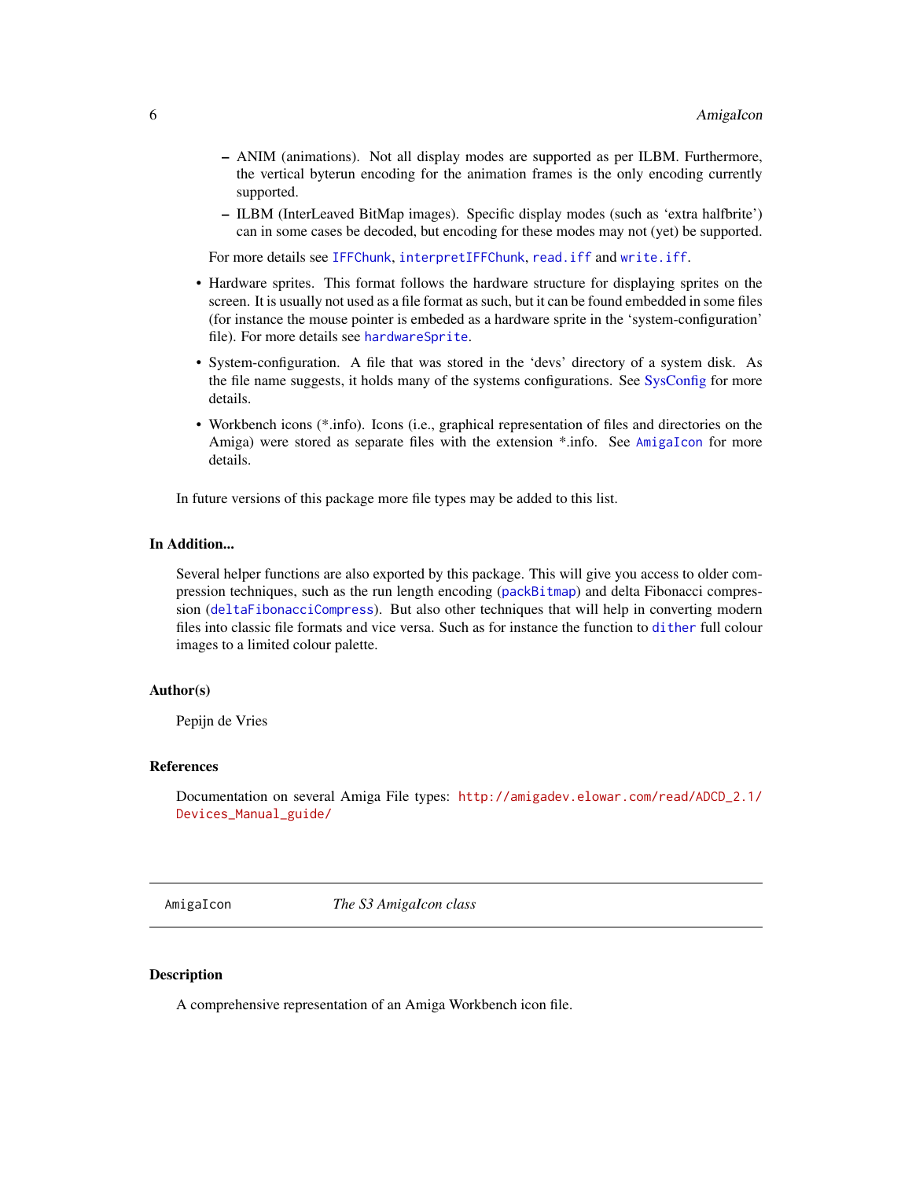- ANIM (animations). Not all display modes are supported as per ILBM. Furthermore, the vertical byterun encoding for the animation frames is the only encoding currently supported.
  - ILBM (InterLeaved BitMap images). Specific display modes (such as 'extra halfbrite') can in some cases be decoded, but encoding for these modes may not (yet) be supported.

  For more details see `IFFChunk`, `interpretIFFChunk`, `read.iff` and `write.iff`.

- Hardware sprites. This format follows the hardware structure for displaying sprites on the screen. It is usually not used as a file format as such, but it can be found embedded in some files (for instance the mouse pointer is embeded as a hardware sprite in the 'system-configuration' file). For more details see `hardwareSprite`.
- System-configuration. A file that was stored in the 'devs' directory of a system disk. As the file name suggests, it holds many of the systems configurations. See SysConfig for more details.
- Workbench icons (*.info). Icons (i.e., graphical representation of files and directories on the Amiga) were stored as separate files with the extension *.info. See `AmigaIcon` for more details.

In future versions of this package more file types may be added to this list.

### In Addition...

Several helper functions are also exported by this package. This will give you access to older compression techniques, such as the run length encoding (`packBitmap`) and delta Fibonacci compression (`deltaFibonacciCompress`). But also other techniques that will help in converting modern files into classic file formats and vice versa. Such as for instance the function to `dither` full colour images to a limited colour palette.

### Author(s)

Pepijn de Vries

### References

Documentation on several Amiga File types: http://amigadev.elowar.com/read/ADCD_2.1/Devices_Manual_guide/

---

## AmigaIcon — *The S3 AmigaIcon class*

---

### Description

A comprehensive representation of an Amiga Workbench icon file.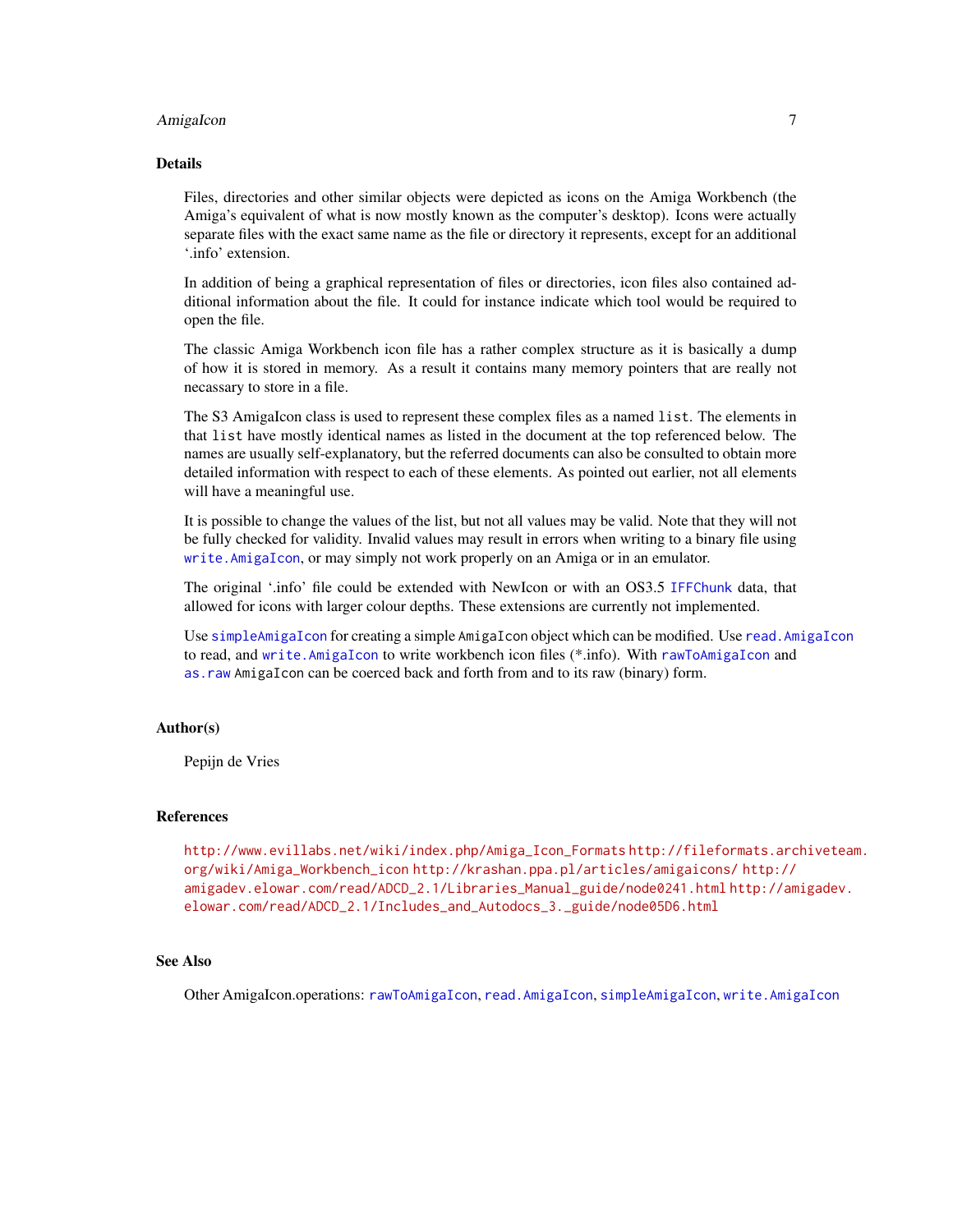### Details

Files, directories and other similar objects were depicted as icons on the Amiga Workbench (the Amiga's equivalent of what is now mostly known as the computer's desktop). Icons were actually separate files with the exact same name as the file or directory it represents, except for an additional '.info' extension.

In addition of being a graphical representation of files or directories, icon files also contained additional information about the file. It could for instance indicate which tool would be required to open the file.

The classic Amiga Workbench icon file has a rather complex structure as it is basically a dump of how it is stored in memory. As a result it contains many memory pointers that are really not necassary to store in a file.

The S3 AmigaIcon class is used to represent these complex files as a named `list`. The elements in that `list` have mostly identical names as listed in the document at the top referenced below. The names are usually self-explanatory, but the referred documents can also be consulted to obtain more detailed information with respect to each of these elements. As pointed out earlier, not all elements will have a meaningful use.

It is possible to change the values of the list, but not all values may be valid. Note that they will not be fully checked for validity. Invalid values may result in errors when writing to a binary file using `write.AmigaIcon`, or may simply not work properly on an Amiga or in an emulator.

The original '.info' file could be extended with NewIcon or with an OS3.5 `IFFChunk` data, that allowed for icons with larger colour depths. These extensions are currently not implemented.

Use `simpleAmigaIcon` for creating a simple `AmigaIcon` object which can be modified. Use `read.AmigaIcon` to read, and `write.AmigaIcon` to write workbench icon files (*.info). With `rawToAmigaIcon` and `as.raw` AmigaIcon can be coerced back and forth from and to its raw (binary) form.

### Author(s)

Pepijn de Vries

### References

http://www.evillabs.net/wiki/index.php/Amiga_Icon_Formats http://fileformats.archiveteam.org/wiki/Amiga_Workbench_icon http://krashan.ppa.pl/articles/amigaicons/ http://amigadev.elowar.com/read/ADCD_2.1/Libraries_Manual_guide/node0241.html http://amigadev.elowar.com/read/ADCD_2.1/Includes_and_Autodocs_3._guide/node05D6.html

### See Also

Other AmigaIcon.operations: `rawToAmigaIcon`, `read.AmigaIcon`, `simpleAmigaIcon`, `write.AmigaIcon`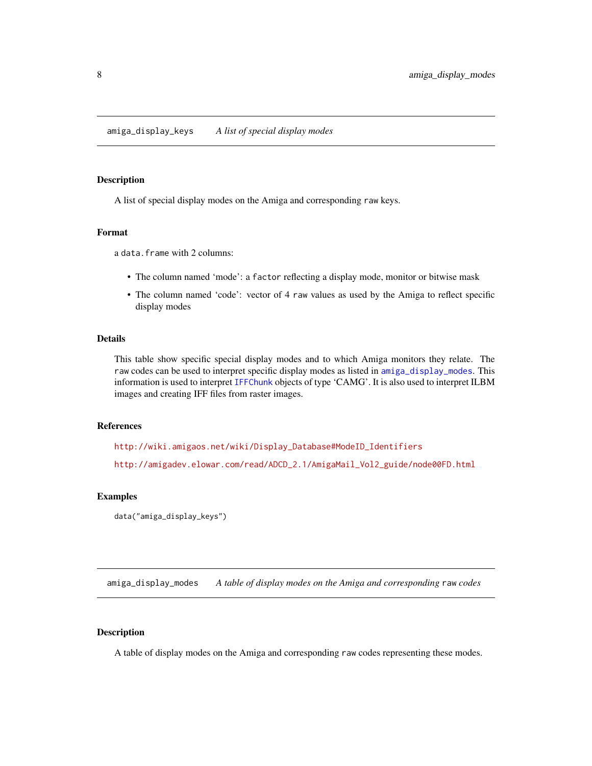## amiga_display_keys — *A list of special display modes*

### Description

A list of special display modes on the Amiga and corresponding `raw` keys.

### Format

a `data.frame` with 2 columns:

- The column named 'mode': a `factor` reflecting a display mode, monitor or bitwise mask
- The column named 'code': vector of 4 `raw` values as used by the Amiga to reflect specific display modes

### Details

This table show specific special display modes and to which Amiga monitors they relate. The `raw` codes can be used to interpret specific display modes as listed in `amiga_display_modes`. This information is used to interpret `IFFChunk` objects of type 'CAMG'. It is also used to interpret ILBM images and creating IFF files from raster images.

### References

http://wiki.amigaos.net/wiki/Display_Database#ModeID_Identifiers

http://amigadev.elowar.com/read/ADCD_2.1/AmigaMail_Vol2_guide/node00FD.html

### Examples

```
data("amiga_display_keys")
```

## amiga_display_modes — *A table of display modes on the Amiga and corresponding `raw` codes*

### Description

A table of display modes on the Amiga and corresponding `raw` codes representing these modes.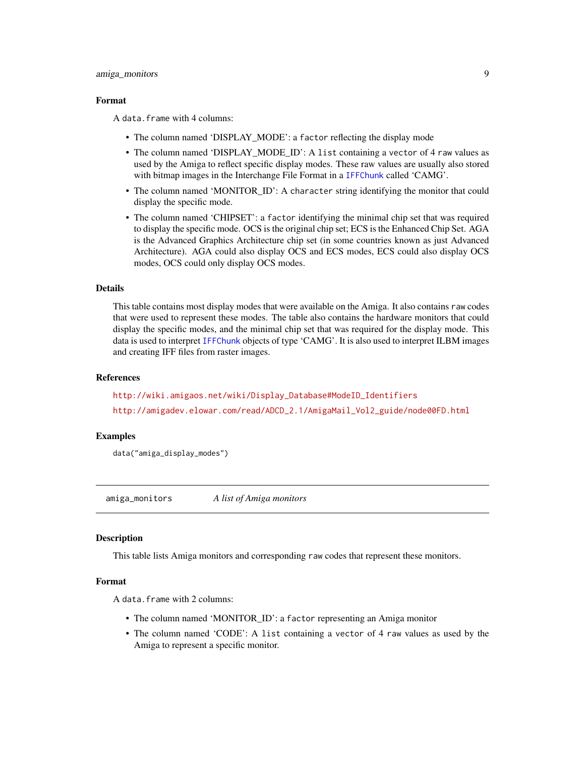### Format

A `data.frame` with 4 columns:

- The column named 'DISPLAY_MODE': a `factor` reflecting the display mode
- The column named 'DISPLAY_MODE_ID': A `list` containing a `vector` of 4 `raw` values as used by the Amiga to reflect specific display modes. These raw values are usually also stored with bitmap images in the Interchange File Format in a `IFFChunk` called 'CAMG'.
- The column named 'MONITOR_ID': A `character` string identifying the monitor that could display the specific mode.
- The column named 'CHIPSET': a `factor` identifying the minimal chip set that was required to display the specific mode. OCS is the original chip set; ECS is the Enhanced Chip Set. AGA is the Advanced Graphics Architecture chip set (in some countries known as just Advanced Architecture). AGA could also display OCS and ECS modes, ECS could also display OCS modes, OCS could only display OCS modes.

### Details

This table contains most display modes that were available on the Amiga. It also contains `raw` codes that were used to represent these modes. The table also contains the hardware monitors that could display the specific modes, and the minimal chip set that was required for the display mode. This data is used to interpret `IFFChunk` objects of type 'CAMG'. It is also used to interpret ILBM images and creating IFF files from raster images.

### References

http://wiki.amigaos.net/wiki/Display_Database#ModeID_Identifiers

http://amigadev.elowar.com/read/ADCD_2.1/AmigaMail_Vol2_guide/node00FD.html

### Examples

```
data("amiga_display_modes")
```

---

## amiga_monitors — *A list of Amiga monitors*

### Description

This table lists Amiga monitors and corresponding `raw` codes that represent these monitors.

### Format

A `data.frame` with 2 columns:

- The column named 'MONITOR_ID': a `factor` representing an Amiga monitor
- The column named 'CODE': A `list` containing a `vector` of 4 `raw` values as used by the Amiga to represent a specific monitor.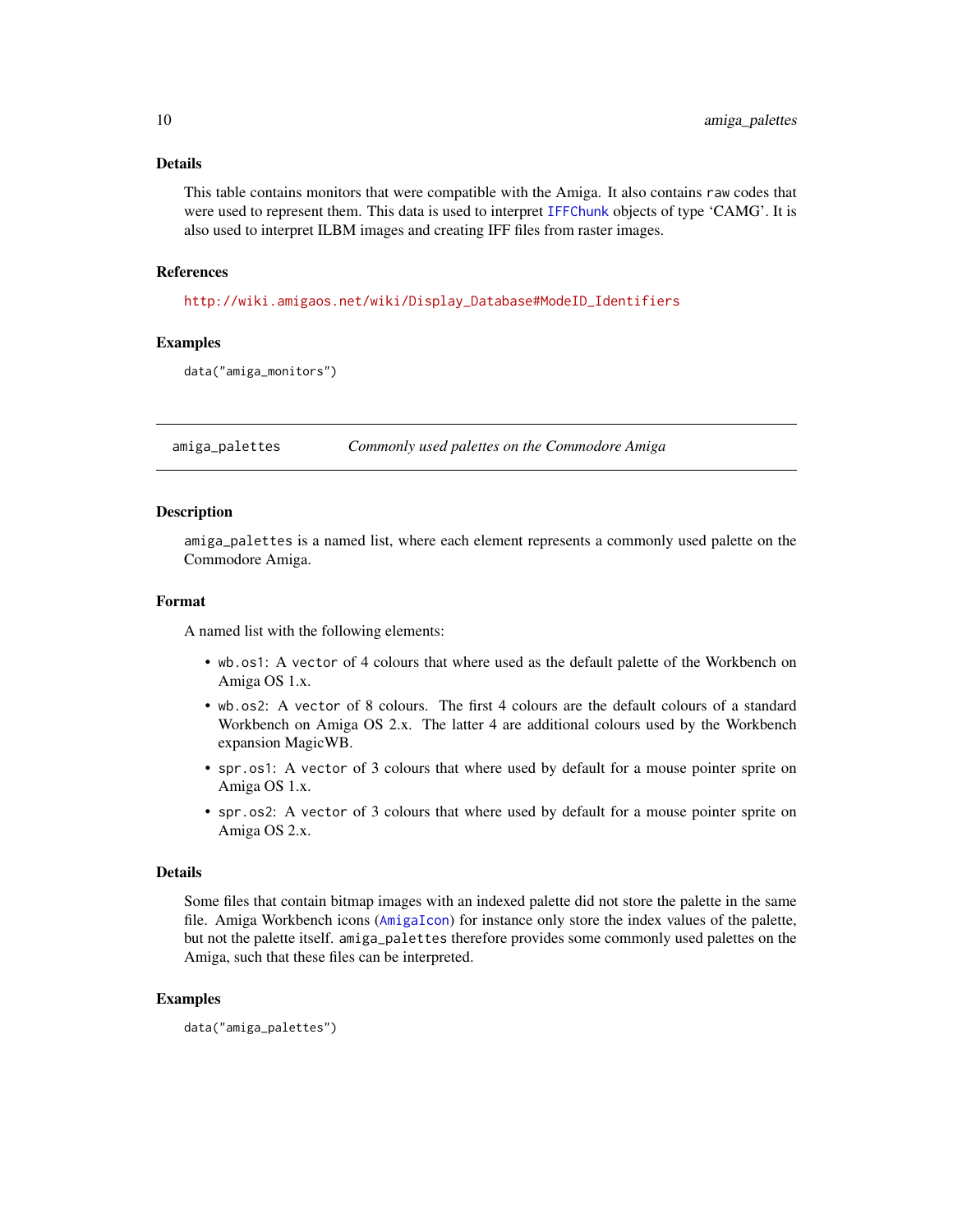### Details

This table contains monitors that were compatible with the Amiga. It also contains `raw` codes that were used to represent them. This data is used to interpret `IFFChunk` objects of type 'CAMG'. It is also used to interpret ILBM images and creating IFF files from raster images.

### References

http://wiki.amigaos.net/wiki/Display_Database#ModeID_Identifiers

### Examples

```
data("amiga_monitors")
```

---

## amiga_palettes — *Commonly used palettes on the Commodore Amiga*

### Description

`amiga_palettes` is a named list, where each element represents a commonly used palette on the Commodore Amiga.

### Format

A named list with the following elements:

- `wb.os1`: A `vector` of 4 colours that where used as the default palette of the Workbench on Amiga OS 1.x.
- `wb.os2`: A `vector` of 8 colours. The first 4 colours are the default colours of a standard Workbench on Amiga OS 2.x. The latter 4 are additional colours used by the Workbench expansion MagicWB.
- `spr.os1`: A `vector` of 3 colours that where used by default for a mouse pointer sprite on Amiga OS 1.x.
- `spr.os2`: A `vector` of 3 colours that where used by default for a mouse pointer sprite on Amiga OS 2.x.

### Details

Some files that contain bitmap images with an indexed palette did not store the palette in the same file. Amiga Workbench icons (`AmigaIcon`) for instance only store the index values of the palette, but not the palette itself. `amiga_palettes` therefore provides some commonly used palettes on the Amiga, such that these files can be interpreted.

### Examples

```
data("amiga_palettes")
```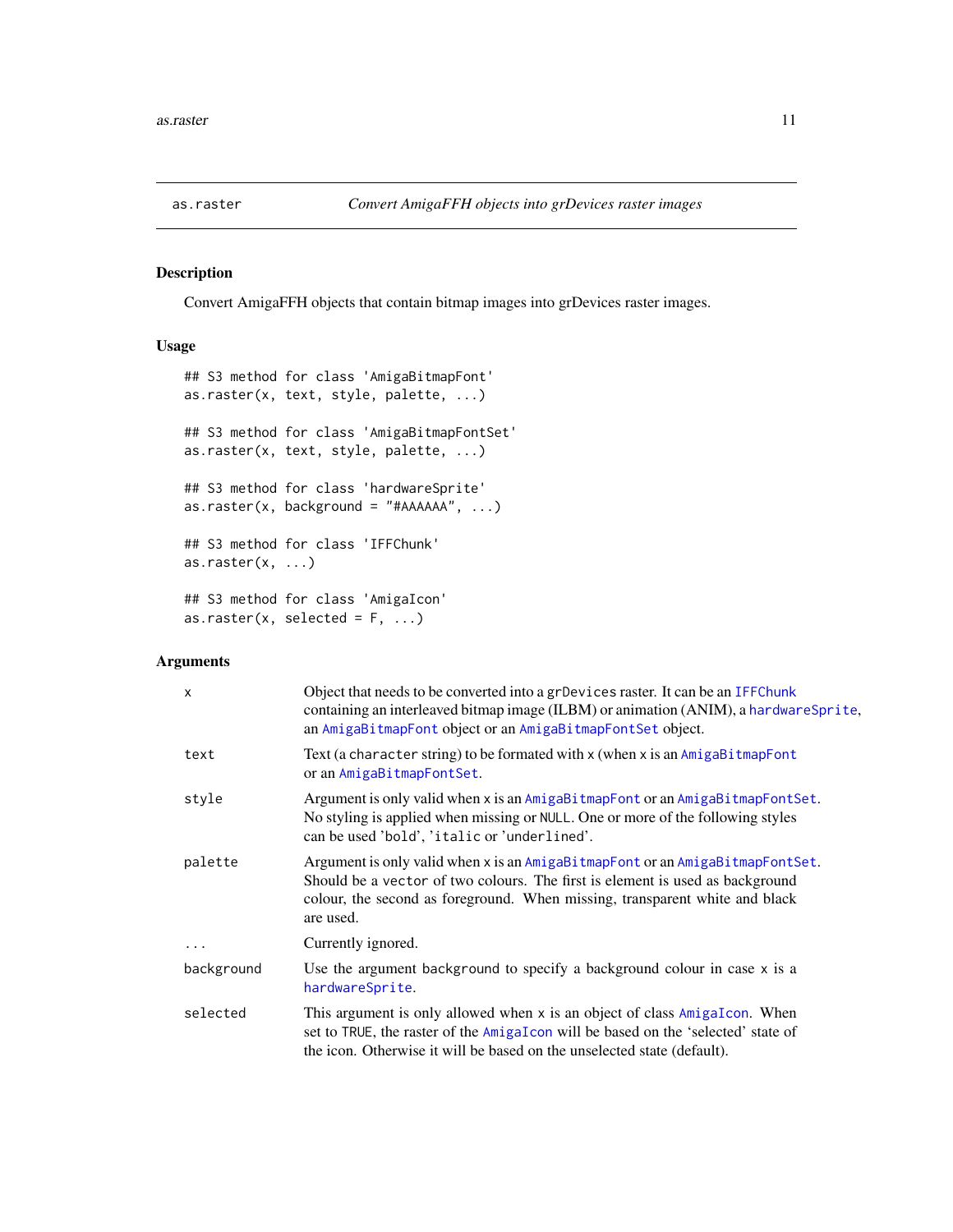# as.raster — *Convert AmigaFFH objects into grDevices raster images*

## Description

Convert AmigaFFH objects that contain bitmap images into grDevices raster images.

## Usage

```
## S3 method for class 'AmigaBitmapFont'
as.raster(x, text, style, palette, ...)

## S3 method for class 'AmigaBitmapFontSet'
as.raster(x, text, style, palette, ...)

## S3 method for class 'hardwareSprite'
as.raster(x, background = "#AAAAAA", ...)

## S3 method for class 'IFFChunk'
as.raster(x, ...)

## S3 method for class 'AmigaIcon'
as.raster(x, selected = F, ...)
```

## Arguments

| | |
|---|---|
| `x` | Object that needs to be converted into a `grDevices` raster. It can be an `IFFChunk` containing an interleaved bitmap image (ILBM) or animation (ANIM), a `hardwareSprite`, an `AmigaBitmapFont` object or an `AmigaBitmapFontSet` object. |
| `text` | Text (a `character` string) to be formated with `x` (when `x` is an `AmigaBitmapFont` or an `AmigaBitmapFontSet`. |
| `style` | Argument is only valid when `x` is an `AmigaBitmapFont` or an `AmigaBitmapFontSet`. No styling is applied when missing or `NULL`. One or more of the following styles can be used '`bold`', '`italic` or '`underlined`'. |
| `palette` | Argument is only valid when `x` is an `AmigaBitmapFont` or an `AmigaBitmapFontSet`. Should be a `vector` of two colours. The first is element is used as background colour, the second as foreground. When missing, transparent white and black are used. |
| `...` | Currently ignored. |
| `background` | Use the argument background to specify a background colour in case `x` is a `hardwareSprite`. |
| `selected` | This argument is only allowed when `x` is an object of class `AmigaIcon`. When set to `TRUE`, the raster of the `AmigaIcon` will be based on the 'selected' state of the icon. Otherwise it will be based on the unselected state (default). |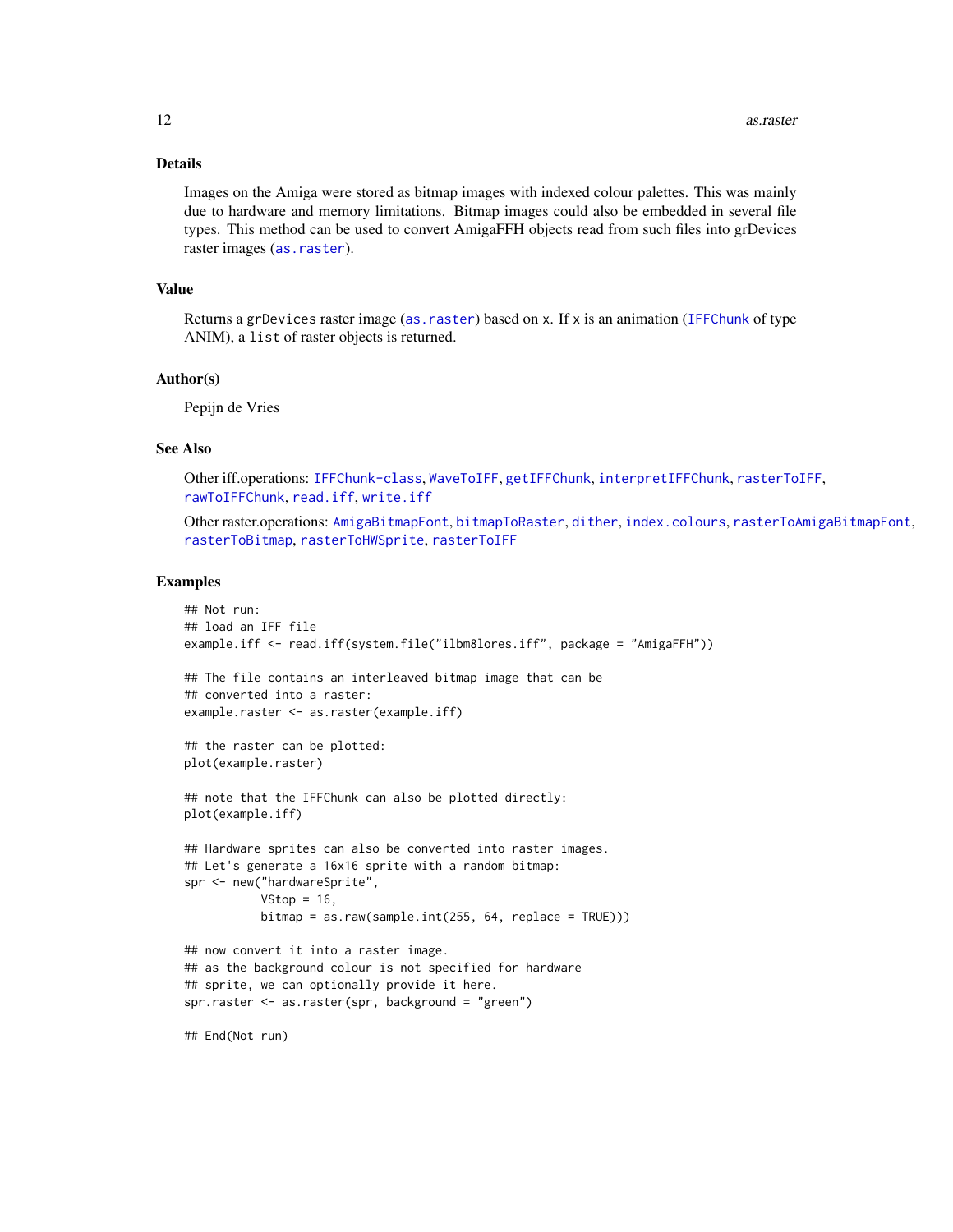### Details

Images on the Amiga were stored as bitmap images with indexed colour palettes. This was mainly due to hardware and memory limitations. Bitmap images could also be embedded in several file types. This method can be used to convert AmigaFFH objects read from such files into grDevices raster images (`as.raster`).

### Value

Returns a `grDevices` raster image (`as.raster`) based on `x`. If `x` is an animation (`IFFChunk` of type ANIM), a `list` of raster objects is returned.

### Author(s)

Pepijn de Vries

### See Also

Other iff.operations: `IFFChunk-class`, `WaveToIFF`, `getIFFChunk`, `interpretIFFChunk`, `rasterToIFF`, `rawToIFFChunk`, `read.iff`, `write.iff`

Other raster.operations: `AmigaBitmapFont`, `bitmapToRaster`, `dither`, `index.colours`, `rasterToAmigaBitmapFont`, `rasterToBitmap`, `rasterToHWSprite`, `rasterToIFF`

### Examples

```
## Not run:
## load an IFF file
example.iff <- read.iff(system.file("ilbm8lores.iff", package = "AmigaFFH"))

## The file contains an interleaved bitmap image that can be
## converted into a raster:
example.raster <- as.raster(example.iff)

## the raster can be plotted:
plot(example.raster)

## note that the IFFChunk can also be plotted directly:
plot(example.iff)

## Hardware sprites can also be converted into raster images.
## Let's generate a 16x16 sprite with a random bitmap:
spr <- new("hardwareSprite",
           VStop = 16,
           bitmap = as.raw(sample.int(255, 64, replace = TRUE)))

## now convert it into a raster image.
## as the background colour is not specified for hardware
## sprite, we can optionally provide it here.
spr.raster <- as.raster(spr, background = "green")

## End(Not run)
```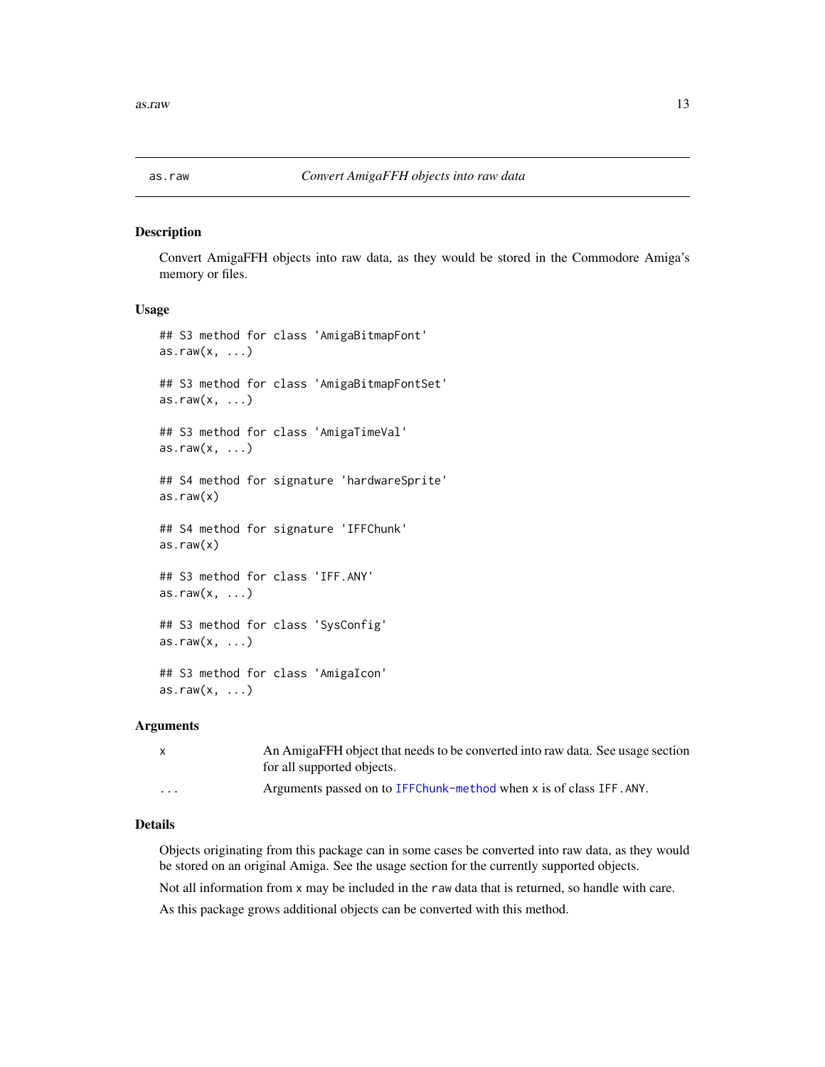as.raw *Convert AmigaFFH objects into raw data*

### Description

Convert AmigaFFH objects into raw data, as they would be stored in the Commodore Amiga's memory or files.

### Usage

```
## S3 method for class 'AmigaBitmapFont'
as.raw(x, ...)

## S3 method for class 'AmigaBitmapFontSet'
as.raw(x, ...)

## S3 method for class 'AmigaTimeVal'
as.raw(x, ...)

## S4 method for signature 'hardwareSprite'
as.raw(x)

## S4 method for signature 'IFFChunk'
as.raw(x)

## S3 method for class 'IFF.ANY'
as.raw(x, ...)

## S3 method for class 'SysConfig'
as.raw(x, ...)

## S3 method for class 'AmigaIcon'
as.raw(x, ...)
```

### Arguments

| | |
|---|---|
| `x` | An AmigaFFH object that needs to be converted into raw data. See usage section for all supported objects. |
| `...` | Arguments passed on to `IFFChunk-method` when `x` is of class `IFF.ANY`. |

### Details

Objects originating from this package can in some cases be converted into raw data, as they would be stored on an original Amiga. See the usage section for the currently supported objects.

Not all information from `x` may be included in the `raw` data that is returned, so handle with care.

As this package grows additional objects can be converted with this method.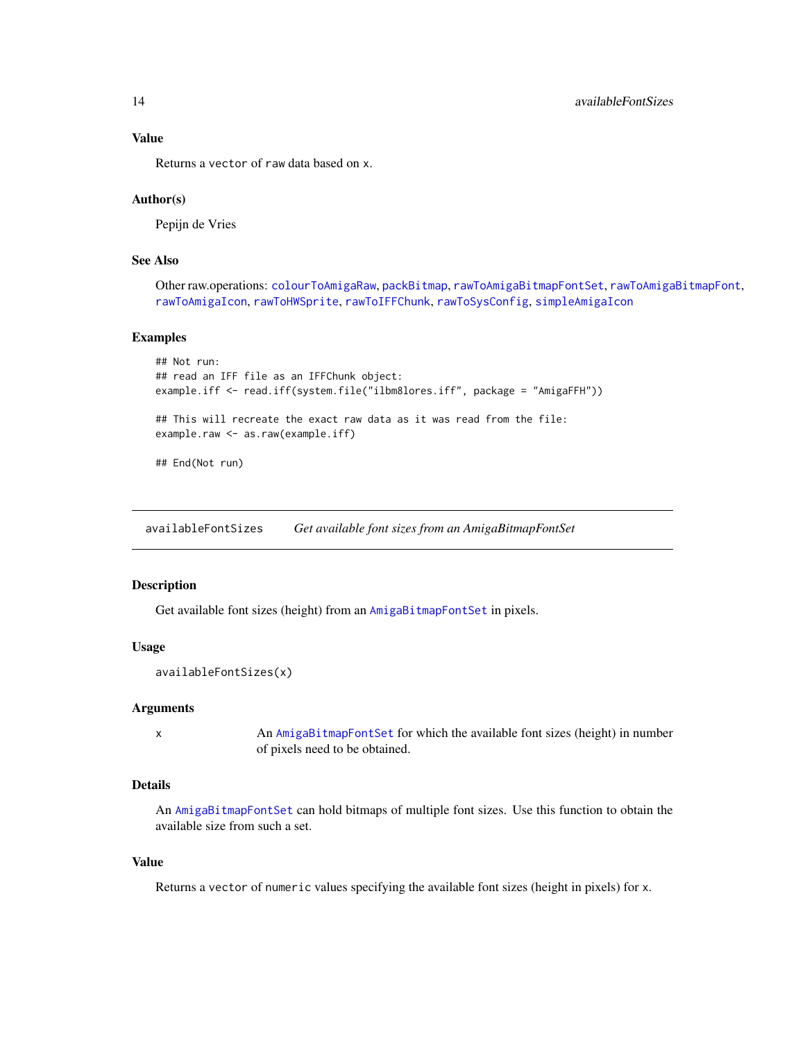### Value

Returns a `vector` of `raw` data based on `x`.

### Author(s)

Pepijn de Vries

### See Also

Other raw.operations: `colourToAmigaRaw`, `packBitmap`, `rawToAmigaBitmapFontSet`, `rawToAmigaBitmapFont`, `rawToAmigaIcon`, `rawToHWSprite`, `rawToIFFChunk`, `rawToSysConfig`, `simpleAmigaIcon`

### Examples

```
## Not run:
## read an IFF file as an IFFChunk object:
example.iff <- read.iff(system.file("ilbm8lores.iff", package = "AmigaFFH"))

## This will recreate the exact raw data as it was read from the file:
example.raw <- as.raw(example.iff)

## End(Not run)
```

---

## availableFontSizes &nbsp;&nbsp;&nbsp; *Get available font sizes from an AmigaBitmapFontSet*

---

### Description

Get available font sizes (height) from an `AmigaBitmapFontSet` in pixels.

### Usage

```
availableFontSizes(x)
```

### Arguments

| | |
|---|---|
| x | An `AmigaBitmapFontSet` for which the available font sizes (height) in number of pixels need to be obtained. |

### Details

An `AmigaBitmapFontSet` can hold bitmaps of multiple font sizes. Use this function to obtain the available size from such a set.

### Value

Returns a `vector` of `numeric` values specifying the available font sizes (height in pixels) for `x`.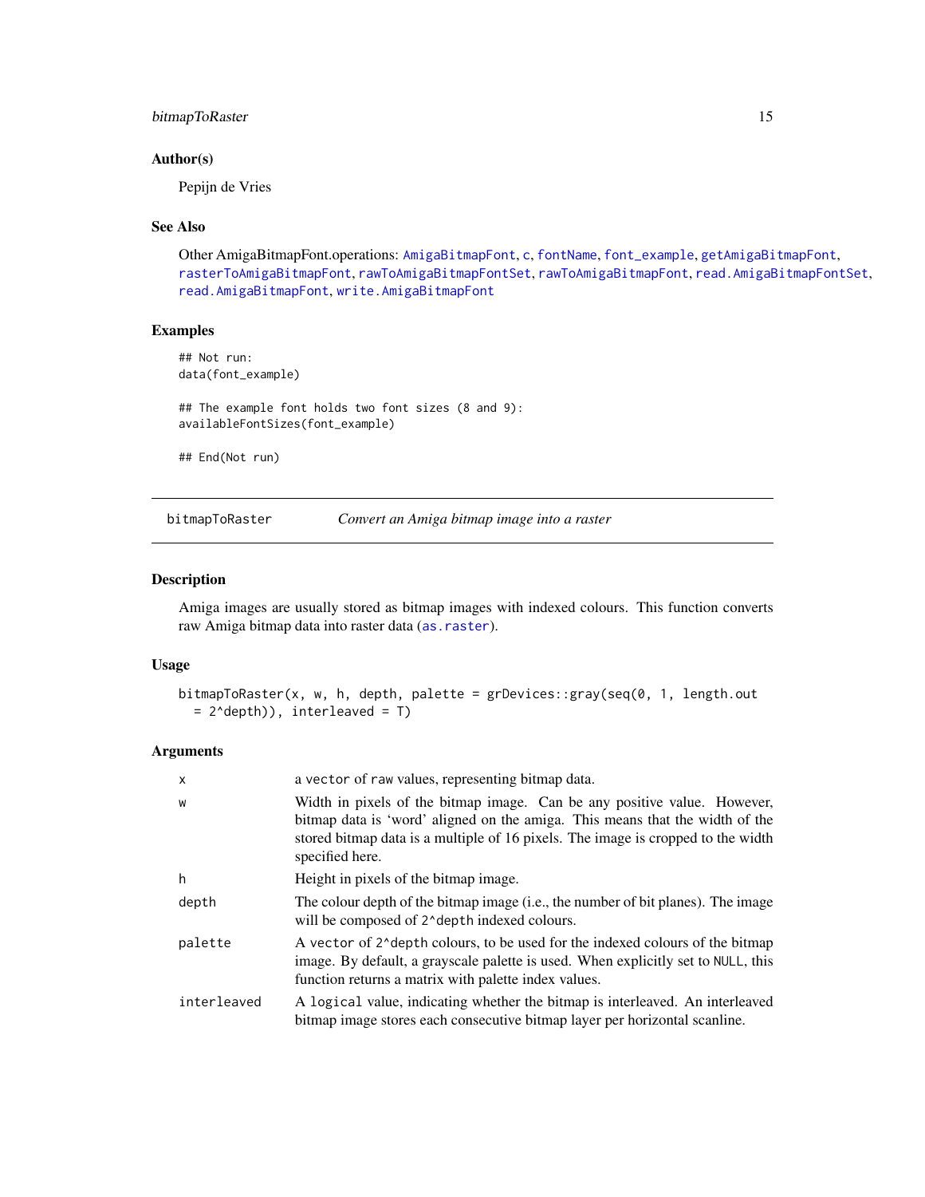### Author(s)

Pepijn de Vries

### See Also

Other AmigaBitmapFont.operations: `AmigaBitmapFont`, `c`, `fontName`, `font_example`, `getAmigaBitmapFont`, `rasterToAmigaBitmapFont`, `rawToAmigaBitmapFontSet`, `rawToAmigaBitmapFont`, `read.AmigaBitmapFontSet`, `read.AmigaBitmapFont`, `write.AmigaBitmapFont`

### Examples

```
## Not run:
data(font_example)

## The example font holds two font sizes (8 and 9):
availableFontSizes(font_example)

## End(Not run)
```

---

## bitmapToRaster — *Convert an Amiga bitmap image into a raster*

### Description

Amiga images are usually stored as bitmap images with indexed colours. This function converts raw Amiga bitmap data into raster data (`as.raster`).

### Usage

```
bitmapToRaster(x, w, h, depth, palette = grDevices::gray(seq(0, 1, length.out
  = 2^depth)), interleaved = T)
```

### Arguments

| | |
|---|---|
| `x` | a `vector` of `raw` values, representing bitmap data. |
| `w` | Width in pixels of the bitmap image. Can be any positive value. However, bitmap data is 'word' aligned on the amiga. This means that the width of the stored bitmap data is a multiple of 16 pixels. The image is cropped to the width specified here. |
| `h` | Height in pixels of the bitmap image. |
| `depth` | The colour depth of the bitmap image (i.e., the number of bit planes). The image will be composed of `2^depth` indexed colours. |
| `palette` | A `vector` of `2^depth` colours, to be used for the indexed colours of the bitmap image. By default, a grayscale palette is used. When explicitly set to `NULL`, this function returns a matrix with palette index values. |
| `interleaved` | A `logical` value, indicating whether the bitmap is interleaved. An interleaved bitmap image stores each consecutive bitmap layer per horizontal scanline. |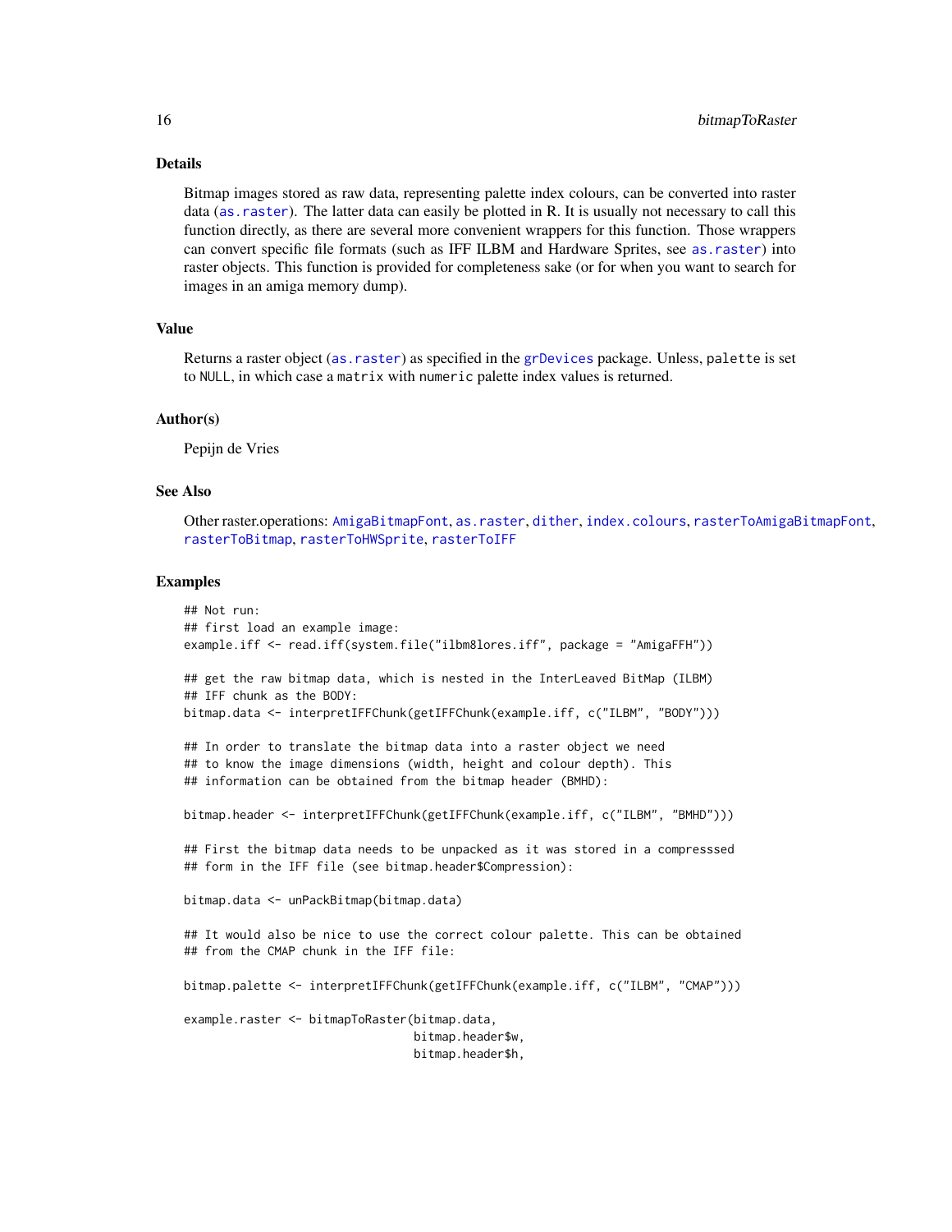### Details

Bitmap images stored as raw data, representing palette index colours, can be converted into raster data (`as.raster`). The latter data can easily be plotted in R. It is usually not necessary to call this function directly, as there are several more convenient wrappers for this function. Those wrappers can convert specific file formats (such as IFF ILBM and Hardware Sprites, see `as.raster`) into raster objects. This function is provided for completeness sake (or for when you want to search for images in an amiga memory dump).

### Value

Returns a raster object (`as.raster`) as specified in the `grDevices` package. Unless, `palette` is set to `NULL`, in which case a `matrix` with `numeric` palette index values is returned.

### Author(s)

Pepijn de Vries

### See Also

Other raster.operations: `AmigaBitmapFont`, `as.raster`, `dither`, `index.colours`, `rasterToAmigaBitmapFont`, `rasterToBitmap`, `rasterToHWSprite`, `rasterToIFF`

### Examples

```
## Not run:
## first load an example image:
example.iff <- read.iff(system.file("ilbm8lores.iff", package = "AmigaFFH"))

## get the raw bitmap data, which is nested in the InterLeaved BitMap (ILBM)
## IFF chunk as the BODY:
bitmap.data <- interpretIFFChunk(getIFFChunk(example.iff, c("ILBM", "BODY")))

## In order to translate the bitmap data into a raster object we need
## to know the image dimensions (width, height and colour depth). This
## information can be obtained from the bitmap header (BMHD):

bitmap.header <- interpretIFFChunk(getIFFChunk(example.iff, c("ILBM", "BMHD")))

## First the bitmap data needs to be unpacked as it was stored in a compresssed
## form in the IFF file (see bitmap.header$Compression):

bitmap.data <- unPackBitmap(bitmap.data)

## It would also be nice to use the correct colour palette. This can be obtained
## from the CMAP chunk in the IFF file:

bitmap.palette <- interpretIFFChunk(getIFFChunk(example.iff, c("ILBM", "CMAP")))

example.raster <- bitmapToRaster(bitmap.data,
                                 bitmap.header$w,
                                 bitmap.header$h,
```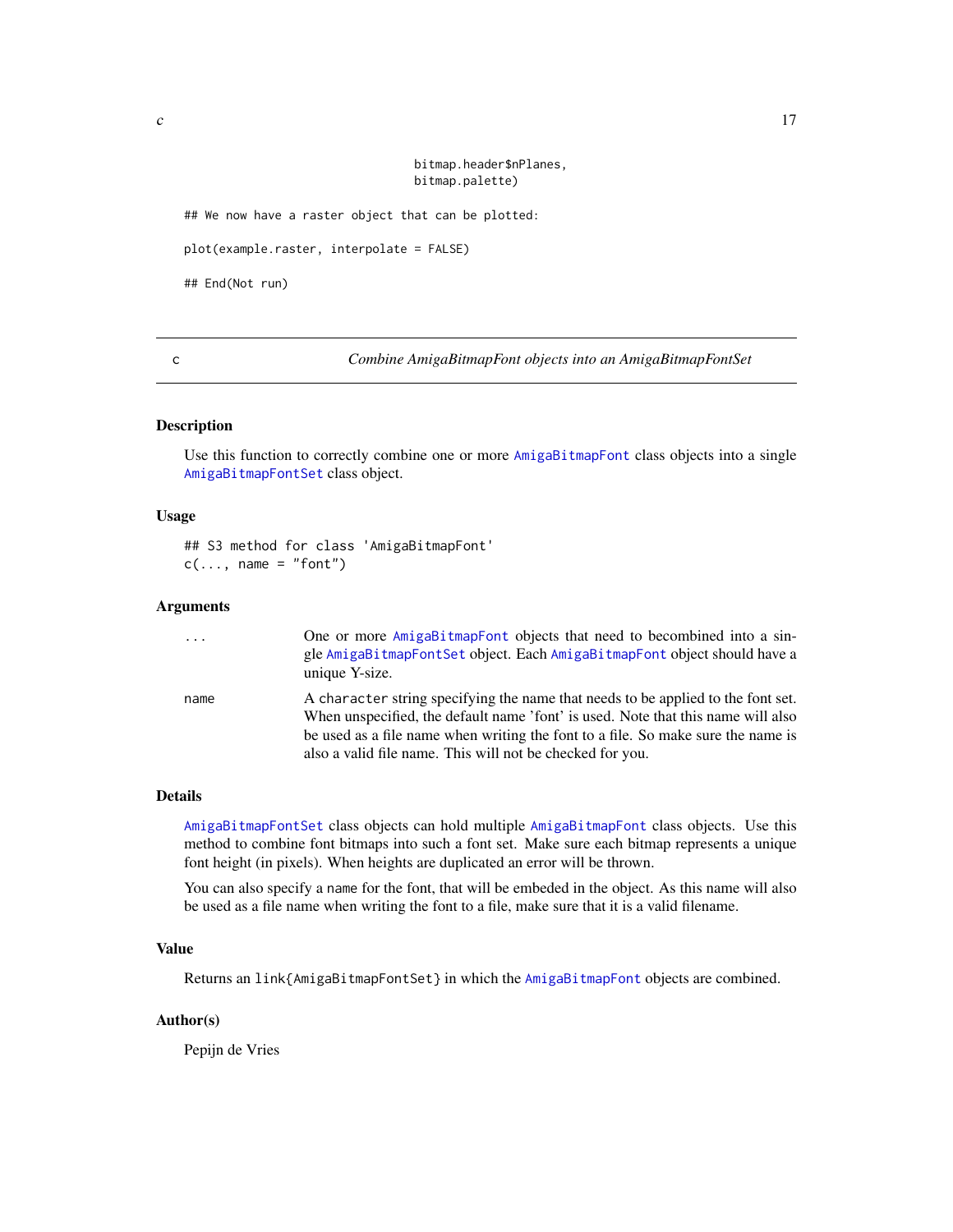```
                                bitmap.header$nPlanes,
                                bitmap.palette)

## We now have a raster object that can be plotted:

plot(example.raster, interpolate = FALSE)

## End(Not run)
```

---

c *Combine AmigaBitmapFont objects into an AmigaBitmapFontSet*

---

## Description

Use this function to correctly combine one or more `AmigaBitmapFont` class objects into a single `AmigaBitmapFontSet` class object.

## Usage

```
## S3 method for class 'AmigaBitmapFont'
c(..., name = "font")
```

## Arguments

| | |
|---|---|
| `...` | One or more `AmigaBitmapFont` objects that need to becombined into a single `AmigaBitmapFontSet` object. Each `AmigaBitmapFont` object should have a unique Y-size. |
| `name` | A `character` string specifying the name that needs to be applied to the font set. When unspecified, the default name 'font' is used. Note that this name will also be used as a file name when writing the font to a file. So make sure the name is also a valid file name. This will not be checked for you. |

## Details

`AmigaBitmapFontSet` class objects can hold multiple `AmigaBitmapFont` class objects. Use this method to combine font bitmaps into such a font set. Make sure each bitmap represents a unique font height (in pixels). When heights are duplicated an error will be thrown.

You can also specify a `name` for the font, that will be embeded in the object. As this name will also be used as a file name when writing the font to a file, make sure that it is a valid filename.

## Value

Returns an `link{AmigaBitmapFontSet}` in which the `AmigaBitmapFont` objects are combined.

## Author(s)

Pepijn de Vries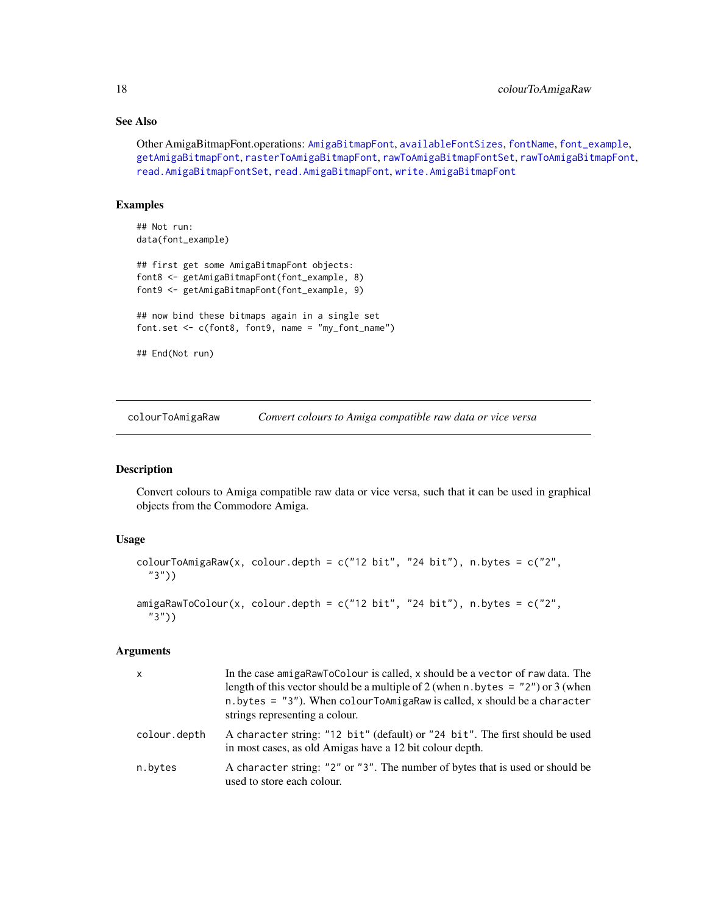### See Also

Other AmigaBitmapFont.operations: AmigaBitmapFont, availableFontSizes, fontName, font_example, getAmigaBitmapFont, rasterToAmigaBitmapFont, rawToAmigaBitmapFontSet, rawToAmigaBitmapFont, read.AmigaBitmapFontSet, read.AmigaBitmapFont, write.AmigaBitmapFont

### Examples

```
## Not run:
data(font_example)

## first get some AmigaBitmapFont objects:
font8 <- getAmigaBitmapFont(font_example, 8)
font9 <- getAmigaBitmapFont(font_example, 9)

## now bind these bitmaps again in a single set
font.set <- c(font8, font9, name = "my_font_name")

## End(Not run)
```

---

## colourToAmigaRaw *Convert colours to Amiga compatible raw data or vice versa*

### Description

Convert colours to Amiga compatible raw data or vice versa, such that it can be used in graphical objects from the Commodore Amiga.

### Usage

```
colourToAmigaRaw(x, colour.depth = c("12 bit", "24 bit"), n.bytes = c("2",
  "3"))

amigaRawToColour(x, colour.depth = c("12 bit", "24 bit"), n.bytes = c("2",
  "3"))
```

### Arguments

| | |
|---|---|
| `x` | In the case `amigaRawToColour` is called, `x` should be a `vector` of `raw` data. The length of this vector should be a multiple of 2 (when `n.bytes = "2"`) or 3 (when `n.bytes = "3"`). When `colourToAmigaRaw` is called, `x` should be a `character` strings representing a colour. |
| `colour.depth` | A `character` string: `"12 bit"` (default) or `"24 bit"`. The first should be used in most cases, as old Amigas have a 12 bit colour depth. |
| `n.bytes` | A `character` string: `"2"` or `"3"`. The number of bytes that is used or should be used to store each colour. |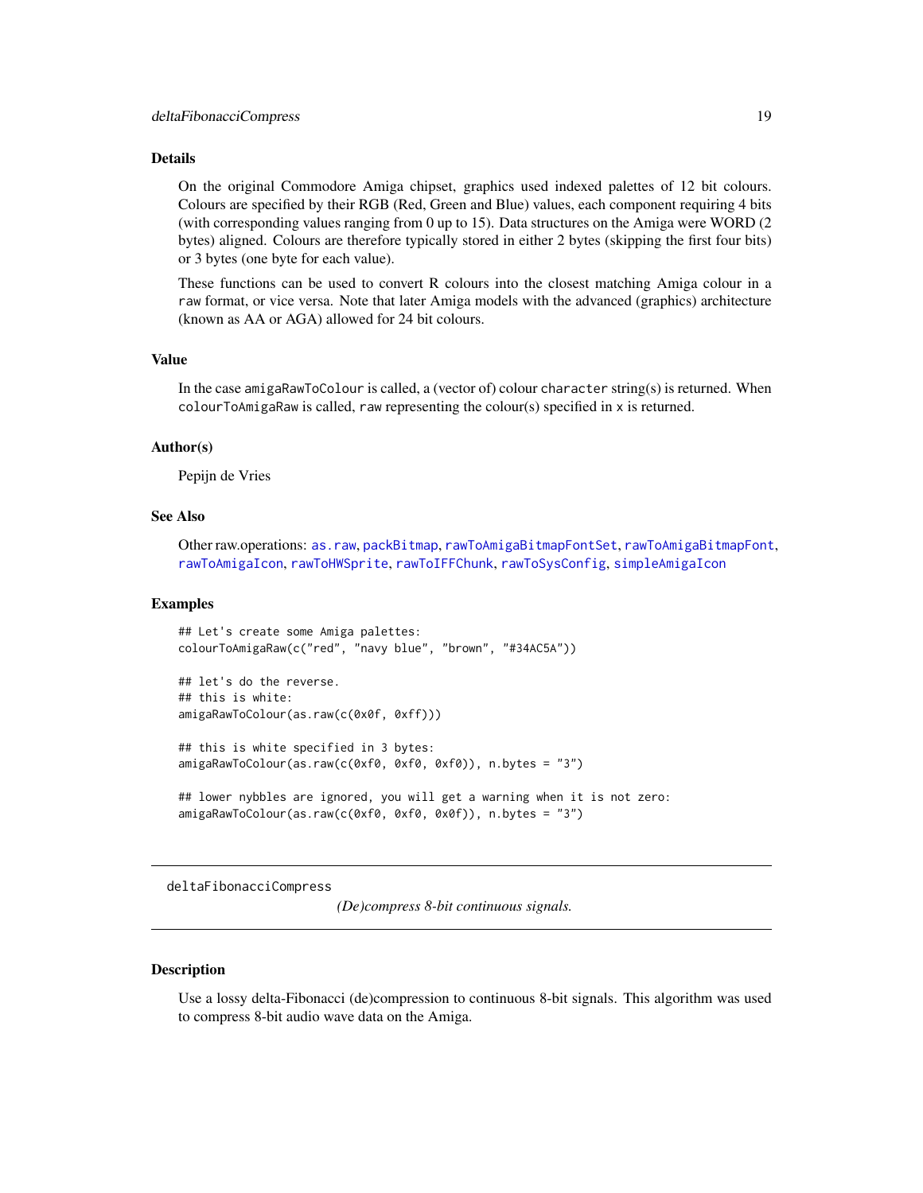## Details

On the original Commodore Amiga chipset, graphics used indexed palettes of 12 bit colours. Colours are specified by their RGB (Red, Green and Blue) values, each component requiring 4 bits (with corresponding values ranging from 0 up to 15). Data structures on the Amiga were WORD (2 bytes) aligned. Colours are therefore typically stored in either 2 bytes (skipping the first four bits) or 3 bytes (one byte for each value).

These functions can be used to convert R colours into the closest matching Amiga colour in a `raw` format, or vice versa. Note that later Amiga models with the advanced (graphics) architecture (known as AA or AGA) allowed for 24 bit colours.

## Value

In the case `amigaRawToColour` is called, a (vector of) colour `character` string(s) is returned. When `colourToAmigaRaw` is called, `raw` representing the colour(s) specified in `x` is returned.

## Author(s)

Pepijn de Vries

## See Also

Other raw.operations: `as.raw`, `packBitmap`, `rawToAmigaBitmapFontSet`, `rawToAmigaBitmapFont`, `rawToAmigaIcon`, `rawToHWSprite`, `rawToIFFChunk`, `rawToSysConfig`, `simpleAmigaIcon`

## Examples

```
## Let's create some Amiga palettes:
colourToAmigaRaw(c("red", "navy blue", "brown", "#34AC5A"))

## let's do the reverse.
## this is white:
amigaRawToColour(as.raw(c(0x0f, 0xff)))

## this is white specified in 3 bytes:
amigaRawToColour(as.raw(c(0xf0, 0xf0, 0xf0)), n.bytes = "3")

## lower nybbles are ignored, you will get a warning when it is not zero:
amigaRawToColour(as.raw(c(0xf0, 0xf0, 0x0f)), n.bytes = "3")
```

---

# deltaFibonacciCompress

*(De)compress 8-bit continuous signals.*

---

## Description

Use a lossy delta-Fibonacci (de)compression to continuous 8-bit signals. This algorithm was used to compress 8-bit audio wave data on the Amiga.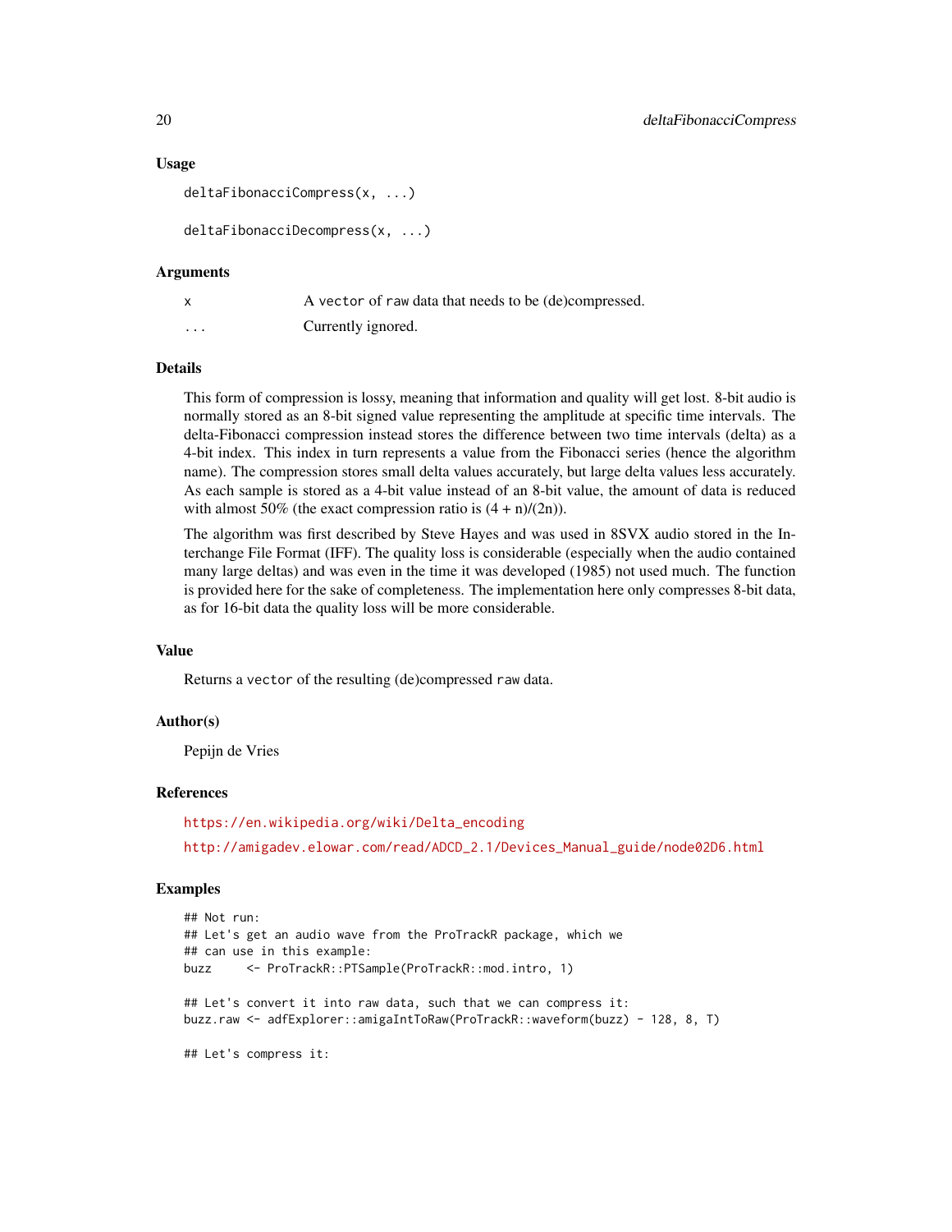### Usage

```
deltaFibonacciCompress(x, ...)

deltaFibonacciDecompress(x, ...)
```

### Arguments

| | |
|---|---|
| x | A vector of raw data that needs to be (de)compressed. |
| ... | Currently ignored. |

### Details

This form of compression is lossy, meaning that information and quality will get lost. 8-bit audio is normally stored as an 8-bit signed value representing the amplitude at specific time intervals. The delta-Fibonacci compression instead stores the difference between two time intervals (delta) as a 4-bit index. This index in turn represents a value from the Fibonacci series (hence the algorithm name). The compression stores small delta values accurately, but large delta values less accurately. As each sample is stored as a 4-bit value instead of an 8-bit value, the amount of data is reduced with almost 50% (the exact compression ratio is $(4 + n)/(2n)$).

The algorithm was first described by Steve Hayes and was used in 8SVX audio stored in the Interchange File Format (IFF). The quality loss is considerable (especially when the audio contained many large deltas) and was even in the time it was developed (1985) not used much. The function is provided here for the sake of completeness. The implementation here only compresses 8-bit data, as for 16-bit data the quality loss will be more considerable.

### Value

Returns a vector of the resulting (de)compressed raw data.

### Author(s)

Pepijn de Vries

### References

https://en.wikipedia.org/wiki/Delta_encoding

http://amigadev.elowar.com/read/ADCD_2.1/Devices_Manual_guide/node02D6.html

### Examples

```
## Not run:
## Let's get an audio wave from the ProTrackR package, which we
## can use in this example:
buzz     <- ProTrackR::PTSample(ProTrackR::mod.intro, 1)

## Let's convert it into raw data, such that we can compress it:
buzz.raw <- adfExplorer::amigaIntToRaw(ProTrackR::waveform(buzz) - 128, 8, T)

## Let's compress it:
```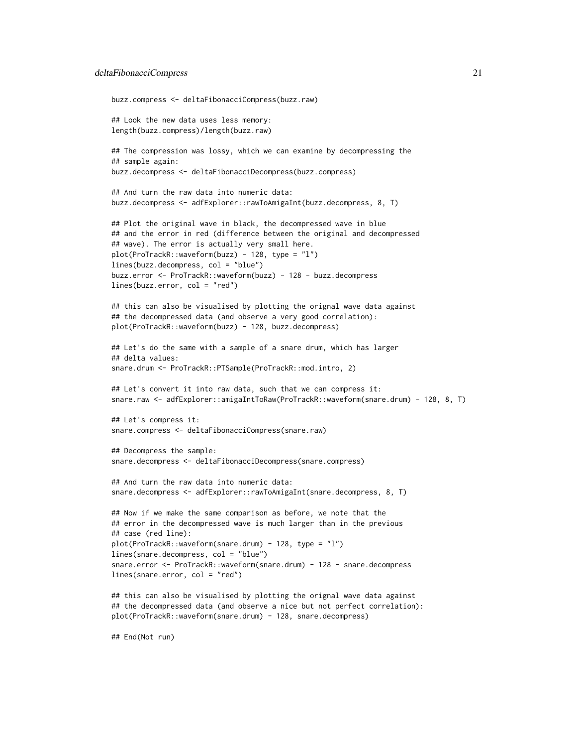```
buzz.compress <- deltaFibonacciCompress(buzz.raw)

## Look the new data uses less memory:
length(buzz.compress)/length(buzz.raw)

## The compression was lossy, which we can examine by decompressing the
## sample again:
buzz.decompress <- deltaFibonacciDecompress(buzz.compress)

## And turn the raw data into numeric data:
buzz.decompress <- adfExplorer::rawToAmigaInt(buzz.decompress, 8, T)

## Plot the original wave in black, the decompressed wave in blue
## and the error in red (difference between the original and decompressed
## wave). The error is actually very small here.
plot(ProTrackR::waveform(buzz) - 128, type = "l")
lines(buzz.decompress, col = "blue")
buzz.error <- ProTrackR::waveform(buzz) - 128 - buzz.decompress
lines(buzz.error, col = "red")

## this can also be visualised by plotting the orignal wave data against
## the decompressed data (and observe a very good correlation):
plot(ProTrackR::waveform(buzz) - 128, buzz.decompress)

## Let's do the same with a sample of a snare drum, which has larger
## delta values:
snare.drum <- ProTrackR::PTSample(ProTrackR::mod.intro, 2)

## Let's convert it into raw data, such that we can compress it:
snare.raw <- adfExplorer::amigaIntToRaw(ProTrackR::waveform(snare.drum) - 128, 8, T)

## Let's compress it:
snare.compress <- deltaFibonacciCompress(snare.raw)

## Decompress the sample:
snare.decompress <- deltaFibonacciDecompress(snare.compress)

## And turn the raw data into numeric data:
snare.decompress <- adfExplorer::rawToAmigaInt(snare.decompress, 8, T)

## Now if we make the same comparison as before, we note that the
## error in the decompressed wave is much larger than in the previous
## case (red line):
plot(ProTrackR::waveform(snare.drum) - 128, type = "l")
lines(snare.decompress, col = "blue")
snare.error <- ProTrackR::waveform(snare.drum) - 128 - snare.decompress
lines(snare.error, col = "red")

## this can also be visualised by plotting the orignal wave data against
## the decompressed data (and observe a nice but not perfect correlation):
plot(ProTrackR::waveform(snare.drum) - 128, snare.decompress)

## End(Not run)
```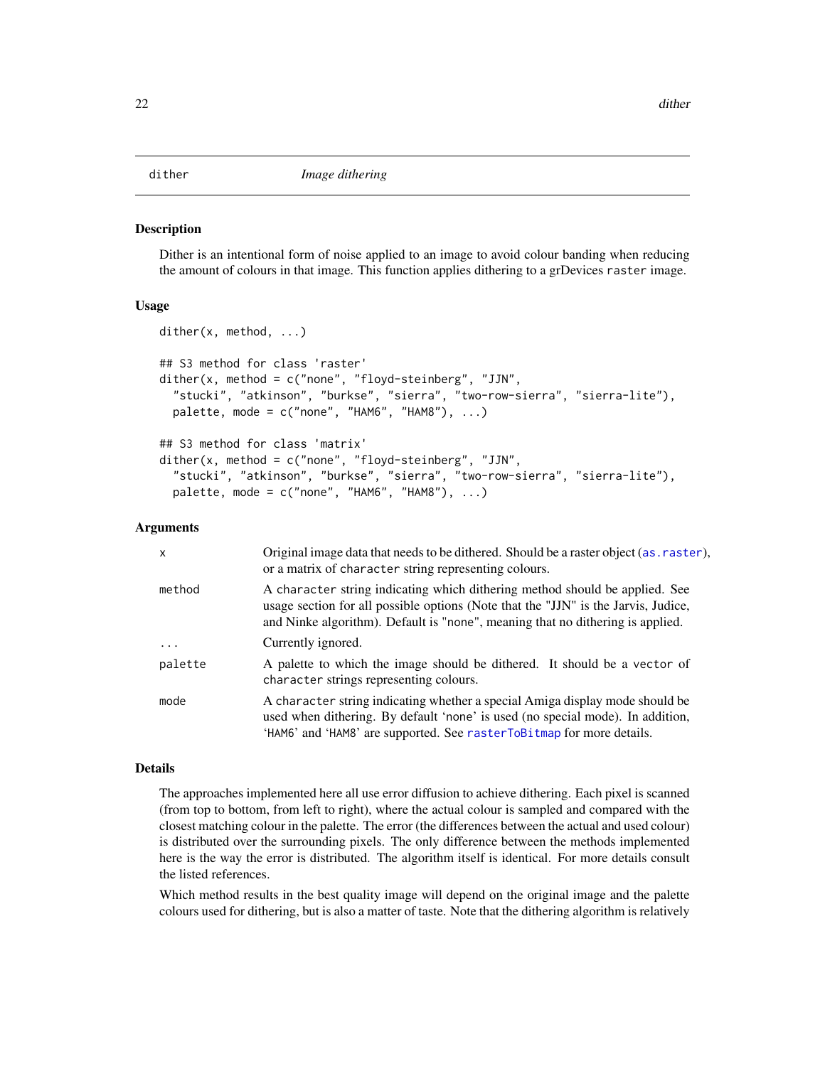# dither — *Image dithering*

## Description

Dither is an intentional form of noise applied to an image to avoid colour banding when reducing the amount of colours in that image. This function applies dithering to a grDevices `raster` image.

## Usage

```
dither(x, method, ...)

## S3 method for class 'raster'
dither(x, method = c("none", "floyd-steinberg", "JJN",
  "stucki", "atkinson", "burkse", "sierra", "two-row-sierra", "sierra-lite"),
  palette, mode = c("none", "HAM6", "HAM8"), ...)

## S3 method for class 'matrix'
dither(x, method = c("none", "floyd-steinberg", "JJN",
  "stucki", "atkinson", "burkse", "sierra", "two-row-sierra", "sierra-lite"),
  palette, mode = c("none", "HAM6", "HAM8"), ...)
```

## Arguments

| | |
|---|---|
| `x` | Original image data that needs to be dithered. Should be a raster object (`as.raster`), or a matrix of `character` string representing colours. |
| `method` | A `character` string indicating which dithering method should be applied. See usage section for all possible options (Note that the "JJN" is the Jarvis, Judice, and Ninke algorithm). Default is "none", meaning that no dithering is applied. |
| `...` | Currently ignored. |
| `palette` | A palette to which the image should be dithered. It should be a `vector` of `character` strings representing colours. |
| `mode` | A `character` string indicating whether a special Amiga display mode should be used when dithering. By default 'none' is used (no special mode). In addition, '`HAM6`' and '`HAM8`' are supported. See `rasterToBitmap` for more details. |

## Details

The approaches implemented here all use error diffusion to achieve dithering. Each pixel is scanned (from top to bottom, from left to right), where the actual colour is sampled and compared with the closest matching colour in the palette. The error (the differences between the actual and used colour) is distributed over the surrounding pixels. The only difference between the methods implemented here is the way the error is distributed. The algorithm itself is identical. For more details consult the listed references.

Which method results in the best quality image will depend on the original image and the palette colours used for dithering, but is also a matter of taste. Note that the dithering algorithm is relatively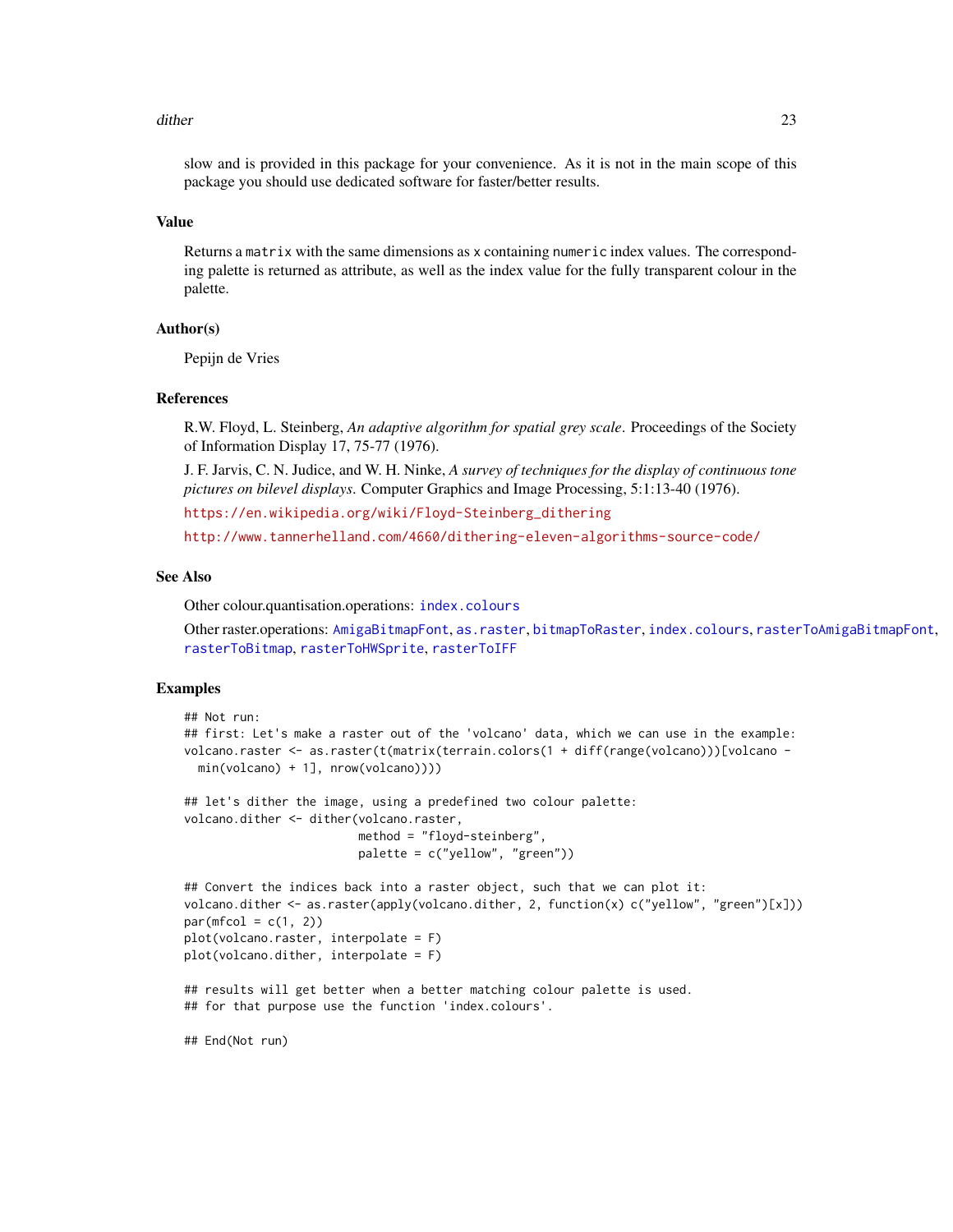slow and is provided in this package for your convenience. As it is not in the main scope of this package you should use dedicated software for faster/better results.

### Value

Returns a `matrix` with the same dimensions as `x` containing `numeric` index values. The corresponding palette is returned as attribute, as well as the index value for the fully transparent colour in the palette.

### Author(s)

Pepijn de Vries

### References

R.W. Floyd, L. Steinberg, *An adaptive algorithm for spatial grey scale*. Proceedings of the Society of Information Display 17, 75-77 (1976).

J. F. Jarvis, C. N. Judice, and W. H. Ninke, *A survey of techniques for the display of continuous tone pictures on bilevel displays*. Computer Graphics and Image Processing, 5:1:13-40 (1976).

https://en.wikipedia.org/wiki/Floyd-Steinberg_dithering

http://www.tannerhelland.com/4660/dithering-eleven-algorithms-source-code/

### See Also

Other colour.quantisation.operations: `index.colours`

Other raster.operations: `AmigaBitmapFont`, `as.raster`, `bitmapToRaster`, `index.colours`, `rasterToAmigaBitmapFont`, `rasterToBitmap`, `rasterToHWSprite`, `rasterToIFF`

### Examples

```
## Not run:
## first: Let's make a raster out of the 'volcano' data, which we can use in the example:
volcano.raster <- as.raster(t(matrix(terrain.colors(1 + diff(range(volcano)))[volcano -
  min(volcano) + 1], nrow(volcano))))

## let's dither the image, using a predefined two colour palette:
volcano.dither <- dither(volcano.raster,
                         method = "floyd-steinberg",
                         palette = c("yellow", "green"))

## Convert the indices back into a raster object, such that we can plot it:
volcano.dither <- as.raster(apply(volcano.dither, 2, function(x) c("yellow", "green")[x]))
par(mfcol = c(1, 2))
plot(volcano.raster, interpolate = F)
plot(volcano.dither, interpolate = F)

## results will get better when a better matching colour palette is used.
## for that purpose use the function 'index.colours'.

## End(Not run)
```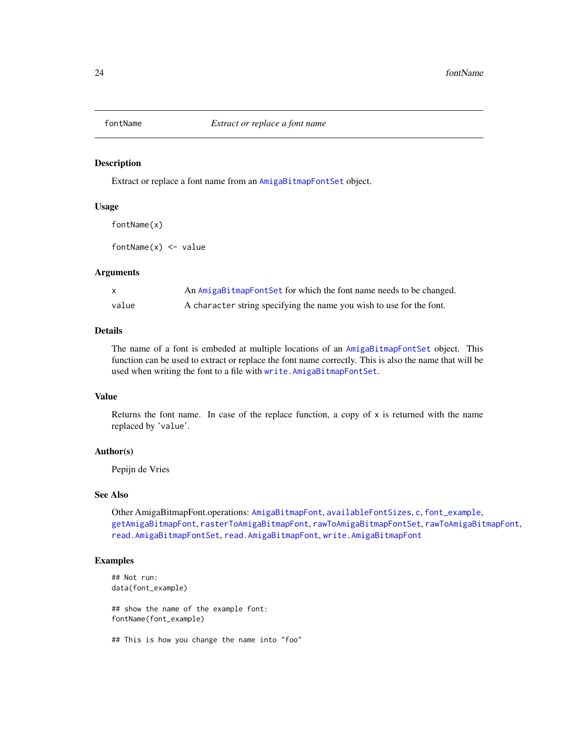fontName *Extract or replace a font name*

### Description

Extract or replace a font name from an AmigaBitmapFontSet object.

### Usage

```
fontName(x)

fontName(x) <- value
```

### Arguments

| | |
|---|---|
| x | An AmigaBitmapFontSet for which the font name needs to be changed. |
| value | A character string specifying the name you wish to use for the font. |

### Details

The name of a font is embeded at multiple locations of an AmigaBitmapFontSet object. This function can be used to extract or replace the font name correctly. This is also the name that will be used when writing the font to a file with write.AmigaBitmapFontSet.

### Value

Returns the font name. In case of the replace function, a copy of x is returned with the name replaced by 'value'.

### Author(s)

Pepijn de Vries

### See Also

Other AmigaBitmapFont.operations: AmigaBitmapFont, availableFontSizes, c, font_example, getAmigaBitmapFont, rasterToAmigaBitmapFont, rawToAmigaBitmapFontSet, rawToAmigaBitmapFont, read.AmigaBitmapFontSet, read.AmigaBitmapFont, write.AmigaBitmapFont

### Examples

```
## Not run:
data(font_example)

## show the name of the example font:
fontName(font_example)

## This is how you change the name into "foo"
```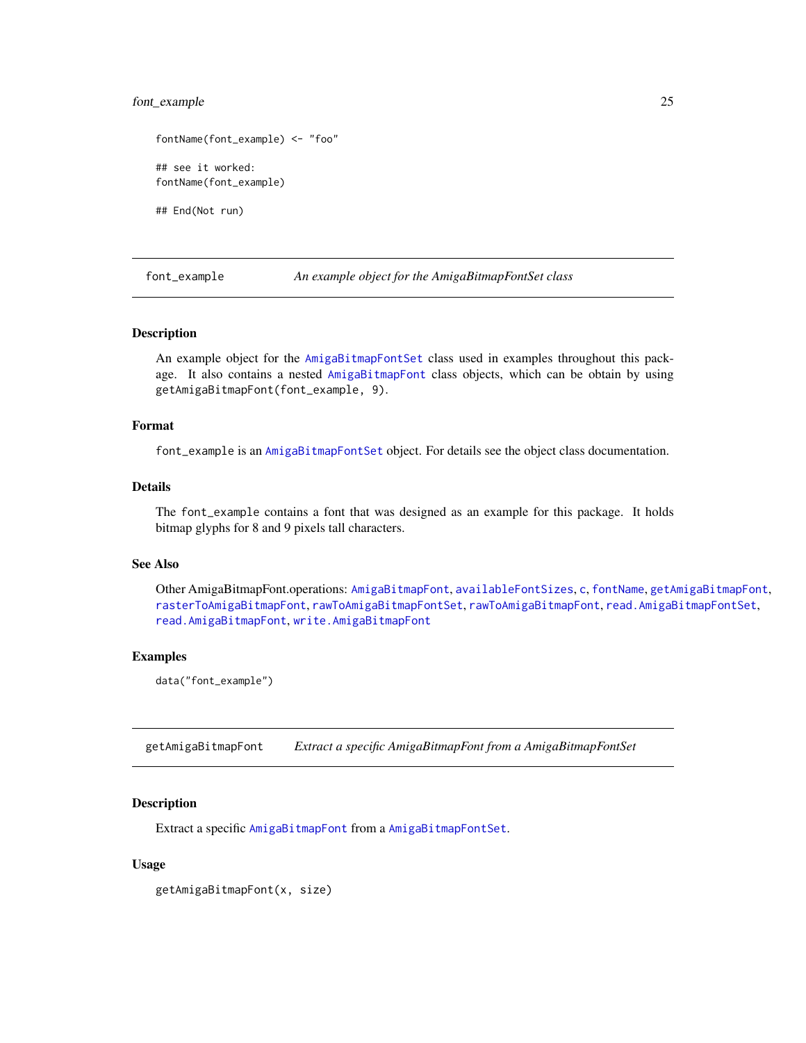```
fontName(font_example) <- "foo"

## see it worked:
fontName(font_example)

## End(Not run)
```

---

## font_example — *An example object for the AmigaBitmapFontSet class*

### Description

An example object for the AmigaBitmapFontSet class used in examples throughout this package. It also contains a nested AmigaBitmapFont class objects, which can be obtain by using `getAmigaBitmapFont(font_example, 9)`.

### Format

`font_example` is an AmigaBitmapFontSet object. For details see the object class documentation.

### Details

The `font_example` contains a font that was designed as an example for this package. It holds bitmap glyphs for 8 and 9 pixels tall characters.

### See Also

Other AmigaBitmapFont.operations: `AmigaBitmapFont`, `availableFontSizes`, `c`, `fontName`, `getAmigaBitmapFont`, `rasterToAmigaBitmapFont`, `rawToAmigaBitmapFontSet`, `rawToAmigaBitmapFont`, `read.AmigaBitmapFontSet`, `read.AmigaBitmapFont`, `write.AmigaBitmapFont`

### Examples

```
data("font_example")
```

---

## getAmigaBitmapFont — *Extract a specific AmigaBitmapFont from a AmigaBitmapFontSet*

### Description

Extract a specific AmigaBitmapFont from a AmigaBitmapFontSet.

### Usage

```
getAmigaBitmapFont(x, size)
```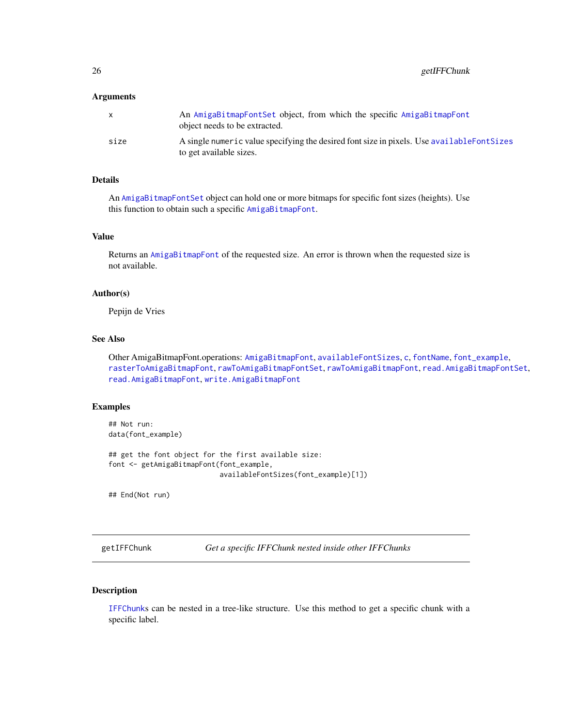### Arguments

| | |
|---|---|
| x | An AmigaBitmapFontSet object, from which the specific AmigaBitmapFont object needs to be extracted. |
| size | A single numeric value specifying the desired font size in pixels. Use availableFontSizes to get available sizes. |

### Details

An AmigaBitmapFontSet object can hold one or more bitmaps for specific font sizes (heights). Use this function to obtain such a specific AmigaBitmapFont.

### Value

Returns an AmigaBitmapFont of the requested size. An error is thrown when the requested size is not available.

### Author(s)

Pepijn de Vries

### See Also

Other AmigaBitmapFont.operations: AmigaBitmapFont, availableFontSizes, c, fontName, font_example, rasterToAmigaBitmapFont, rawToAmigaBitmapFontSet, rawToAmigaBitmapFont, read.AmigaBitmapFontSet, read.AmigaBitmapFont, write.AmigaBitmapFont

### Examples

```
## Not run:
data(font_example)

## get the font object for the first available size:
font <- getAmigaBitmapFont(font_example,
                           availableFontSizes(font_example)[1])

## End(Not run)
```

---

## getIFFChunk *Get a specific IFFChunk nested inside other IFFChunks*

---

### Description

IFFChunks can be nested in a tree-like structure. Use this method to get a specific chunk with a specific label.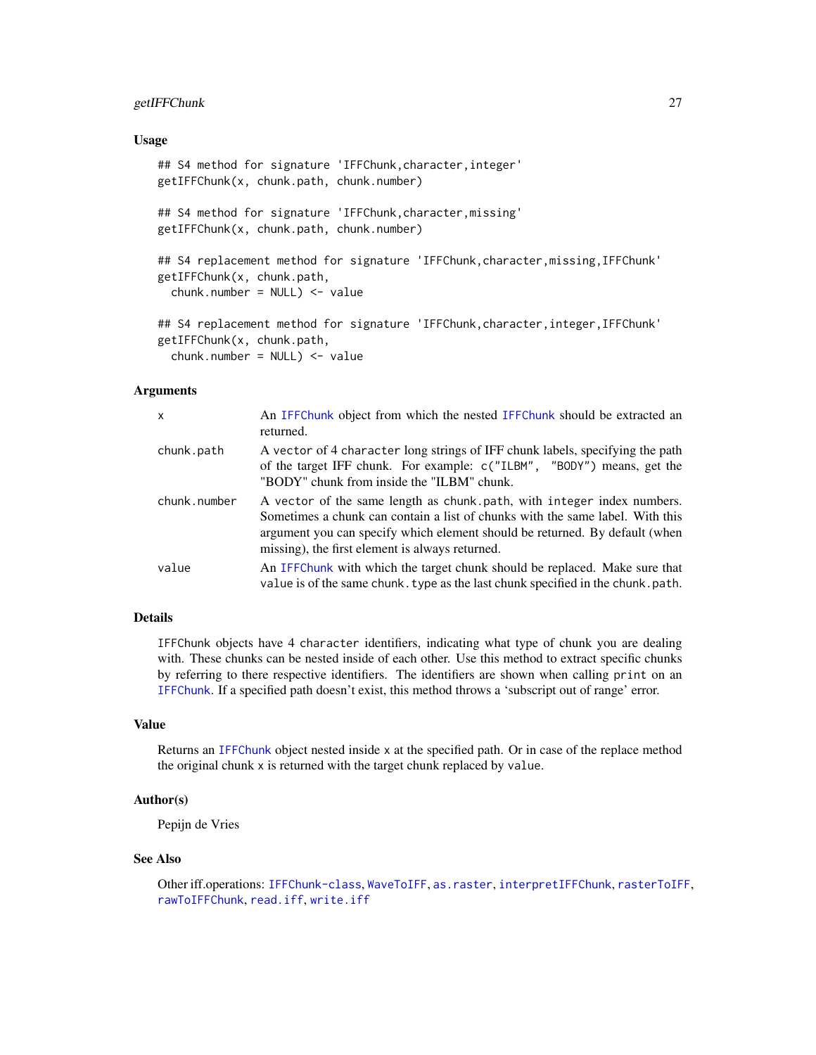### Usage

```
## S4 method for signature 'IFFChunk,character,integer'
getIFFChunk(x, chunk.path, chunk.number)

## S4 method for signature 'IFFChunk,character,missing'
getIFFChunk(x, chunk.path, chunk.number)

## S4 replacement method for signature 'IFFChunk,character,missing,IFFChunk'
getIFFChunk(x, chunk.path,
  chunk.number = NULL) <- value

## S4 replacement method for signature 'IFFChunk,character,integer,IFFChunk'
getIFFChunk(x, chunk.path,
  chunk.number = NULL) <- value
```

### Arguments

| | |
|---|---|
| `x` | An `IFFChunk` object from which the nested `IFFChunk` should be extracted an returned. |
| `chunk.path` | A `vector` of 4 `character` long strings of IFF chunk labels, specifying the path of the target IFF chunk. For example: `c("ILBM", "BODY")` means, get the "BODY" chunk from inside the "ILBM" chunk. |
| `chunk.number` | A `vector` of the same length as `chunk.path`, with `integer` index numbers. Sometimes a chunk can contain a list of chunks with the same label. With this argument you can specify which element should be returned. By default (when missing), the first element is always returned. |
| `value` | An `IFFChunk` with which the target chunk should be replaced. Make sure that `value` is of the same `chunk.type` as the last chunk specified in the `chunk.path`. |

### Details

`IFFChunk` objects have 4 `character` identifiers, indicating what type of chunk you are dealing with. These chunks can be nested inside of each other. Use this method to extract specific chunks by referring to there respective identifiers. The identifiers are shown when calling `print` on an `IFFChunk`. If a specified path doesn't exist, this method throws a 'subscript out of range' error.

### Value

Returns an `IFFChunk` object nested inside `x` at the specified path. Or in case of the replace method the original chunk `x` is returned with the target chunk replaced by `value`.

### Author(s)

Pepijn de Vries

### See Also

Other iff.operations: `IFFChunk-class`, `WaveToIFF`, `as.raster`, `interpretIFFChunk`, `rasterToIFF`, `rawToIFFChunk`, `read.iff`, `write.iff`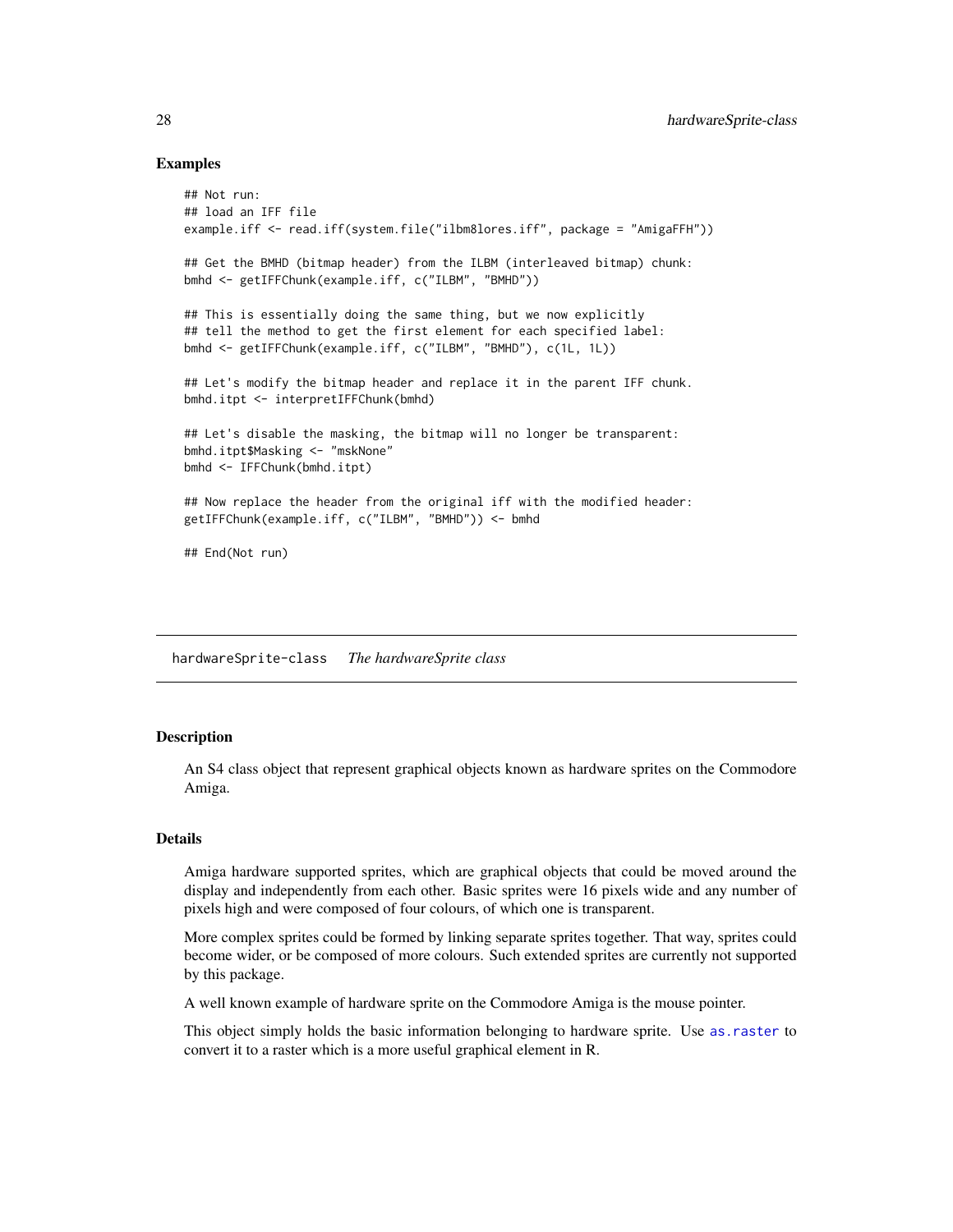## Examples

```
## Not run:
## load an IFF file
example.iff <- read.iff(system.file("ilbm8lores.iff", package = "AmigaFFH"))

## Get the BMHD (bitmap header) from the ILBM (interleaved bitmap) chunk:
bmhd <- getIFFChunk(example.iff, c("ILBM", "BMHD"))

## This is essentially doing the same thing, but we now explicitly
## tell the method to get the first element for each specified label:
bmhd <- getIFFChunk(example.iff, c("ILBM", "BMHD"), c(1L, 1L))

## Let's modify the bitmap header and replace it in the parent IFF chunk.
bmhd.itpt <- interpretIFFChunk(bmhd)

## Let's disable the masking, the bitmap will no longer be transparent:
bmhd.itpt$Masking <- "mskNone"
bmhd <- IFFChunk(bmhd.itpt)

## Now replace the header from the original iff with the modified header:
getIFFChunk(example.iff, c("ILBM", "BMHD")) <- bmhd

## End(Not run)
```

---

# hardwareSprite-class *The hardwareSprite class*

## Description

An S4 class object that represent graphical objects known as hardware sprites on the Commodore Amiga.

## Details

Amiga hardware supported sprites, which are graphical objects that could be moved around the display and independently from each other. Basic sprites were 16 pixels wide and any number of pixels high and were composed of four colours, of which one is transparent.

More complex sprites could be formed by linking separate sprites together. That way, sprites could become wider, or be composed of more colours. Such extended sprites are currently not supported by this package.

A well known example of hardware sprite on the Commodore Amiga is the mouse pointer.

This object simply holds the basic information belonging to hardware sprite. Use `as.raster` to convert it to a raster which is a more useful graphical element in R.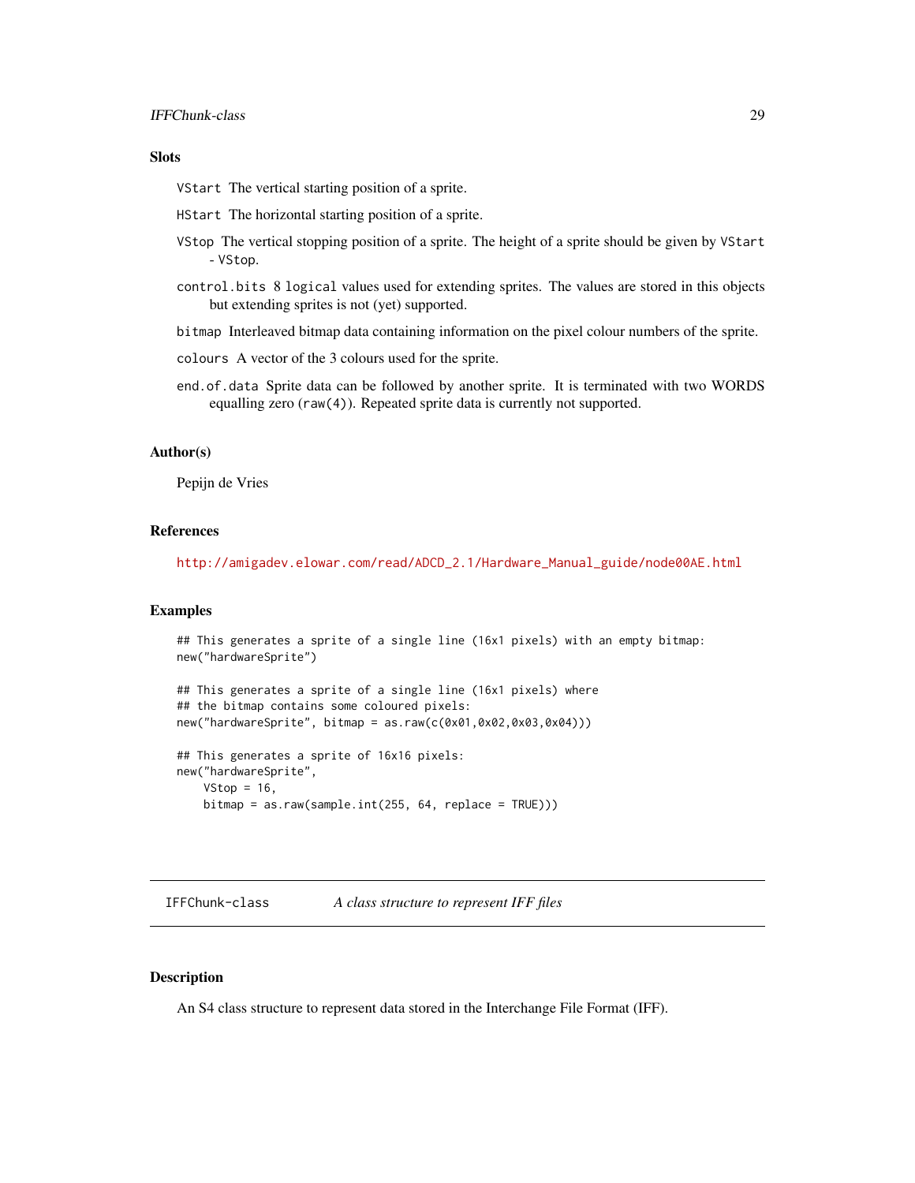### Slots

`VStart` The vertical starting position of a sprite.

`HStart` The horizontal starting position of a sprite.

`VStop` The vertical stopping position of a sprite. The height of a sprite should be given by `VStart` - `VStop`.

`control.bits` 8 `logical` values used for extending sprites. The values are stored in this objects but extending sprites is not (yet) supported.

`bitmap` Interleaved bitmap data containing information on the pixel colour numbers of the sprite.

`colours` A vector of the 3 colours used for the sprite.

`end.of.data` Sprite data can be followed by another sprite. It is terminated with two WORDS equalling zero (`raw(4)`). Repeated sprite data is currently not supported.

### Author(s)

Pepijn de Vries

### References

http://amigadev.elowar.com/read/ADCD_2.1/Hardware_Manual_guide/node00AE.html

### Examples

```
## This generates a sprite of a single line (16x1 pixels) with an empty bitmap:
new("hardwareSprite")

## This generates a sprite of a single line (16x1 pixels) where
## the bitmap contains some coloured pixels:
new("hardwareSprite", bitmap = as.raw(c(0x01,0x02,0x03,0x04)))

## This generates a sprite of 16x16 pixels:
new("hardwareSprite",
    VStop = 16,
    bitmap = as.raw(sample.int(255, 64, replace = TRUE)))
```

---

## IFFChunk-class *A class structure to represent IFF files*

---

### Description

An S4 class structure to represent data stored in the Interchange File Format (IFF).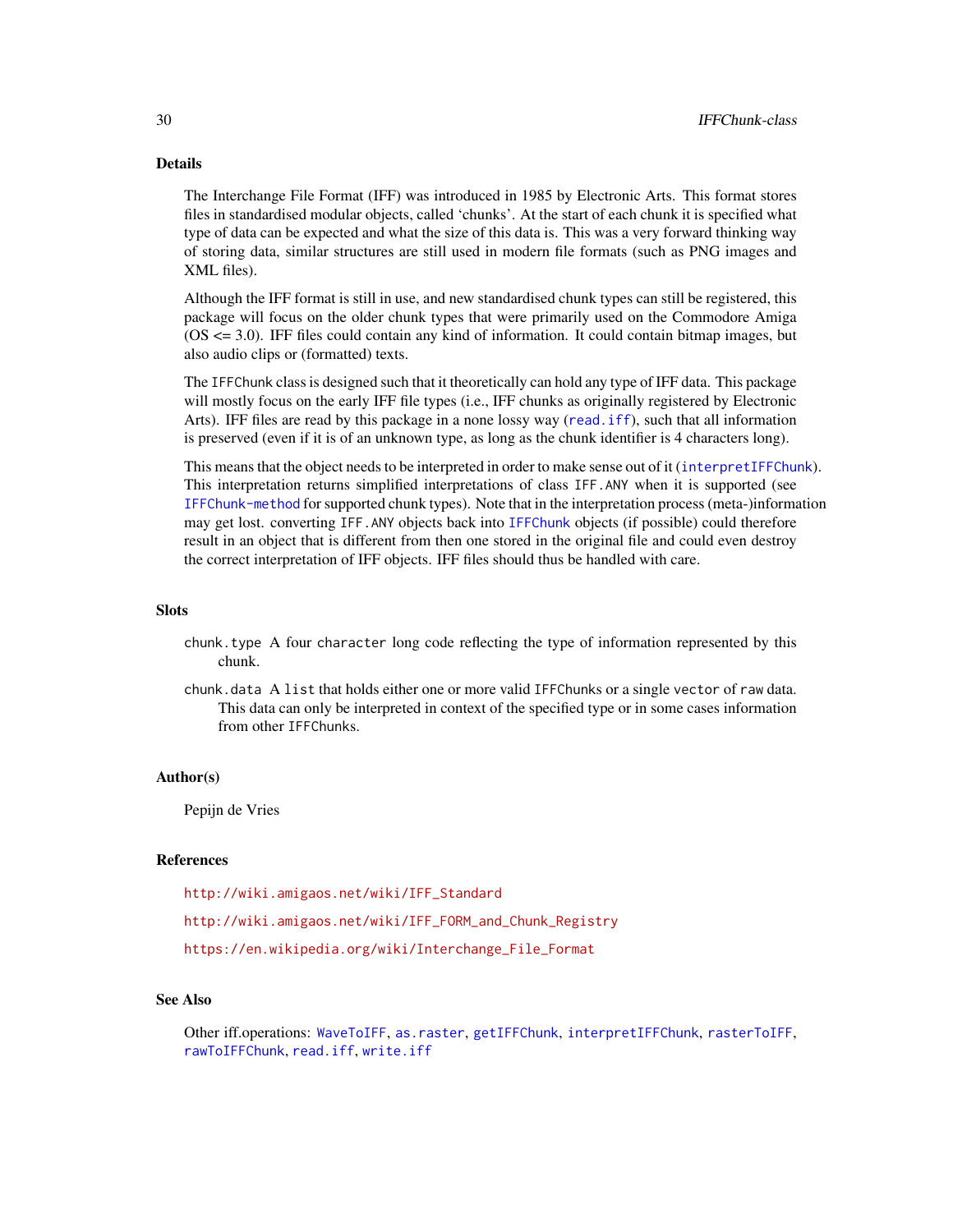## Details

The Interchange File Format (IFF) was introduced in 1985 by Electronic Arts. This format stores files in standardised modular objects, called 'chunks'. At the start of each chunk it is specified what type of data can be expected and what the size of this data is. This was a very forward thinking way of storing data, similar structures are still used in modern file formats (such as PNG images and XML files).

Although the IFF format is still in use, and new standardised chunk types can still be registered, this package will focus on the older chunk types that were primarily used on the Commodore Amiga (OS <= 3.0). IFF files could contain any kind of information. It could contain bitmap images, but also audio clips or (formatted) texts.

The `IFFChunk` class is designed such that it theoretically can hold any type of IFF data. This package will mostly focus on the early IFF file types (i.e., IFF chunks as originally registered by Electronic Arts). IFF files are read by this package in a none lossy way (`read.iff`), such that all information is preserved (even if it is of an unknown type, as long as the chunk identifier is 4 characters long).

This means that the object needs to be interpreted in order to make sense out of it (`interpretIFFChunk`). This interpretation returns simplified interpretations of class `IFF.ANY` when it is supported (see `IFFChunk-method` for supported chunk types). Note that in the interpretation process (meta-)information may get lost. converting `IFF.ANY` objects back into `IFFChunk` objects (if possible) could therefore result in an object that is different from then one stored in the original file and could even destroy the correct interpretation of IFF objects. IFF files should thus be handled with care.

## Slots

`chunk.type` A four `character` long code reflecting the type of information represented by this chunk.

`chunk.data` A `list` that holds either one or more valid `IFFChunks` or a single `vector` of `raw` data. This data can only be interpreted in context of the specified type or in some cases information from other `IFFChunks`.

## Author(s)

Pepijn de Vries

## References

http://wiki.amigaos.net/wiki/IFF_Standard

http://wiki.amigaos.net/wiki/IFF_FORM_and_Chunk_Registry

https://en.wikipedia.org/wiki/Interchange_File_Format

## See Also

Other iff.operations: `WaveToIFF`, `as.raster`, `getIFFChunk`, `interpretIFFChunk`, `rasterToIFF`, `rawToIFFChunk`, `read.iff`, `write.iff`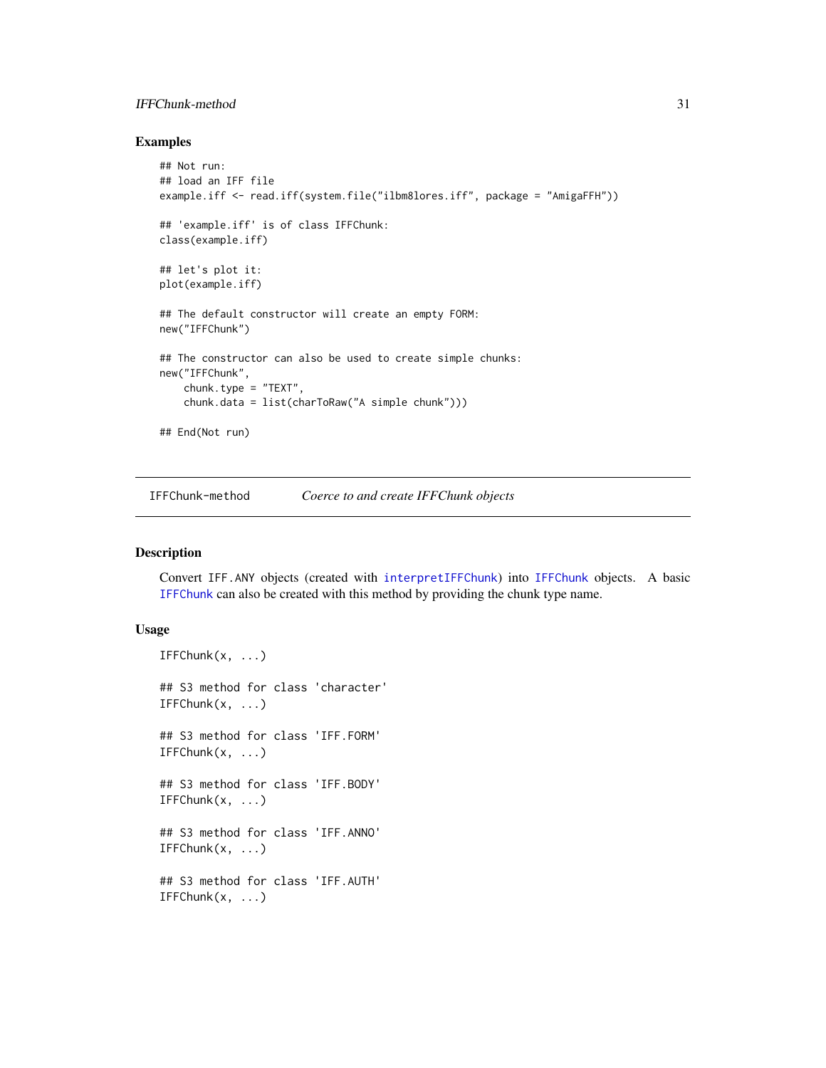## Examples

```
## Not run:
## load an IFF file
example.iff <- read.iff(system.file("ilbm8lores.iff", package = "AmigaFFH"))

## 'example.iff' is of class IFFChunk:
class(example.iff)

## let's plot it:
plot(example.iff)

## The default constructor will create an empty FORM:
new("IFFChunk")

## The constructor can also be used to create simple chunks:
new("IFFChunk",
    chunk.type = "TEXT",
    chunk.data = list(charToRaw("A simple chunk")))

## End(Not run)
```

---

`IFFChunk-method` *Coerce to and create IFFChunk objects*

---

## Description

Convert `IFF.ANY` objects (created with `interpretIFFChunk`) into `IFFChunk` objects. A basic `IFFChunk` can also be created with this method by providing the chunk type name.

## Usage

```
IFFChunk(x, ...)

## S3 method for class 'character'
IFFChunk(x, ...)

## S3 method for class 'IFF.FORM'
IFFChunk(x, ...)

## S3 method for class 'IFF.BODY'
IFFChunk(x, ...)

## S3 method for class 'IFF.ANNO'
IFFChunk(x, ...)

## S3 method for class 'IFF.AUTH'
IFFChunk(x, ...)
```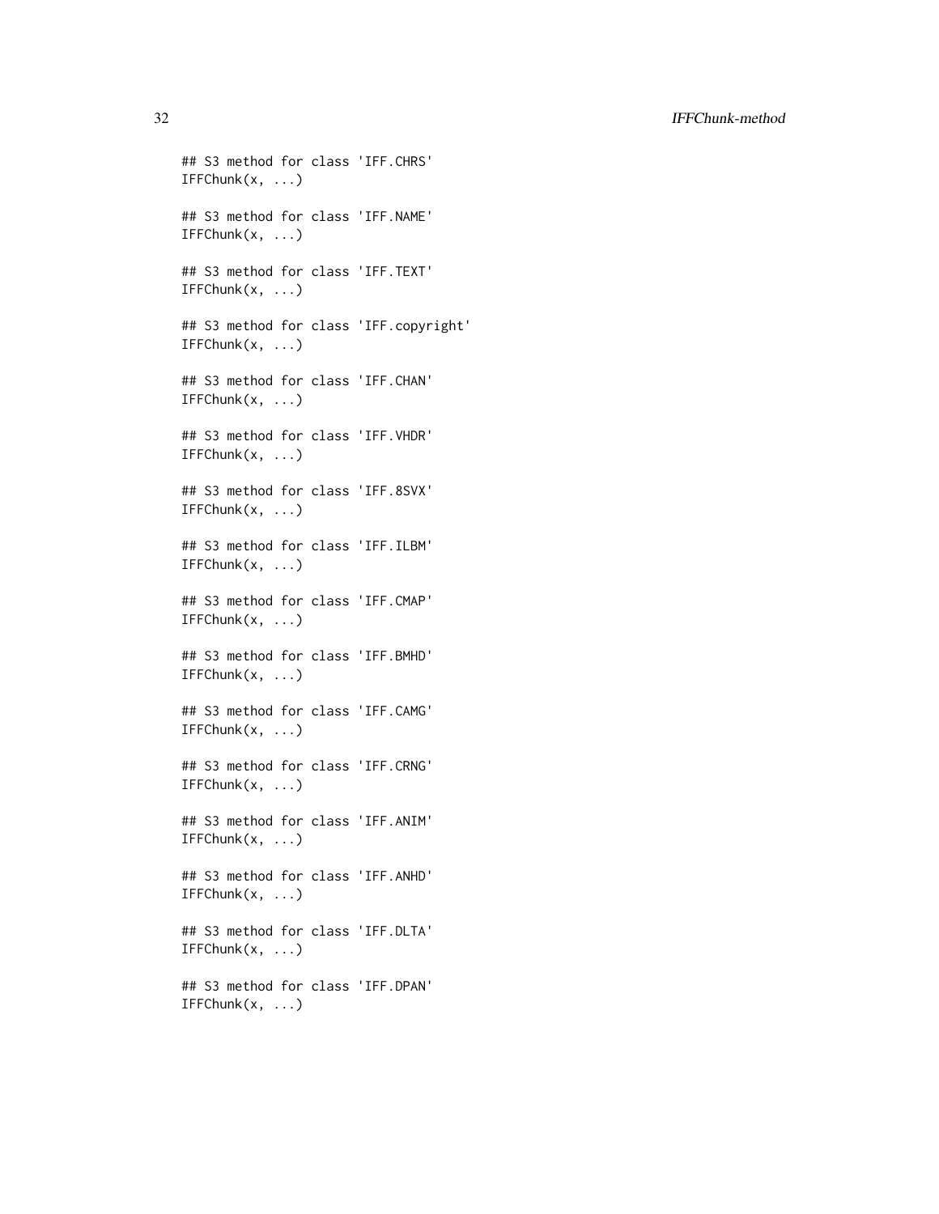```
## S3 method for class 'IFF.CHRS'
IFFChunk(x, ...)

## S3 method for class 'IFF.NAME'
IFFChunk(x, ...)

## S3 method for class 'IFF.TEXT'
IFFChunk(x, ...)

## S3 method for class 'IFF.copyright'
IFFChunk(x, ...)

## S3 method for class 'IFF.CHAN'
IFFChunk(x, ...)

## S3 method for class 'IFF.VHDR'
IFFChunk(x, ...)

## S3 method for class 'IFF.8SVX'
IFFChunk(x, ...)

## S3 method for class 'IFF.ILBM'
IFFChunk(x, ...)

## S3 method for class 'IFF.CMAP'
IFFChunk(x, ...)

## S3 method for class 'IFF.BMHD'
IFFChunk(x, ...)

## S3 method for class 'IFF.CAMG'
IFFChunk(x, ...)

## S3 method for class 'IFF.CRNG'
IFFChunk(x, ...)

## S3 method for class 'IFF.ANIM'
IFFChunk(x, ...)

## S3 method for class 'IFF.ANHD'
IFFChunk(x, ...)

## S3 method for class 'IFF.DLTA'
IFFChunk(x, ...)

## S3 method for class 'IFF.DPAN'
IFFChunk(x, ...)
```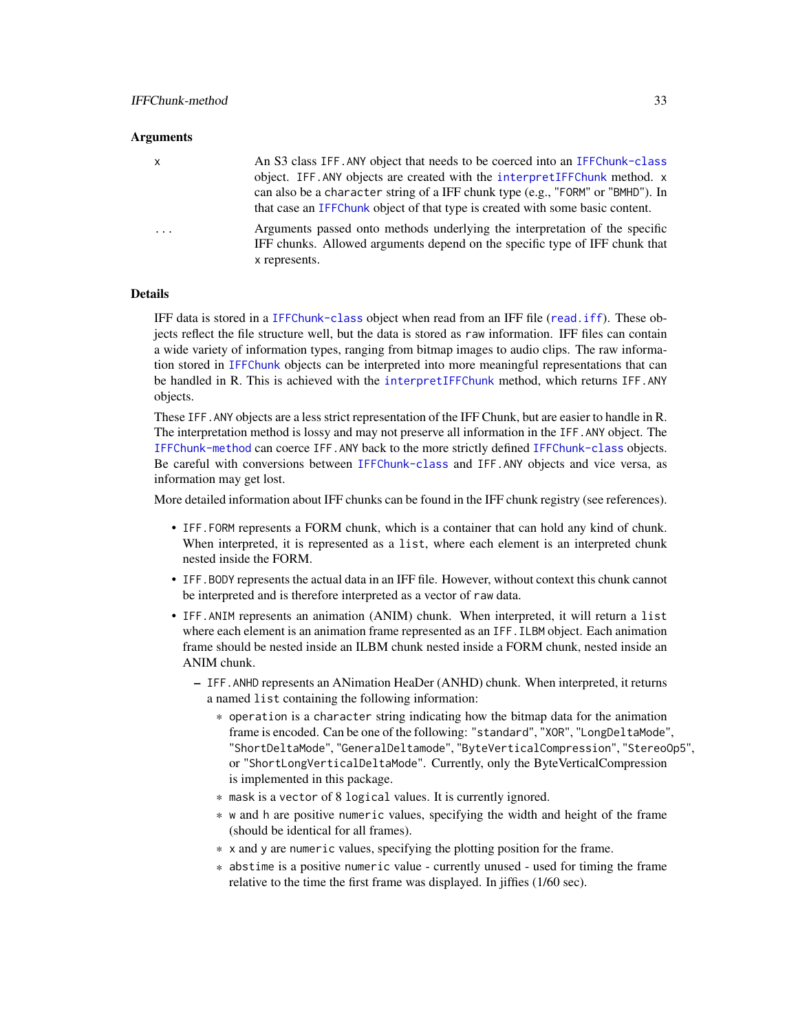### Arguments

- `x` — An S3 class `IFF.ANY` object that needs to be coerced into an `IFFChunk-class` object. `IFF.ANY` objects are created with the `interpretIFFChunk` method. `x` can also be a `character` string of a IFF chunk type (e.g., "FORM" or "BMHD"). In that case an `IFFChunk` object of that type is created with some basic content.
- `...` — Arguments passed onto methods underlying the interpretation of the specific IFF chunks. Allowed arguments depend on the specific type of IFF chunk that `x` represents.

### Details

IFF data is stored in a `IFFChunk-class` object when read from an IFF file (`read.iff`). These objects reflect the file structure well, but the data is stored as `raw` information. IFF files can contain a wide variety of information types, ranging from bitmap images to audio clips. The raw information stored in `IFFChunk` objects can be interpreted into more meaningful representations that can be handled in R. This is achieved with the `interpretIFFChunk` method, which returns `IFF.ANY` objects.

These `IFF.ANY` objects are a less strict representation of the IFF Chunk, but are easier to handle in R. The interpretation method is lossy and may not preserve all information in the `IFF.ANY` object. The `IFFChunk-method` can coerce `IFF.ANY` back to the more strictly defined `IFFChunk-class` objects. Be careful with conversions between `IFFChunk-class` and `IFF.ANY` objects and vice versa, as information may get lost.

More detailed information about IFF chunks can be found in the IFF chunk registry (see references).

- `IFF.FORM` represents a FORM chunk, which is a container that can hold any kind of chunk. When interpreted, it is represented as a `list`, where each element is an interpreted chunk nested inside the FORM.
- `IFF.BODY` represents the actual data in an IFF file. However, without context this chunk cannot be interpreted and is therefore interpreted as a vector of `raw` data.
- `IFF.ANIM` represents an animation (ANIM) chunk. When interpreted, it will return a `list` where each element is an animation frame represented as an `IFF.ILBM` object. Each animation frame should be nested inside an ILBM chunk nested inside a FORM chunk, nested inside an ANIM chunk.
  - `IFF.ANHD` represents an ANimation HeaDer (ANHD) chunk. When interpreted, it returns a named `list` containing the following information:
    - `operation` is a `character` string indicating how the bitmap data for the animation frame is encoded. Can be one of the following: "standard", "XOR", "LongDeltaMode", "ShortDeltaMode", "GeneralDeltamode", "ByteVerticalCompression", "StereoOp5", or "ShortLongVerticalDeltaMode". Currently, only the ByteVerticalCompression is implemented in this package.
    - `mask` is a `vector` of 8 `logical` values. It is currently ignored.
    - `w` and `h` are positive `numeric` values, specifying the width and height of the frame (should be identical for all frames).
    - `x` and `y` are `numeric` values, specifying the plotting position for the frame.
    - `abstime` is a positive `numeric` value - currently unused - used for timing the frame relative to the time the first frame was displayed. In jiffies (1/60 sec).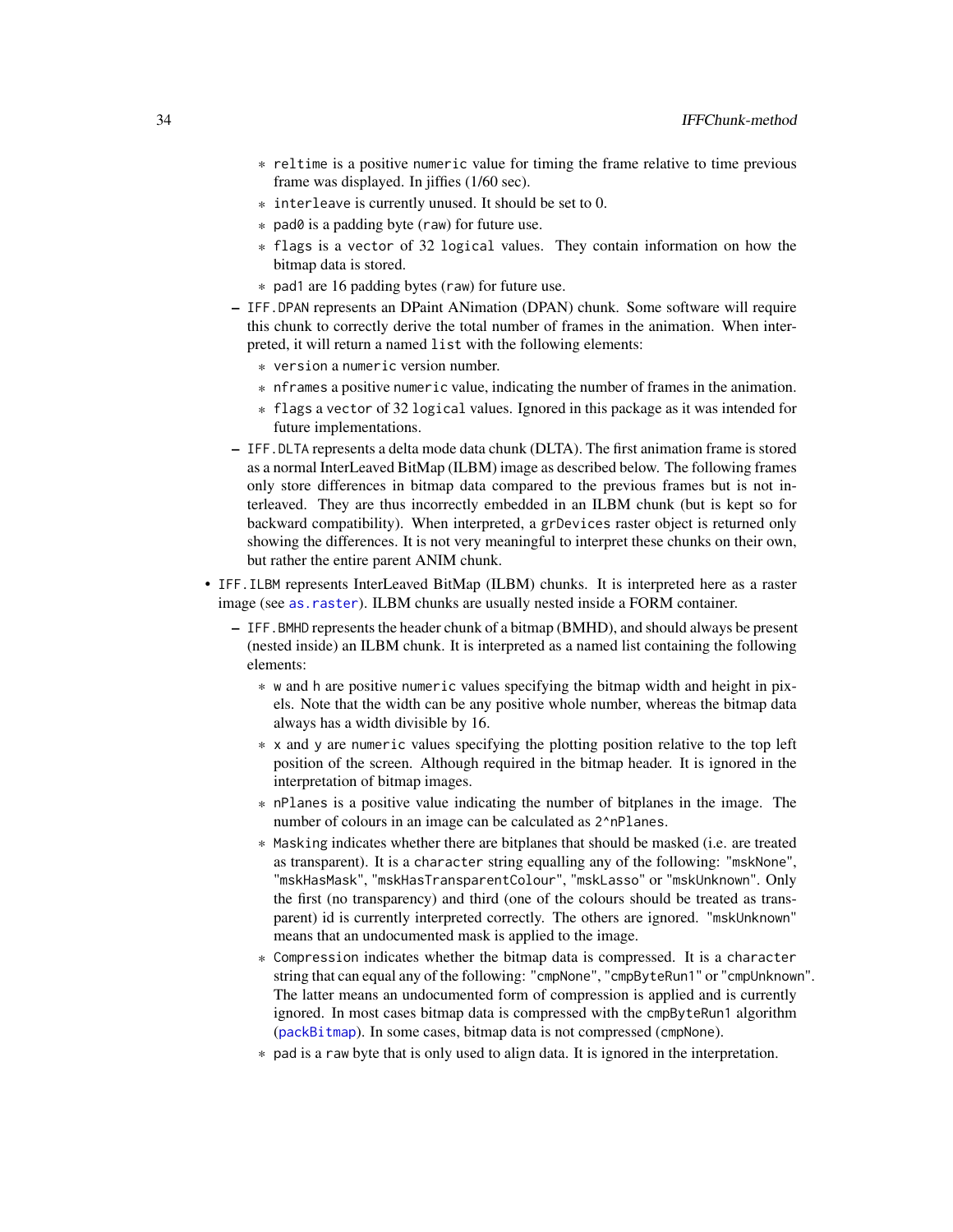- `reltime` is a positive `numeric` value for timing the frame relative to time previous frame was displayed. In jiffies (1/60 sec).
    - `interleave` is currently unused. It should be set to 0.
    - `pad0` is a padding byte (`raw`) for future use.
    - `flags` is a `vector` of 32 `logical` values. They contain information on how the bitmap data is stored.
    - `pad1` are 16 padding bytes (`raw`) for future use.
  - `IFF.DPAN` represents an DPaint ANimation (DPAN) chunk. Some software will require this chunk to correctly derive the total number of frames in the animation. When interpreted, it will return a named `list` with the following elements:
    - `version` a `numeric` version number.
    - `nframes` a positive `numeric` value, indicating the number of frames in the animation.
    - `flags` a `vector` of 32 `logical` values. Ignored in this package as it was intended for future implementations.
  - `IFF.DLTA` represents a delta mode data chunk (DLTA). The first animation frame is stored as a normal InterLeaved BitMap (ILBM) image as described below. The following frames only store differences in bitmap data compared to the previous frames but is not interleaved. They are thus incorrectly embedded in an ILBM chunk (but is kept so for backward compatibility). When interpreted, a `grDevices` raster object is returned only showing the differences. It is not very meaningful to interpret these chunks on their own, but rather the entire parent ANIM chunk.
- `IFF.ILBM` represents InterLeaved BitMap (ILBM) chunks. It is interpreted here as a raster image (see `as.raster`). ILBM chunks are usually nested inside a FORM container.
  - `IFF.BMHD` represents the header chunk of a bitmap (BMHD), and should always be present (nested inside) an ILBM chunk. It is interpreted as a named list containing the following elements:
    - `w` and `h` are positive `numeric` values specifying the bitmap width and height in pixels. Note that the width can be any positive whole number, whereas the bitmap data always has a width divisible by 16.
    - `x` and `y` are `numeric` values specifying the plotting position relative to the top left position of the screen. Although required in the bitmap header. It is ignored in the interpretation of bitmap images.
    - `nPlanes` is a positive value indicating the number of bitplanes in the image. The number of colours in an image can be calculated as `2^nPlanes`.
    - `Masking` indicates whether there are bitplanes that should be masked (i.e. are treated as transparent). It is a `character` string equalling any of the following: `"mskNone"`, `"mskHasMask"`, `"mskHasTransparentColour"`, `"mskLasso"` or `"mskUnknown"`. Only the first (no transparency) and third (one of the colours should be treated as transparent) id is currently interpreted correctly. The others are ignored. `"mskUnknown"` means that an undocumented mask is applied to the image.
    - `Compression` indicates whether the bitmap data is compressed. It is a `character` string that can equal any of the following: `"cmpNone"`, `"cmpByteRun1"` or `"cmpUnknown"`. The latter means an undocumented form of compression is applied and is currently ignored. In most cases bitmap data is compressed with the `cmpByteRun1` algorithm (`packBitmap`). In some cases, bitmap data is not compressed (`cmpNone`).
    - `pad` is a `raw` byte that is only used to align data. It is ignored in the interpretation.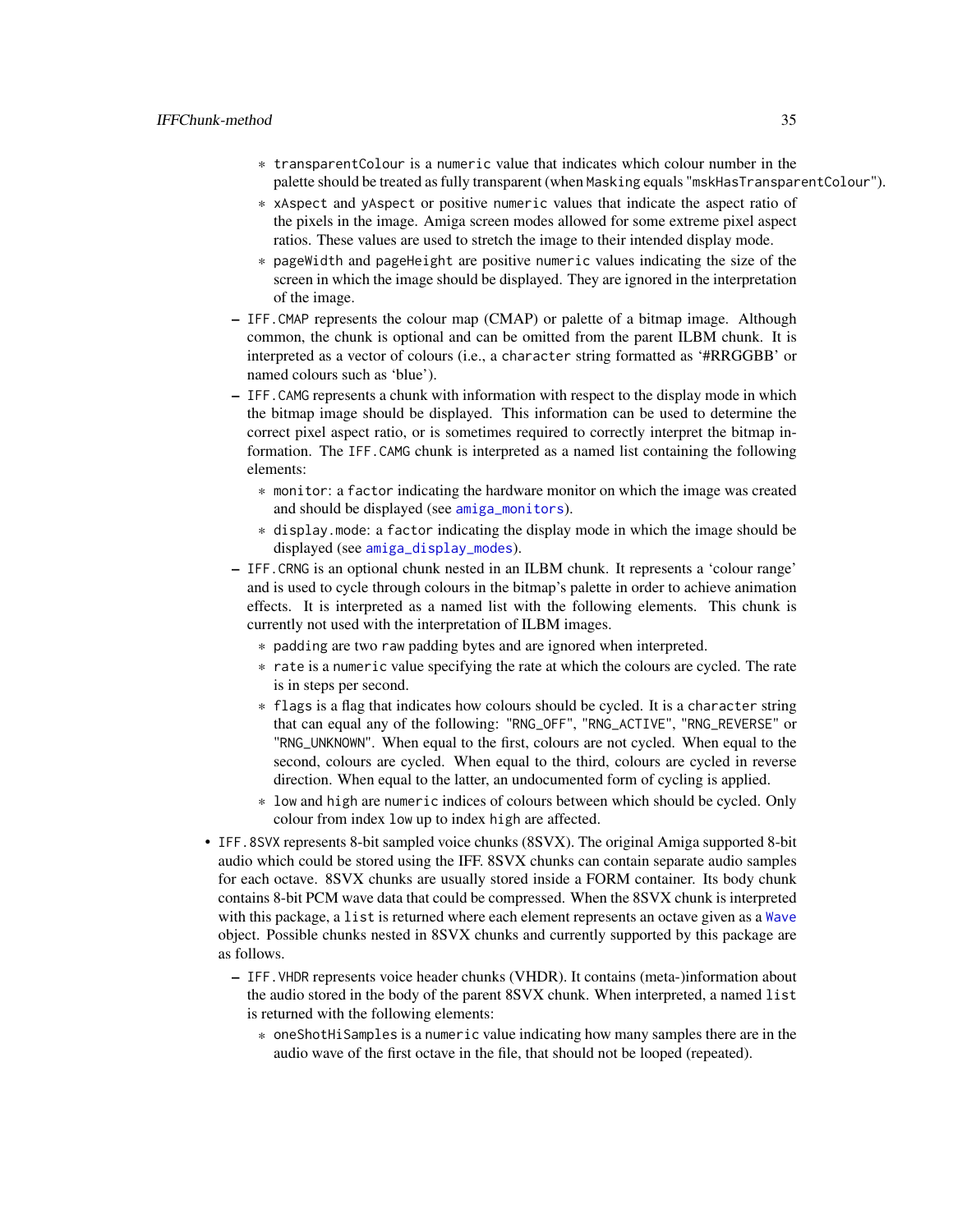- `transparentColour` is a `numeric` value that indicates which colour number in the palette should be treated as fully transparent (when `Masking` equals `"mskHasTransparentColour"`).
    - `xAspect` and `yAspect` or positive `numeric` values that indicate the aspect ratio of the pixels in the image. Amiga screen modes allowed for some extreme pixel aspect ratios. These values are used to stretch the image to their intended display mode.
    - `pageWidth` and `pageHeight` are positive `numeric` values indicating the size of the screen in which the image should be displayed. They are ignored in the interpretation of the image.
  - `IFF.CMAP` represents the colour map (CMAP) or palette of a bitmap image. Although common, the chunk is optional and can be omitted from the parent ILBM chunk. It is interpreted as a vector of colours (i.e., a `character` string formatted as '#RRGGBB' or named colours such as 'blue').
  - `IFF.CAMG` represents a chunk with information with respect to the display mode in which the bitmap image should be displayed. This information can be used to determine the correct pixel aspect ratio, or is sometimes required to correctly interpret the bitmap information. The `IFF.CAMG` chunk is interpreted as a named list containing the following elements:
    - `monitor`: a `factor` indicating the hardware monitor on which the image was created and should be displayed (see `amiga_monitors`).
    - `display.mode`: a `factor` indicating the display mode in which the image should be displayed (see `amiga_display_modes`).
  - `IFF.CRNG` is an optional chunk nested in an ILBM chunk. It represents a 'colour range' and is used to cycle through colours in the bitmap's palette in order to achieve animation effects. It is interpreted as a named list with the following elements. This chunk is currently not used with the interpretation of ILBM images.
    - `padding` are two `raw` padding bytes and are ignored when interpreted.
    - `rate` is a `numeric` value specifying the rate at which the colours are cycled. The rate is in steps per second.
    - `flags` is a flag that indicates how colours should be cycled. It is a `character` string that can equal any of the following: `"RNG_OFF"`, `"RNG_ACTIVE"`, `"RNG_REVERSE"` or `"RNG_UNKNOWN"`. When equal to the first, colours are not cycled. When equal to the second, colours are cycled. When equal to the third, colours are cycled in reverse direction. When equal to the latter, an undocumented form of cycling is applied.
    - `low` and `high` are `numeric` indices of colours between which should be cycled. Only colour from index `low` up to index `high` are affected.
- `IFF.8SVX` represents 8-bit sampled voice chunks (8SVX). The original Amiga supported 8-bit audio which could be stored using the IFF. 8SVX chunks can contain separate audio samples for each octave. 8SVX chunks are usually stored inside a FORM container. Its body chunk contains 8-bit PCM wave data that could be compressed. When the 8SVX chunk is interpreted with this package, a `list` is returned where each element represents an octave given as a `Wave` object. Possible chunks nested in 8SVX chunks and currently supported by this package are as follows.
  - `IFF.VHDR` represents voice header chunks (VHDR). It contains (meta-)information about the audio stored in the body of the parent 8SVX chunk. When interpreted, a named `list` is returned with the following elements:
    - `oneShotHiSamples` is a `numeric` value indicating how many samples there are in the audio wave of the first octave in the file, that should not be looped (repeated).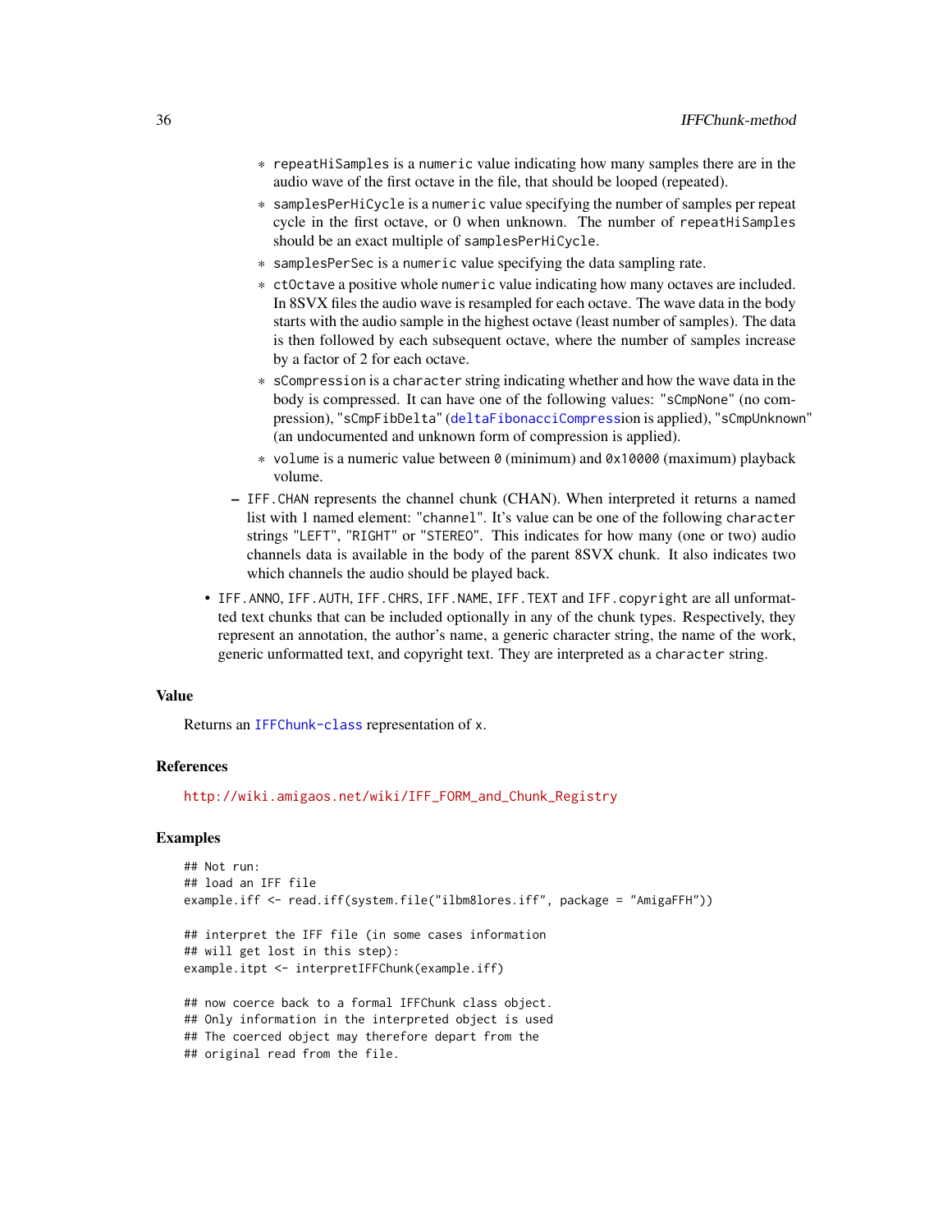- repeatHiSamples is a numeric value indicating how many samples there are in the audio wave of the first octave in the file, that should be looped (repeated).
    - samplesPerHiCycle is a numeric value specifying the number of samples per repeat cycle in the first octave, or 0 when unknown. The number of repeatHiSamples should be an exact multiple of samplesPerHiCycle.
    - samplesPerSec is a numeric value specifying the data sampling rate.
    - ctOctave a positive whole numeric value indicating how many octaves are included. In 8SVX files the audio wave is resampled for each octave. The wave data in the body starts with the audio sample in the highest octave (least number of samples). The data is then followed by each subsequent octave, where the number of samples increase by a factor of 2 for each octave.
    - sCompression is a character string indicating whether and how the wave data in the body is compressed. It can have one of the following values: "sCmpNone" (no compression), "sCmpFibDelta" (deltaFibonacciCompression is applied), "sCmpUnknown" (an undocumented and unknown form of compression is applied).
    - volume is a numeric value between 0 (minimum) and 0x10000 (maximum) playback volume.
  - IFF.CHAN represents the channel chunk (CHAN). When interpreted it returns a named list with 1 named element: "channel". It's value can be one of the following character strings "LEFT", "RIGHT" or "STEREO". This indicates for how many (one or two) audio channels data is available in the body of the parent 8SVX chunk. It also indicates two which channels the audio should be played back.
- IFF.ANNO, IFF.AUTH, IFF.CHRS, IFF.NAME, IFF.TEXT and IFF.copyright are all unformatted text chunks that can be included optionally in any of the chunk types. Respectively, they represent an annotation, the author's name, a generic character string, the name of the work, generic unformatted text, and copyright text. They are interpreted as a character string.

## Value

Returns an IFFChunk-class representation of x.

## References

http://wiki.amigaos.net/wiki/IFF_FORM_and_Chunk_Registry

## Examples

```
## Not run:
## load an IFF file
example.iff <- read.iff(system.file("ilbm8lores.iff", package = "AmigaFFH"))

## interpret the IFF file (in some cases information
## will get lost in this step):
example.itpt <- interpretIFFChunk(example.iff)

## now coerce back to a formal IFFChunk class object.
## Only information in the interpreted object is used
## The coerced object may therefore depart from the
## original read from the file.
```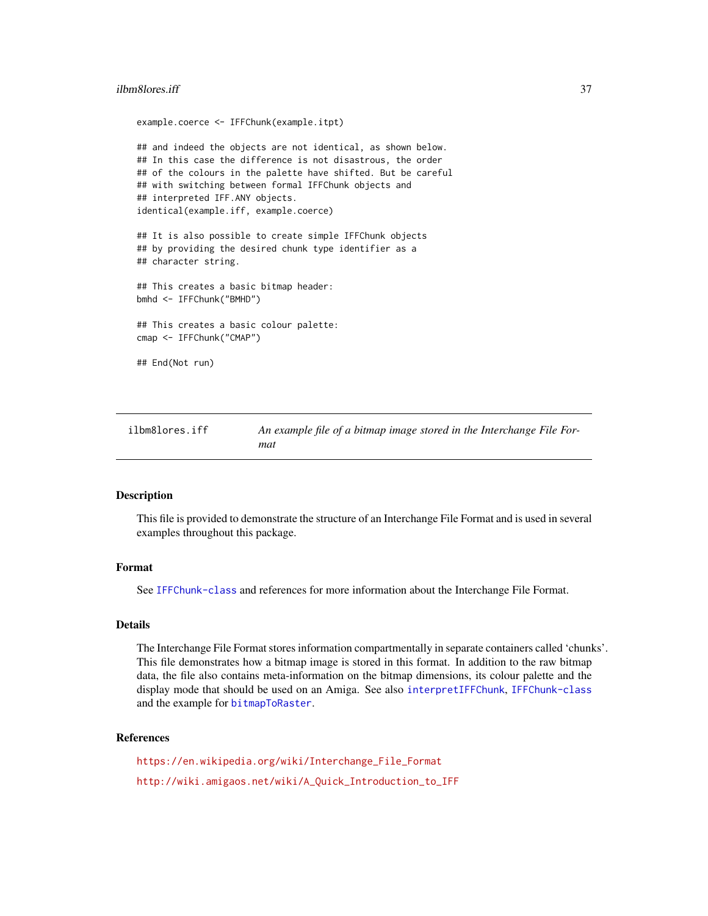```
example.coerce <- IFFChunk(example.itpt)

## and indeed the objects are not identical, as shown below.
## In this case the difference is not disastrous, the order
## of the colours in the palette have shifted. But be careful
## with switching between formal IFFChunk objects and
## interpreted IFF.ANY objects.
identical(example.iff, example.coerce)

## It is also possible to create simple IFFChunk objects
## by providing the desired chunk type identifier as a
## character string.

## This creates a basic bitmap header:
bmhd <- IFFChunk("BMHD")

## This creates a basic colour palette:
cmap <- IFFChunk("CMAP")

## End(Not run)
```

---

`ilbm8lores.iff` *An example file of a bitmap image stored in the Interchange File Format*

---

### Description

This file is provided to demonstrate the structure of an Interchange File Format and is used in several examples throughout this package.

### Format

See `IFFChunk-class` and references for more information about the Interchange File Format.

### Details

The Interchange File Format stores information compartmentally in separate containers called 'chunks'. This file demonstrates how a bitmap image is stored in this format. In addition to the raw bitmap data, the file also contains meta-information on the bitmap dimensions, its colour palette and the display mode that should be used on an Amiga. See also `interpretIFFChunk`, `IFFChunk-class` and the example for `bitmapToRaster`.

### References

https://en.wikipedia.org/wiki/Interchange_File_Format

http://wiki.amigaos.net/wiki/A_Quick_Introduction_to_IFF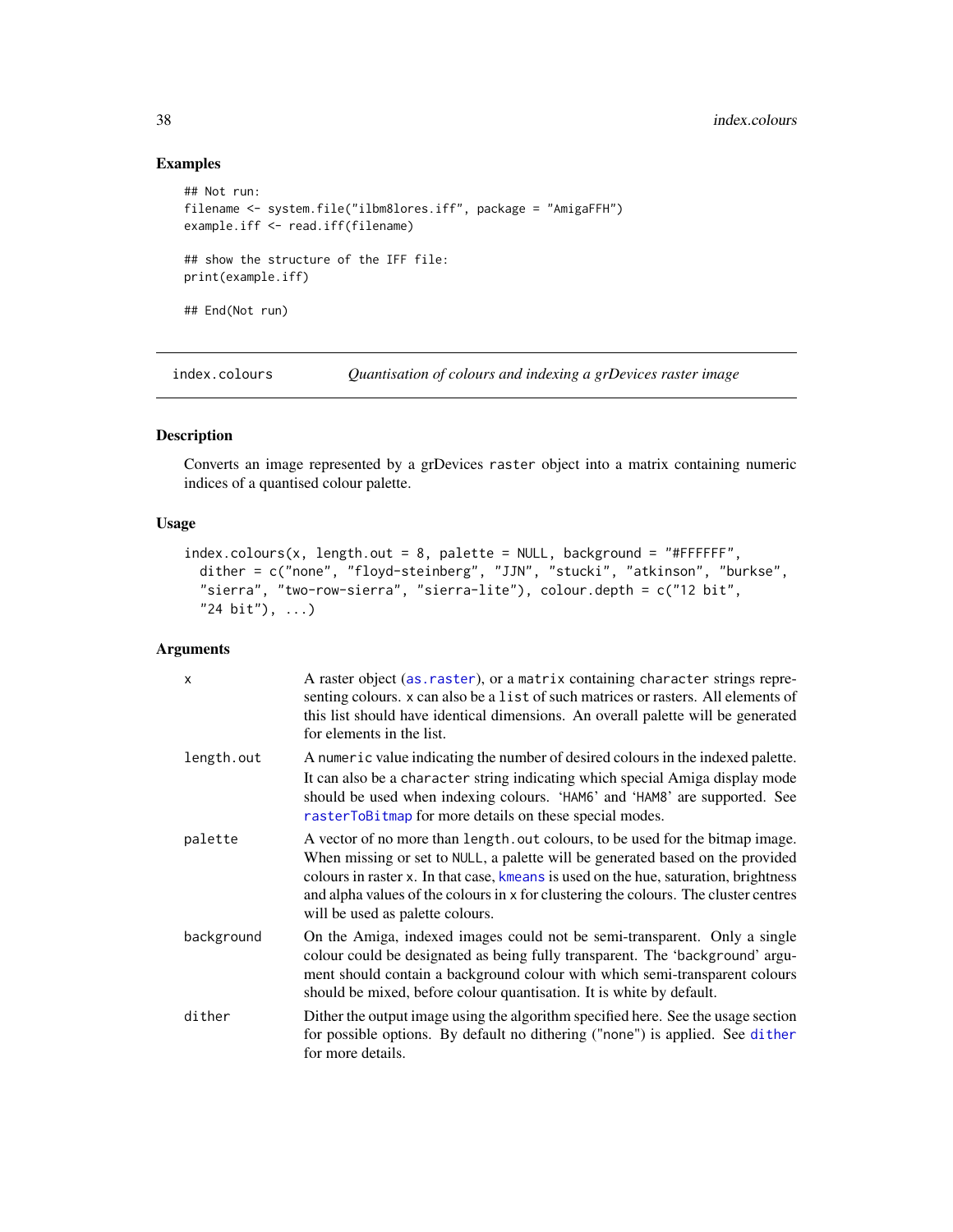## Examples

```
## Not run:
filename <- system.file("ilbm8lores.iff", package = "AmigaFFH")
example.iff <- read.iff(filename)

## show the structure of the IFF file:
print(example.iff)

## End(Not run)
```

---

# index.colours — *Quantisation of colours and indexing a grDevices raster image*

## Description

Converts an image represented by a grDevices `raster` object into a matrix containing numeric indices of a quantised colour palette.

## Usage

```
index.colours(x, length.out = 8, palette = NULL, background = "#FFFFFF",
  dither = c("none", "floyd-steinberg", "JJN", "stucki", "atkinson", "burkse",
  "sierra", "two-row-sierra", "sierra-lite"), colour.depth = c("12 bit",
  "24 bit"), ...)
```

## Arguments

| Argument | Description |
|---|---|
| `x` | A raster object (`as.raster`), or a `matrix` containing `character` strings representing colours. `x` can also be a `list` of such matrices or rasters. All elements of this list should have identical dimensions. An overall palette will be generated for elements in the list. |
| `length.out` | A `numeric` value indicating the number of desired colours in the indexed palette. It can also be a `character` string indicating which special Amiga display mode should be used when indexing colours. '`HAM6`' and '`HAM8`' are supported. See `rasterToBitmap` for more details on these special modes. |
| `palette` | A vector of no more than `length.out` colours, to be used for the bitmap image. When missing or set to `NULL`, a palette will be generated based on the provided colours in raster `x`. In that case, `kmeans` is used on the hue, saturation, brightness and alpha values of the colours in `x` for clustering the colours. The cluster centres will be used as palette colours. |
| `background` | On the Amiga, indexed images could not be semi-transparent. Only a single colour could be designated as being fully transparent. The '`background`' argument should contain a background colour with which semi-transparent colours should be mixed, before colour quantisation. It is white by default. |
| `dither` | Dither the output image using the algorithm specified here. See the usage section for possible options. By default no dithering ("none") is applied. See `dither` for more details. |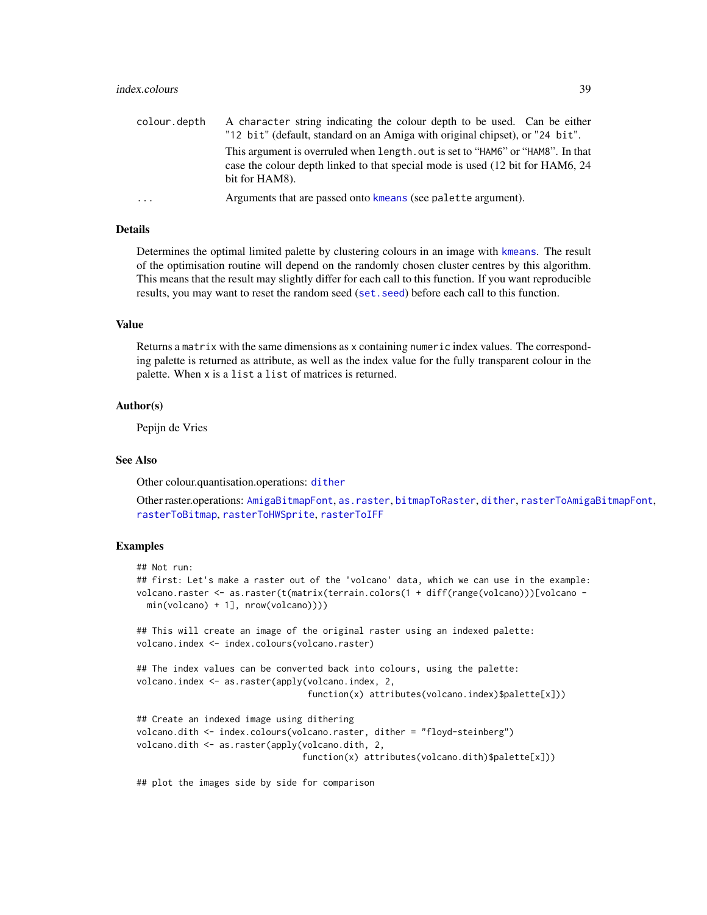| | |
|---|---|
| `colour.depth` | A `character` string indicating the colour depth to be used. Can be either `"12 bit"` (default, standard on an Amiga with original chipset), or `"24 bit"`. <br><br> This argument is overruled when `length.out` is set to "`HAM6`" or "`HAM8`". In that case the colour depth linked to that special mode is used (12 bit for HAM6, 24 bit for HAM8). |
| `...` | Arguments that are passed onto `kmeans` (see `palette` argument). |

## Details

Determines the optimal limited palette by clustering colours in an image with `kmeans`. The result of the optimisation routine will depend on the randomly chosen cluster centres by this algorithm. This means that the result may slightly differ for each call to this function. If you want reproducible results, you may want to reset the random seed (`set.seed`) before each call to this function.

## Value

Returns a `matrix` with the same dimensions as `x` containing `numeric` index values. The corresponding palette is returned as attribute, as well as the index value for the fully transparent colour in the palette. When `x` is a `list` a `list` of matrices is returned.

## Author(s)

Pepijn de Vries

## See Also

Other colour.quantisation.operations: `dither`

Other raster.operations: `AmigaBitmapFont`, `as.raster`, `bitmapToRaster`, `dither`, `rasterToAmigaBitmapFont`, `rasterToBitmap`, `rasterToHWSprite`, `rasterToIFF`

## Examples

```
## Not run:
## first: Let's make a raster out of the 'volcano' data, which we can use in the example:
volcano.raster <- as.raster(t(matrix(terrain.colors(1 + diff(range(volcano)))[volcano -
  min(volcano) + 1], nrow(volcano))))

## This will create an image of the original raster using an indexed palette:
volcano.index <- index.colours(volcano.raster)

## The index values can be converted back into colours, using the palette:
volcano.index <- as.raster(apply(volcano.index, 2,
                                 function(x) attributes(volcano.index)$palette[x]))

## Create an indexed image using dithering
volcano.dith <- index.colours(volcano.raster, dither = "floyd-steinberg")
volcano.dith <- as.raster(apply(volcano.dith, 2,
                                function(x) attributes(volcano.dith)$palette[x]))

## plot the images side by side for comparison
```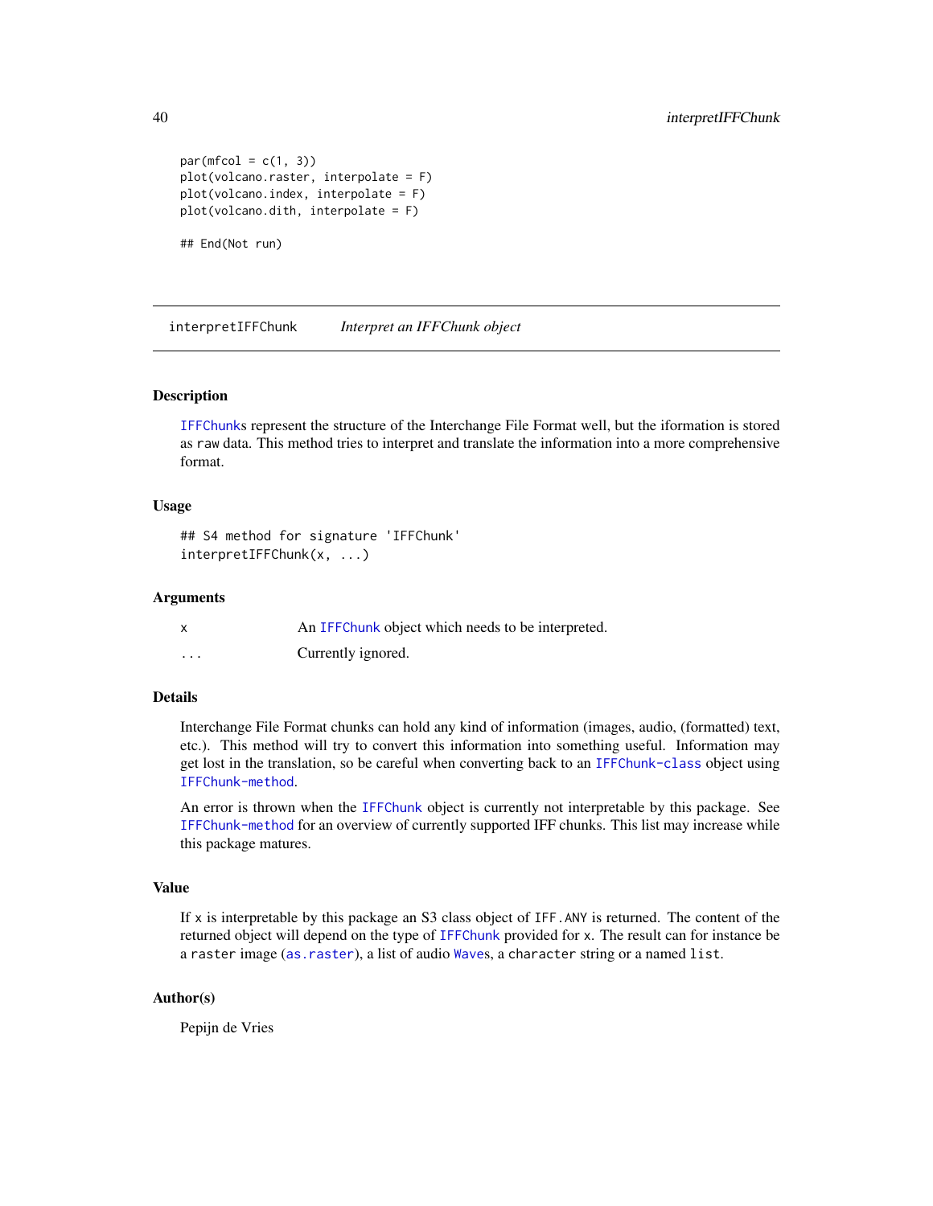```
par(mfcol = c(1, 3))
plot(volcano.raster, interpolate = F)
plot(volcano.index, interpolate = F)
plot(volcano.dith, interpolate = F)

## End(Not run)
```

---

## interpretIFFChunk — *Interpret an IFFChunk object*

---

### Description

IFFChunks represent the structure of the Interchange File Format well, but the iformation is stored as raw data. This method tries to interpret and translate the information into a more comprehensive format.

### Usage

```
## S4 method for signature 'IFFChunk'
interpretIFFChunk(x, ...)
```

### Arguments

| | |
|---|---|
| x | An IFFChunk object which needs to be interpreted. |
| ... | Currently ignored. |

### Details

Interchange File Format chunks can hold any kind of information (images, audio, (formatted) text, etc.). This method will try to convert this information into something useful. Information may get lost in the translation, so be careful when converting back to an IFFChunk-class object using IFFChunk-method.

An error is thrown when the IFFChunk object is currently not interpretable by this package. See IFFChunk-method for an overview of currently supported IFF chunks. This list may increase while this package matures.

### Value

If x is interpretable by this package an S3 class object of IFF.ANY is returned. The content of the returned object will depend on the type of IFFChunk provided for x. The result can for instance be a raster image (as.raster), a list of audio Waves, a character string or a named list.

### Author(s)

Pepijn de Vries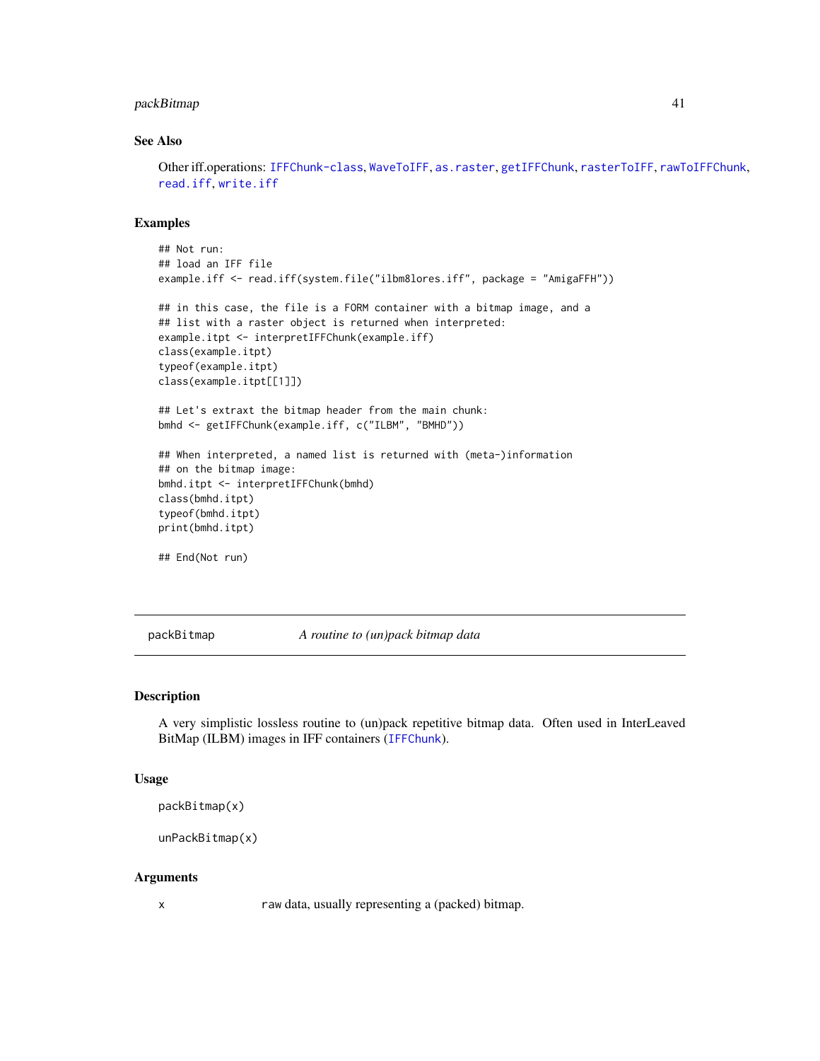## See Also

Other iff.operations: IFFChunk-class, WaveToIFF, as.raster, getIFFChunk, rasterToIFF, rawToIFFChunk, read.iff, write.iff

## Examples

```
## Not run:
## load an IFF file
example.iff <- read.iff(system.file("ilbm8lores.iff", package = "AmigaFFH"))

## in this case, the file is a FORM container with a bitmap image, and a
## list with a raster object is returned when interpreted:
example.itpt <- interpretIFFChunk(example.iff)
class(example.itpt)
typeof(example.itpt)
class(example.itpt[[1]])

## Let's extraxt the bitmap header from the main chunk:
bmhd <- getIFFChunk(example.iff, c("ILBM", "BMHD"))

## When interpreted, a named list is returned with (meta-)information
## on the bitmap image:
bmhd.itpt <- interpretIFFChunk(bmhd)
class(bmhd.itpt)
typeof(bmhd.itpt)
print(bmhd.itpt)

## End(Not run)
```

---

# packBitmap — *A routine to (un)pack bitmap data*

## Description

A very simplistic lossless routine to (un)pack repetitive bitmap data. Often used in InterLeaved BitMap (ILBM) images in IFF containers (IFFChunk).

## Usage

```
packBitmap(x)

unPackBitmap(x)
```

## Arguments

| | |
|---|---|
| x | raw data, usually representing a (packed) bitmap. |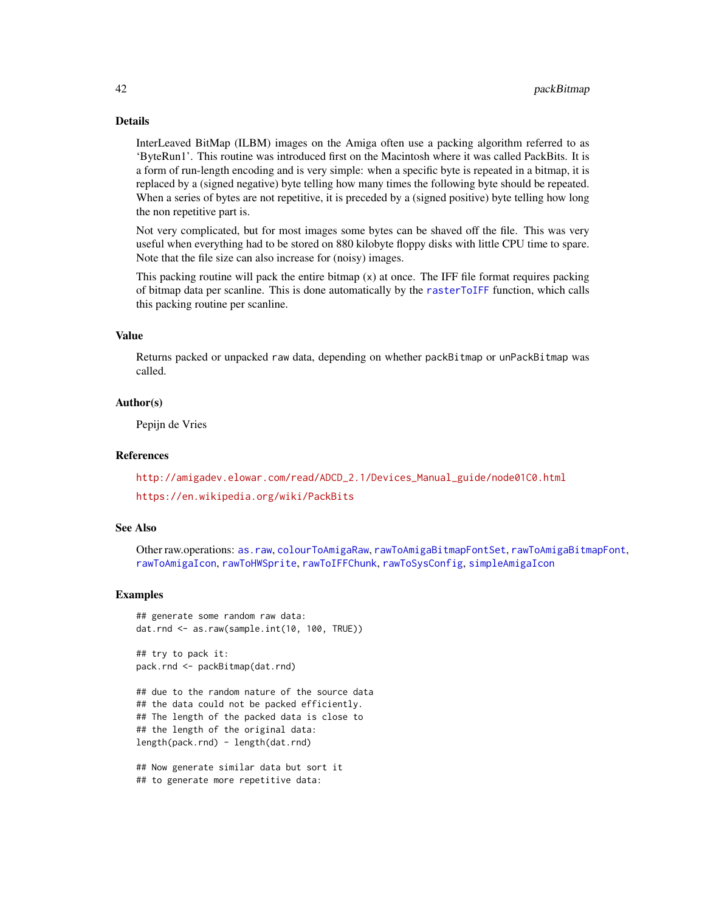### Details

InterLeaved BitMap (ILBM) images on the Amiga often use a packing algorithm referred to as 'ByteRun1'. This routine was introduced first on the Macintosh where it was called PackBits. It is a form of run-length encoding and is very simple: when a specific byte is repeated in a bitmap, it is replaced by a (signed negative) byte telling how many times the following byte should be repeated. When a series of bytes are not repetitive, it is preceded by a (signed positive) byte telling how long the non repetitive part is.

Not very complicated, but for most images some bytes can be shaved off the file. This was very useful when everything had to be stored on 880 kilobyte floppy disks with little CPU time to spare. Note that the file size can also increase for (noisy) images.

This packing routine will pack the entire bitmap (`x`) at once. The IFF file format requires packing of bitmap data per scanline. This is done automatically by the `rasterToIFF` function, which calls this packing routine per scanline.

### Value

Returns packed or unpacked `raw` data, depending on whether `packBitmap` or `unPackBitmap` was called.

### Author(s)

Pepijn de Vries

### References

http://amigadev.elowar.com/read/ADCD_2.1/Devices_Manual_guide/node01C0.html

https://en.wikipedia.org/wiki/PackBits

### See Also

Other raw.operations: `as.raw`, `colourToAmigaRaw`, `rawToAmigaBitmapFontSet`, `rawToAmigaBitmapFont`, `rawToAmigaIcon`, `rawToHWSprite`, `rawToIFFChunk`, `rawToSysConfig`, `simpleAmigaIcon`

### Examples

```
## generate some random raw data:
dat.rnd <- as.raw(sample.int(10, 100, TRUE))

## try to pack it:
pack.rnd <- packBitmap(dat.rnd)

## due to the random nature of the source data
## the data could not be packed efficiently.
## The length of the packed data is close to
## the length of the original data:
length(pack.rnd) - length(dat.rnd)

## Now generate similar data but sort it
## to generate more repetitive data:
```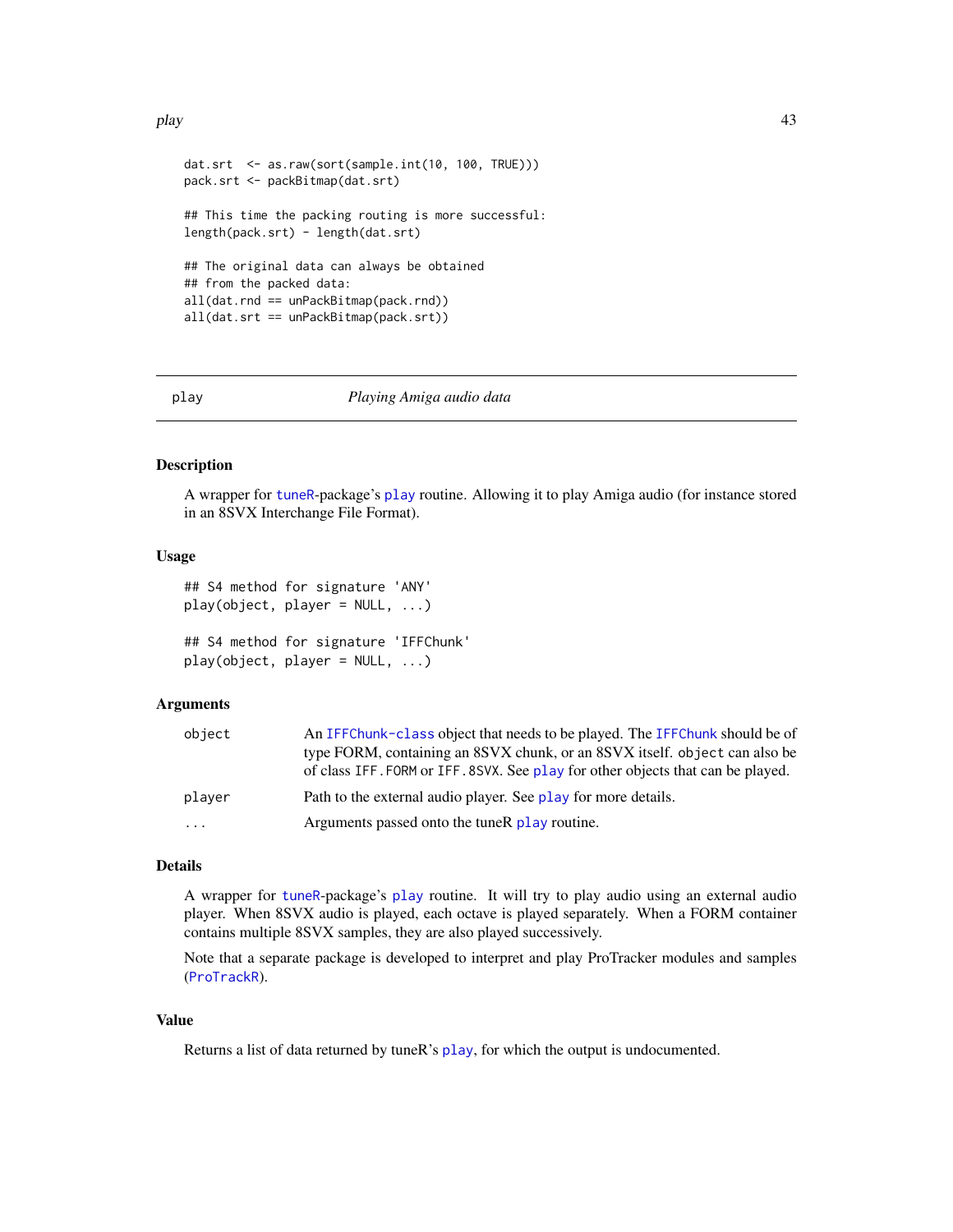```
dat.srt  <- as.raw(sort(sample.int(10, 100, TRUE)))
pack.srt <- packBitmap(dat.srt)

## This time the packing routing is more successful:
length(pack.srt) - length(dat.srt)

## The original data can always be obtained
## from the packed data:
all(dat.rnd == unPackBitmap(pack.rnd))
all(dat.srt == unPackBitmap(pack.srt))
```

---

## play — *Playing Amiga audio data*

### Description

A wrapper for tuneR-package's play routine. Allowing it to play Amiga audio (for instance stored in an 8SVX Interchange File Format).

### Usage

```
## S4 method for signature 'ANY'
play(object, player = NULL, ...)

## S4 method for signature 'IFFChunk'
play(object, player = NULL, ...)
```

### Arguments

| | |
|---|---|
| `object` | An `IFFChunk-class` object that needs to be played. The `IFFChunk` should be of type FORM, containing an 8SVX chunk, or an 8SVX itself. `object` can also be of class `IFF.FORM` or `IFF.8SVX`. See `play` for other objects that can be played. |
| `player` | Path to the external audio player. See `play` for more details. |
| `...` | Arguments passed onto the tuneR `play` routine. |

### Details

A wrapper for tuneR-package's play routine. It will try to play audio using an external audio player. When 8SVX audio is played, each octave is played separately. When a FORM container contains multiple 8SVX samples, they are also played successively.

Note that a separate package is developed to interpret and play ProTracker modules and samples (ProTrackR).

### Value

Returns a list of data returned by tuneR's play, for which the output is undocumented.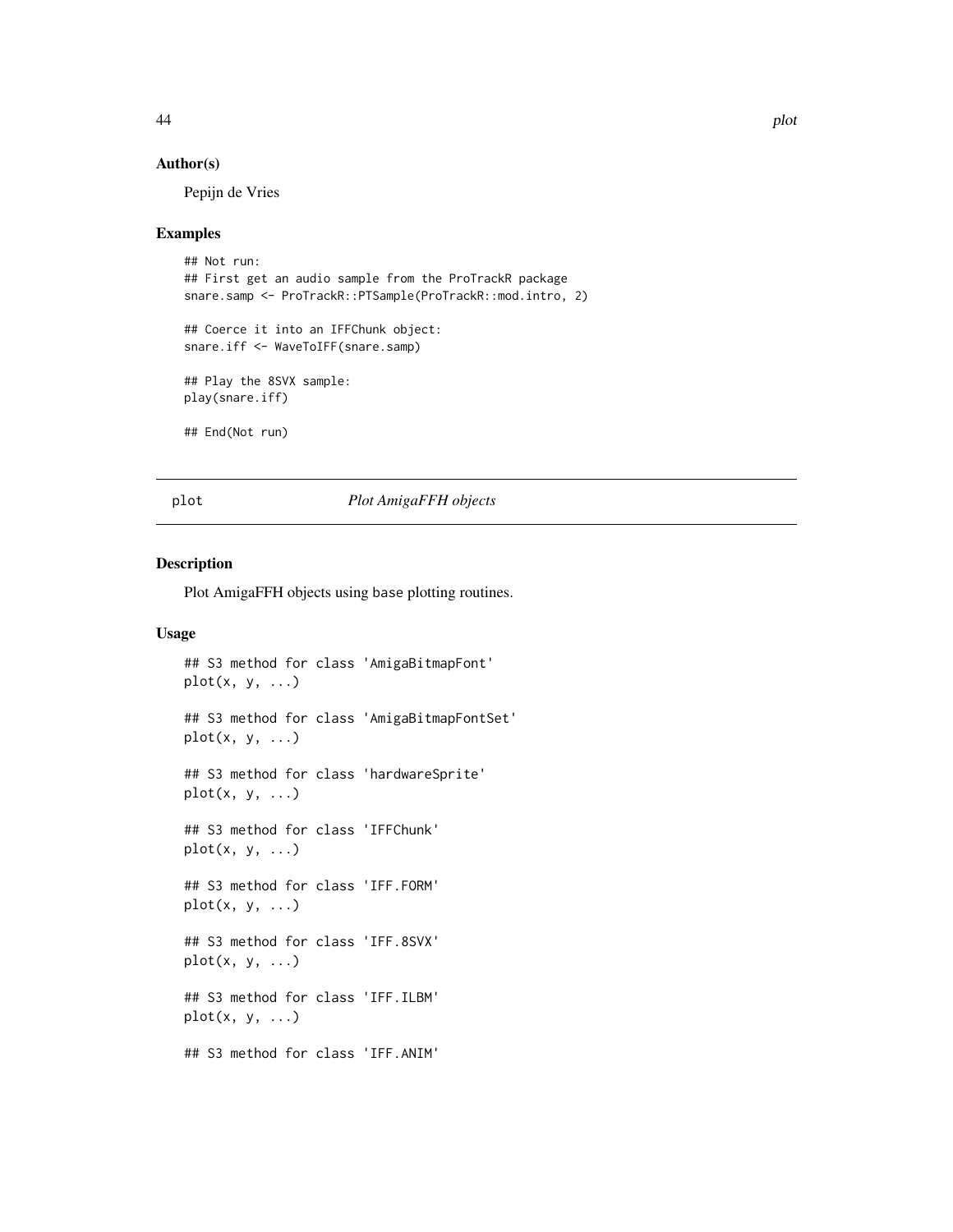## Author(s)

Pepijn de Vries

## Examples

```
## Not run:
## First get an audio sample from the ProTrackR package
snare.samp <- ProTrackR::PTSample(ProTrackR::mod.intro, 2)

## Coerce it into an IFFChunk object:
snare.iff <- WaveToIFF(snare.samp)

## Play the 8SVX sample:
play(snare.iff)

## End(Not run)
```

---

# plot — *Plot AmigaFFH objects*

## Description

Plot AmigaFFH objects using base plotting routines.

## Usage

```
## S3 method for class 'AmigaBitmapFont'
plot(x, y, ...)

## S3 method for class 'AmigaBitmapFontSet'
plot(x, y, ...)

## S3 method for class 'hardwareSprite'
plot(x, y, ...)

## S3 method for class 'IFFChunk'
plot(x, y, ...)

## S3 method for class 'IFF.FORM'
plot(x, y, ...)

## S3 method for class 'IFF.8SVX'
plot(x, y, ...)

## S3 method for class 'IFF.ILBM'
plot(x, y, ...)

## S3 method for class 'IFF.ANIM'
```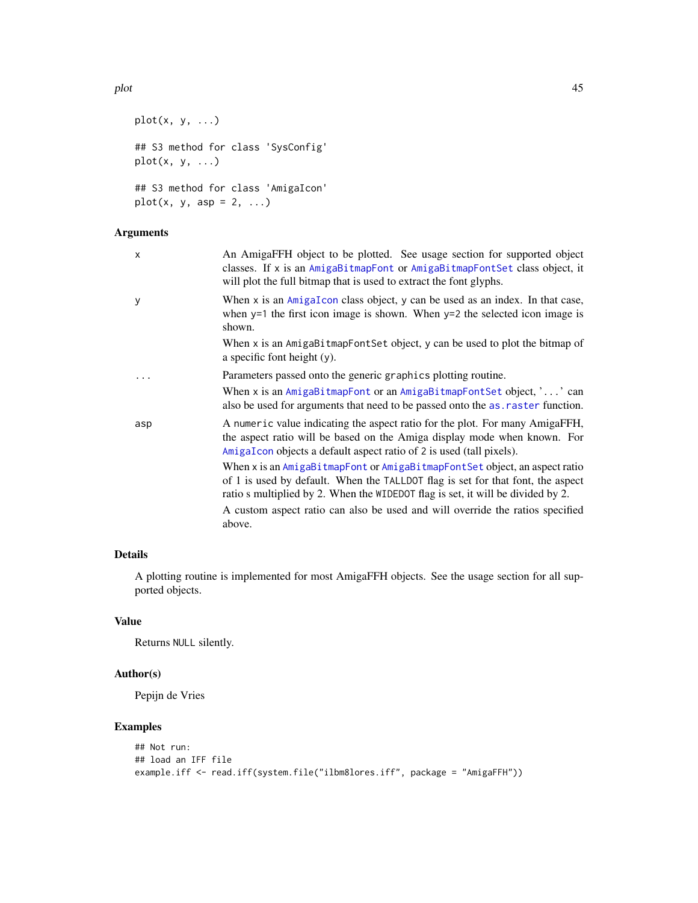```
plot(x, y, ...)

## S3 method for class 'SysConfig'
plot(x, y, ...)

## S3 method for class 'AmigaIcon'
plot(x, y, asp = 2, ...)
```

### Arguments

| | |
|---|---|
| x | An AmigaFFH object to be plotted. See usage section for supported object classes. If x is an AmigaBitmapFont or AmigaBitmapFontSet class object, it will plot the full bitmap that is used to extract the font glyphs. |
| y | When x is an AmigaIcon class object, y can be used as an index. In that case, when y=1 the first icon image is shown. When y=2 the selected icon image is shown. When x is an AmigaBitmapFontSet object, y can be used to plot the bitmap of a specific font height (y). |
| ... | Parameters passed onto the generic graphics plotting routine. When x is an AmigaBitmapFont or an AmigaBitmapFontSet object, '...' can also be used for arguments that need to be passed onto the as.raster function. |
| asp | A numeric value indicating the aspect ratio for the plot. For many AmigaFFH, the aspect ratio will be based on the Amiga display mode when known. For AmigaIcon objects a default aspect ratio of 2 is used (tall pixels). When x is an AmigaBitmapFont or AmigaBitmapFontSet object, an aspect ratio of 1 is used by default. When the TALLDOT flag is set for that font, the aspect ratio s multiplied by 2. When the WIDEDOT flag is set, it will be divided by 2. A custom aspect ratio can also be used and will override the ratios specified above. |

### Details

A plotting routine is implemented for most AmigaFFH objects. See the usage section for all supported objects.

### Value

Returns NULL silently.

### Author(s)

Pepijn de Vries

### Examples

```
## Not run:
## load an IFF file
example.iff <- read.iff(system.file("ilbm8lores.iff", package = "AmigaFFH"))
```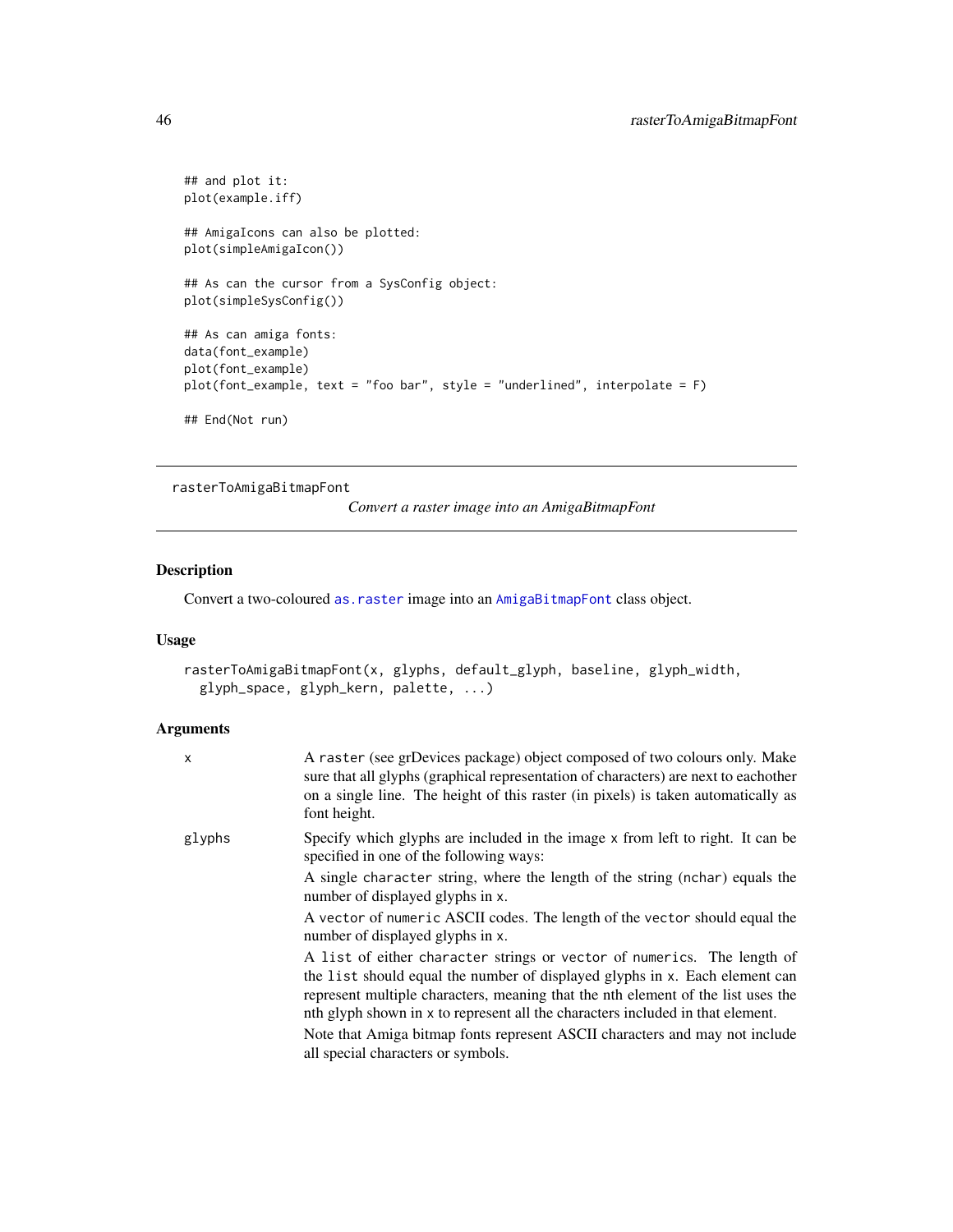```
## and plot it:
plot(example.iff)

## AmigaIcons can also be plotted:
plot(simpleAmigaIcon())

## As can the cursor from a SysConfig object:
plot(simpleSysConfig())

## As can amiga fonts:
data(font_example)
plot(font_example)
plot(font_example, text = "foo bar", style = "underlined", interpolate = F)

## End(Not run)
```

---

## rasterToAmigaBitmapFont

*Convert a raster image into an AmigaBitmapFont*

### Description

Convert a two-coloured `as.raster` image into an `AmigaBitmapFont` class object.

### Usage

```
rasterToAmigaBitmapFont(x, glyphs, default_glyph, baseline, glyph_width,
  glyph_space, glyph_kern, palette, ...)
```

### Arguments

| | |
|---|---|
| x | A `raster` (see grDevices package) object composed of two colours only. Make sure that all glyphs (graphical representation of characters) are next to eachother on a single line. The height of this raster (in pixels) is taken automatically as font height. |
| glyphs | Specify which glyphs are included in the image `x` from left to right. It can be specified in one of the following ways:<br>A single `character` string, where the length of the string (`nchar`) equals the number of displayed glyphs in `x`.<br>A `vector` of `numeric` ASCII codes. The length of the `vector` should equal the number of displayed glyphs in `x`.<br>A `list` of either `character` strings or `vector` of `numeric`s. The length of the `list` should equal the number of displayed glyphs in `x`. Each element can represent multiple characters, meaning that the nth element of the list uses the nth glyph shown in `x` to represent all the characters included in that element.<br>Note that Amiga bitmap fonts represent ASCII characters and may not include all special characters or symbols. |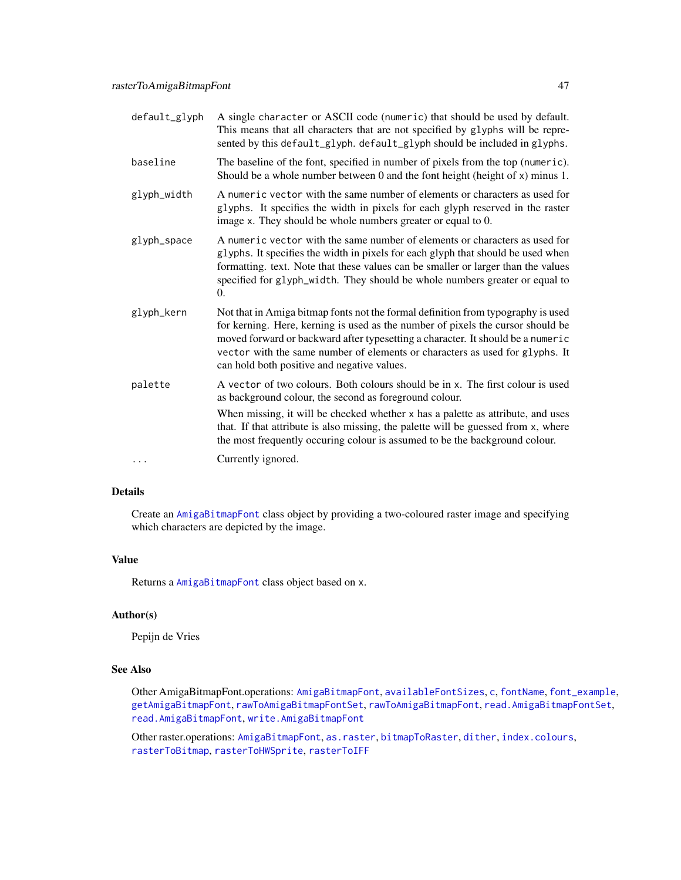default_glyph
: A single character or ASCII code (numeric) that should be used by default. This means that all characters that are not specified by glyphs will be represented by this default_glyph. default_glyph should be included in glyphs.

baseline
: The baseline of the font, specified in number of pixels from the top (numeric). Should be a whole number between 0 and the font height (height of x) minus 1.

glyph_width
: A numeric vector with the same number of elements or characters as used for glyphs. It specifies the width in pixels for each glyph reserved in the raster image x. They should be whole numbers greater or equal to 0.

glyph_space
: A numeric vector with the same number of elements or characters as used for glyphs. It specifies the width in pixels for each glyph that should be used when formatting. text. Note that these values can be smaller or larger than the values specified for glyph_width. They should be whole numbers greater or equal to 0.

glyph_kern
: Not that in Amiga bitmap fonts not the formal definition from typography is used for kerning. Here, kerning is used as the number of pixels the cursor should be moved forward or backward after typesetting a character. It should be a numeric vector with the same number of elements or characters as used for glyphs. It can hold both positive and negative values.

palette
: A vector of two colours. Both colours should be in x. The first colour is used as background colour, the second as foreground colour.

  When missing, it will be checked whether x has a palette as attribute, and uses that. If that attribute is also missing, the palette will be guessed from x, where the most frequently occuring colour is assumed to be the background colour.

...
: Currently ignored.

## Details

Create an AmigaBitmapFont class object by providing a two-coloured raster image and specifying which characters are depicted by the image.

## Value

Returns a AmigaBitmapFont class object based on x.

## Author(s)

Pepijn de Vries

## See Also

Other AmigaBitmapFont.operations: AmigaBitmapFont, availableFontSizes, c, fontName, font_example, getAmigaBitmapFont, rawToAmigaBitmapFontSet, rawToAmigaBitmapFont, read.AmigaBitmapFontSet, read.AmigaBitmapFont, write.AmigaBitmapFont

Other raster.operations: AmigaBitmapFont, as.raster, bitmapToRaster, dither, index.colours, rasterToBitmap, rasterToHWSprite, rasterToIFF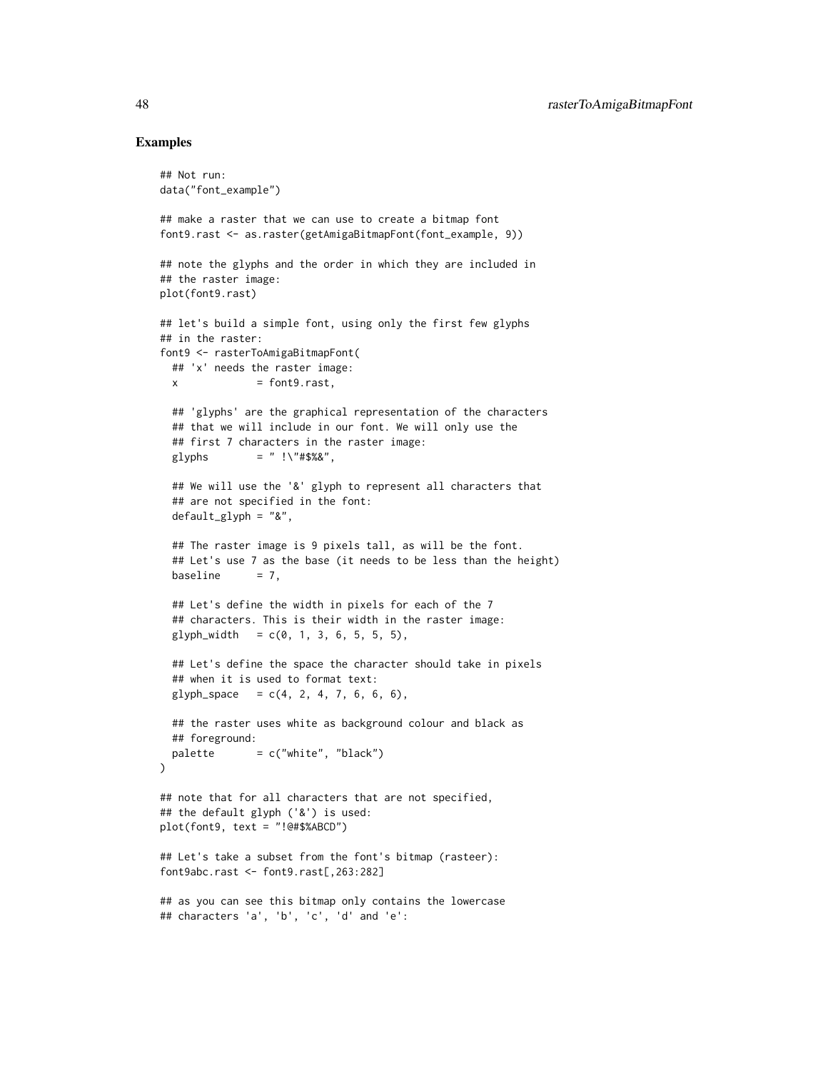### Examples

```
## Not run:
data("font_example")

## make a raster that we can use to create a bitmap font
font9.rast <- as.raster(getAmigaBitmapFont(font_example, 9))

## note the glyphs and the order in which they are included in
## the raster image:
plot(font9.rast)

## let's build a simple font, using only the first few glyphs
## in the raster:
font9 <- rasterToAmigaBitmapFont(
  ## 'x' needs the raster image:
  x             = font9.rast,

  ## 'glyphs' are the graphical representation of the characters
  ## that we will include in our font. We will only use the
  ## first 7 characters in the raster image:
  glyphs        = " !\"#$%&",

  ## We will use the '&' glyph to represent all characters that
  ## are not specified in the font:
  default_glyph = "&",

  ## The raster image is 9 pixels tall, as will be the font.
  ## Let's use 7 as the base (it needs to be less than the height)
  baseline      = 7,

  ## Let's define the width in pixels for each of the 7
  ## characters. This is their width in the raster image:
  glyph_width   = c(0, 1, 3, 6, 5, 5, 5),

  ## Let's define the space the character should take in pixels
  ## when it is used to format text:
  glyph_space   = c(4, 2, 4, 7, 6, 6, 6),

  ## the raster uses white as background colour and black as
  ## foreground:
  palette       = c("white", "black")
)

## note that for all characters that are not specified,
## the default glyph ('&') is used:
plot(font9, text = "!@#$%ABCD")

## Let's take a subset from the font's bitmap (rasteer):
font9abc.rast <- font9.rast[,263:282]

## as you can see this bitmap only contains the lowercase
## characters 'a', 'b', 'c', 'd' and 'e':
```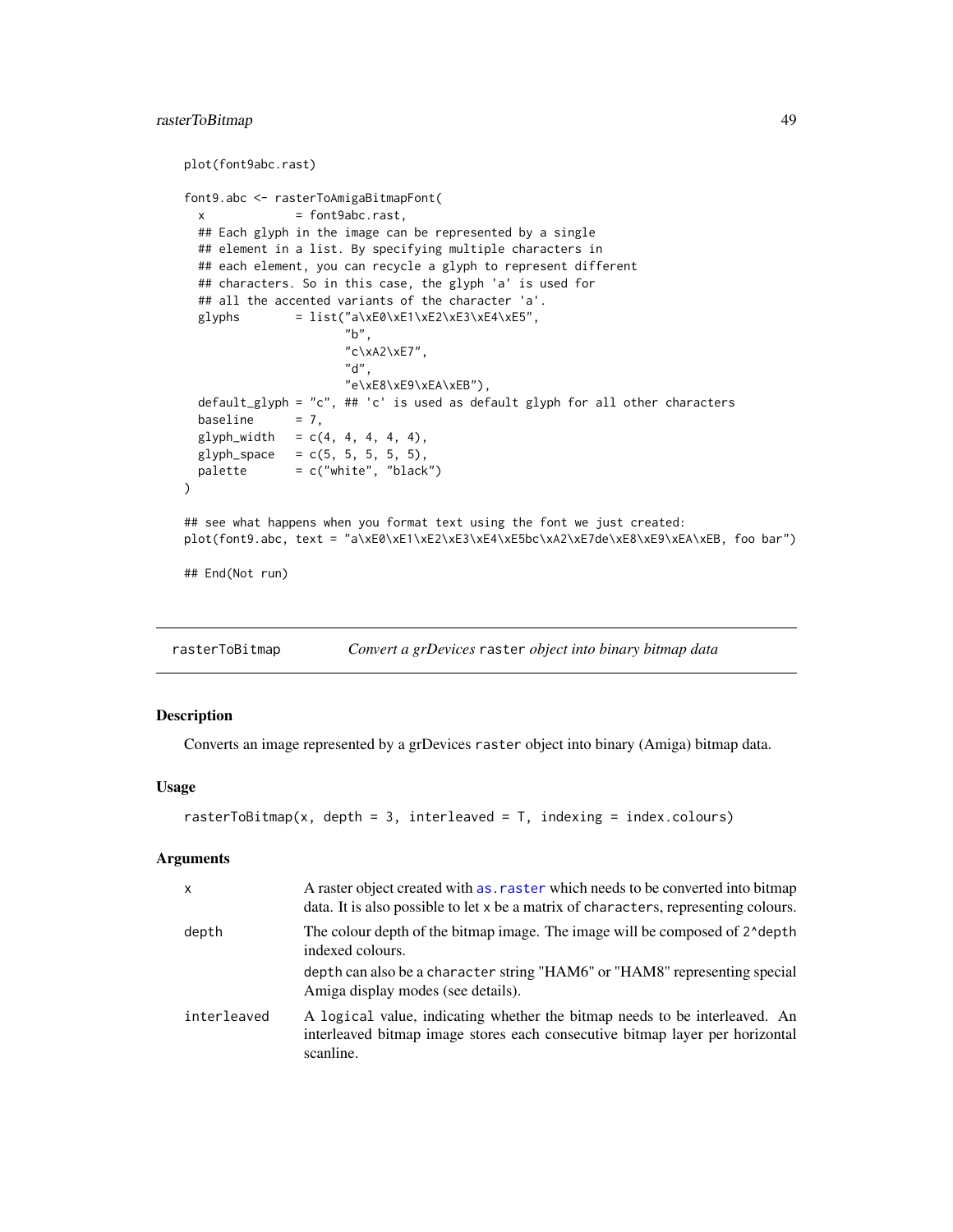```
plot(font9abc.rast)

font9.abc <- rasterToAmigaBitmapFont(
  x             = font9abc.rast,
  ## Each glyph in the image can be represented by a single
  ## element in a list. By specifying multiple characters in
  ## each element, you can recycle a glyph to represent different
  ## characters. So in this case, the glyph 'a' is used for
  ## all the accented variants of the character 'a'.
  glyphs        = list("a\xE0\xE1\xE2\xE3\xE4\xE5",
                       "b",
                       "c\xA2\xE7",
                       "d",
                       "e\xE8\xE9\xEA\xEB"),
  default_glyph = "c", ## 'c' is used as default glyph for all other characters
  baseline      = 7,
  glyph_width   = c(4, 4, 4, 4, 4),
  glyph_space   = c(5, 5, 5, 5, 5),
  palette       = c("white", "black")
)

## see what happens when you format text using the font we just created:
plot(font9.abc, text = "a\xE0\xE1\xE2\xE3\xE4\xE5bc\xA2\xE7de\xE8\xE9\xEA\xEB, foo bar")

## End(Not run)
```

## rasterToBitmap — *Convert a grDevices* `raster` *object into binary bitmap data*

### Description

Converts an image represented by a grDevices `raster` object into binary (Amiga) bitmap data.

### Usage

```
rasterToBitmap(x, depth = 3, interleaved = T, indexing = index.colours)
```

### Arguments

| | |
|---|---|
| `x` | A raster object created with `as.raster` which needs to be converted into bitmap data. It is also possible to let x be a matrix of `character`s, representing colours. |
| `depth` | The colour depth of the bitmap image. The image will be composed of `2^depth` indexed colours. `depth` can also be a `character` string "HAM6" or "HAM8" representing special Amiga display modes (see details). |
| `interleaved` | A `logical` value, indicating whether the bitmap needs to be interleaved. An interleaved bitmap image stores each consecutive bitmap layer per horizontal scanline. |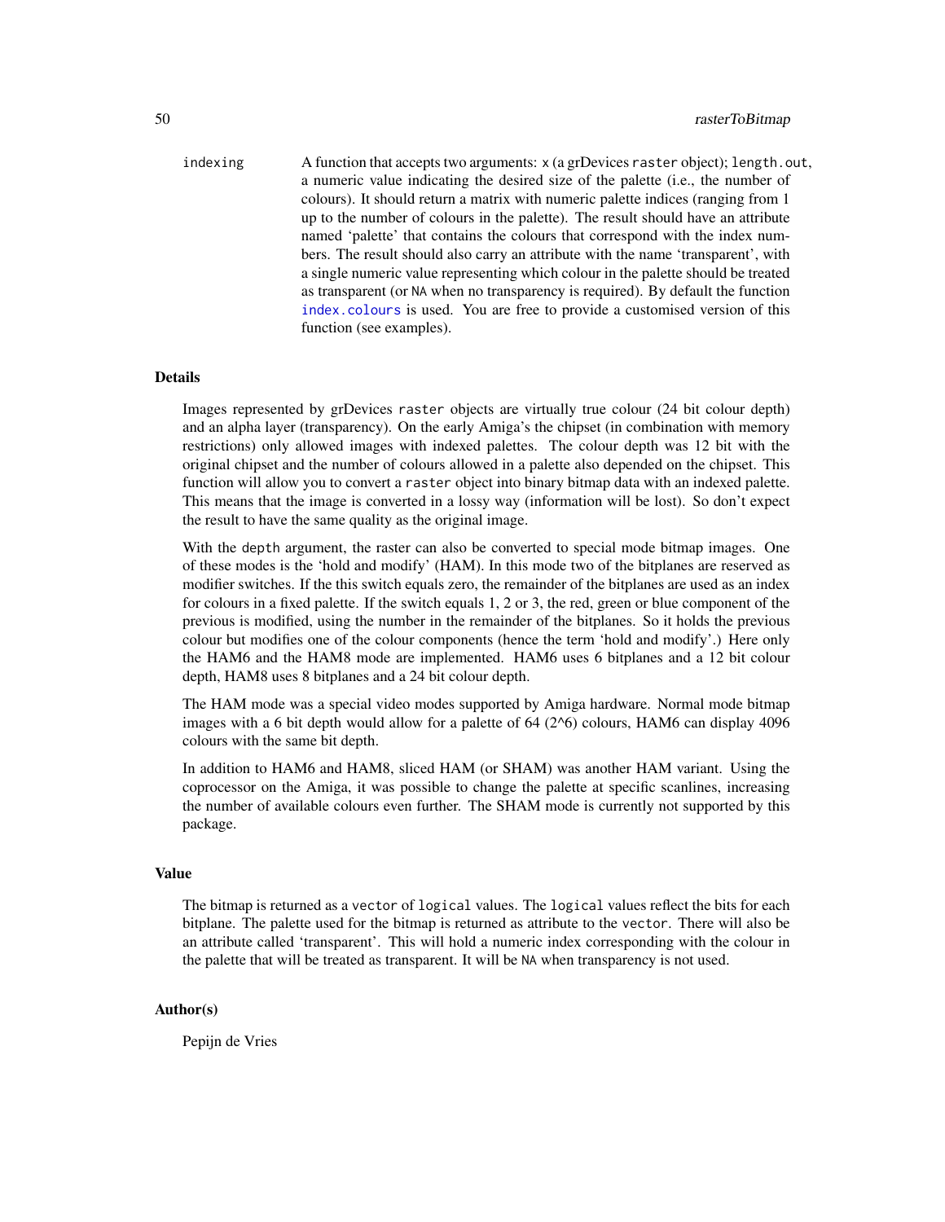indexing — A function that accepts two arguments: `x` (a grDevices `raster` object); `length.out`, a numeric value indicating the desired size of the palette (i.e., the number of colours). It should return a matrix with numeric palette indices (ranging from 1 up to the number of colours in the palette). The result should have an attribute named 'palette' that contains the colours that correspond with the index numbers. The result should also carry an attribute with the name 'transparent', with a single numeric value representing which colour in the palette should be treated as transparent (or `NA` when no transparency is required). By default the function `index.colours` is used. You are free to provide a customised version of this function (see examples).

### Details

Images represented by grDevices `raster` objects are virtually true colour (24 bit colour depth) and an alpha layer (transparency). On the early Amiga's the chipset (in combination with memory restrictions) only allowed images with indexed palettes. The colour depth was 12 bit with the original chipset and the number of colours allowed in a palette also depended on the chipset. This function will allow you to convert a `raster` object into binary bitmap data with an indexed palette. This means that the image is converted in a lossy way (information will be lost). So don't expect the result to have the same quality as the original image.

With the `depth` argument, the raster can also be converted to special mode bitmap images. One of these modes is the 'hold and modify' (HAM). In this mode two of the bitplanes are reserved as modifier switches. If the this switch equals zero, the remainder of the bitplanes are used as an index for colours in a fixed palette. If the switch equals 1, 2 or 3, the red, green or blue component of the previous is modified, using the number in the remainder of the bitplanes. So it holds the previous colour but modifies one of the colour components (hence the term 'hold and modify'.) Here only the HAM6 and the HAM8 mode are implemented. HAM6 uses 6 bitplanes and a 12 bit colour depth, HAM8 uses 8 bitplanes and a 24 bit colour depth.

The HAM mode was a special video modes supported by Amiga hardware. Normal mode bitmap images with a 6 bit depth would allow for a palette of 64 (2^6) colours, HAM6 can display 4096 colours with the same bit depth.

In addition to HAM6 and HAM8, sliced HAM (or SHAM) was another HAM variant. Using the coprocessor on the Amiga, it was possible to change the palette at specific scanlines, increasing the number of available colours even further. The SHAM mode is currently not supported by this package.

### Value

The bitmap is returned as a `vector` of `logical` values. The `logical` values reflect the bits for each bitplane. The palette used for the bitmap is returned as attribute to the `vector`. There will also be an attribute called 'transparent'. This will hold a numeric index corresponding with the colour in the palette that will be treated as transparent. It will be `NA` when transparency is not used.

### Author(s)

Pepijn de Vries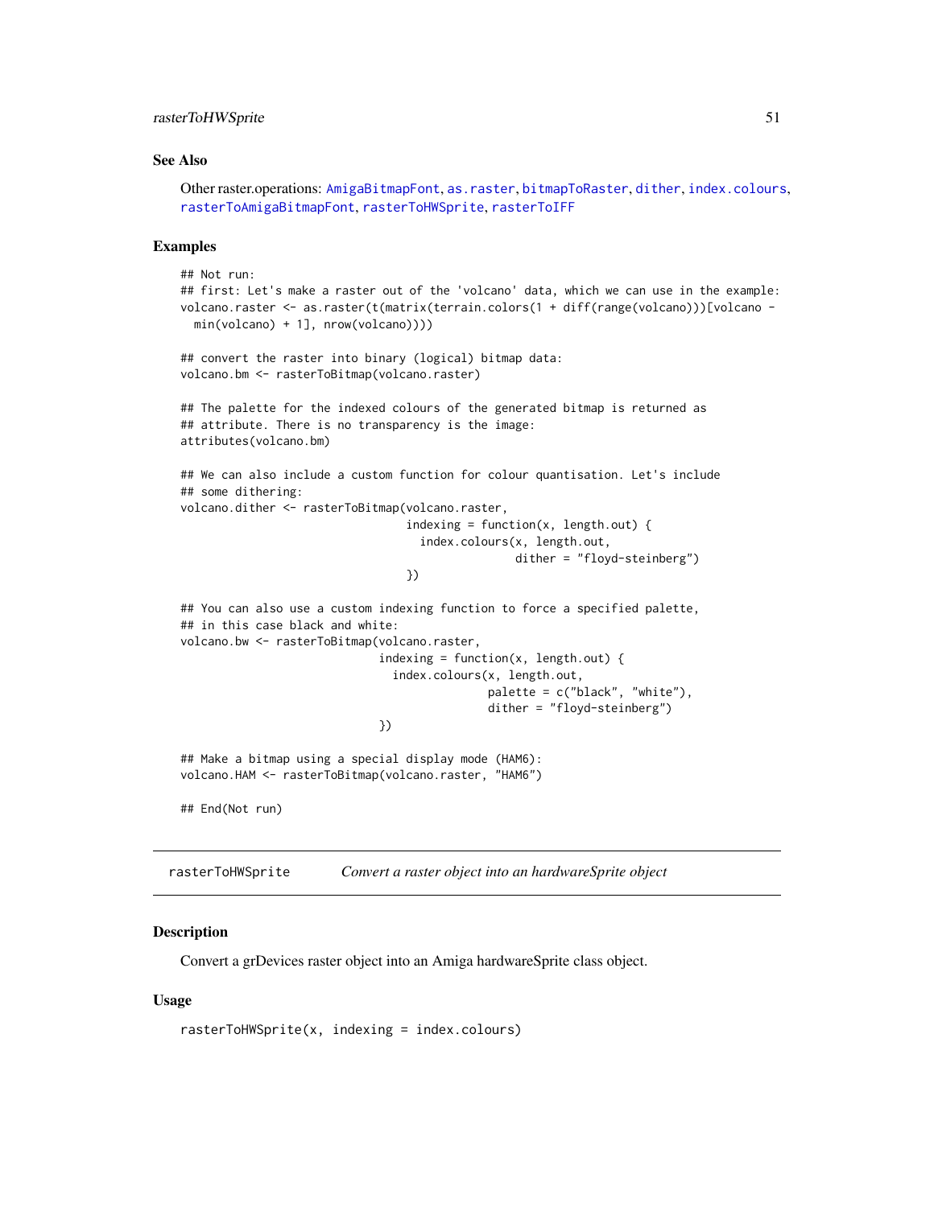### See Also

Other raster.operations: AmigaBitmapFont, as.raster, bitmapToRaster, dither, index.colours, rasterToAmigaBitmapFont, rasterToHWSprite, rasterToIFF

### Examples

```
## Not run:
## first: Let's make a raster out of the 'volcano' data, which we can use in the example:
volcano.raster <- as.raster(t(matrix(terrain.colors(1 + diff(range(volcano)))[volcano -
  min(volcano) + 1], nrow(volcano))))

## convert the raster into binary (logical) bitmap data:
volcano.bm <- rasterToBitmap(volcano.raster)

## The palette for the indexed colours of the generated bitmap is returned as
## attribute. There is no transparency is the image:
attributes(volcano.bm)

## We can also include a custom function for colour quantisation. Let's include
## some dithering:
volcano.dither <- rasterToBitmap(volcano.raster,
                                 indexing = function(x, length.out) {
                                   index.colours(x, length.out,
                                                 dither = "floyd-steinberg")
                                 })

## You can also use a custom indexing function to force a specified palette,
## in this case black and white:
volcano.bw <- rasterToBitmap(volcano.raster,
                             indexing = function(x, length.out) {
                               index.colours(x, length.out,
                                             palette = c("black", "white"),
                                             dither = "floyd-steinberg")
                             })

## Make a bitmap using a special display mode (HAM6):
volcano.HAM <- rasterToBitmap(volcano.raster, "HAM6")

## End(Not run)
```

---

## rasterToHWSprite — *Convert a raster object into an hardwareSprite object*

### Description

Convert a grDevices raster object into an Amiga hardwareSprite class object.

### Usage

```
rasterToHWSprite(x, indexing = index.colours)
```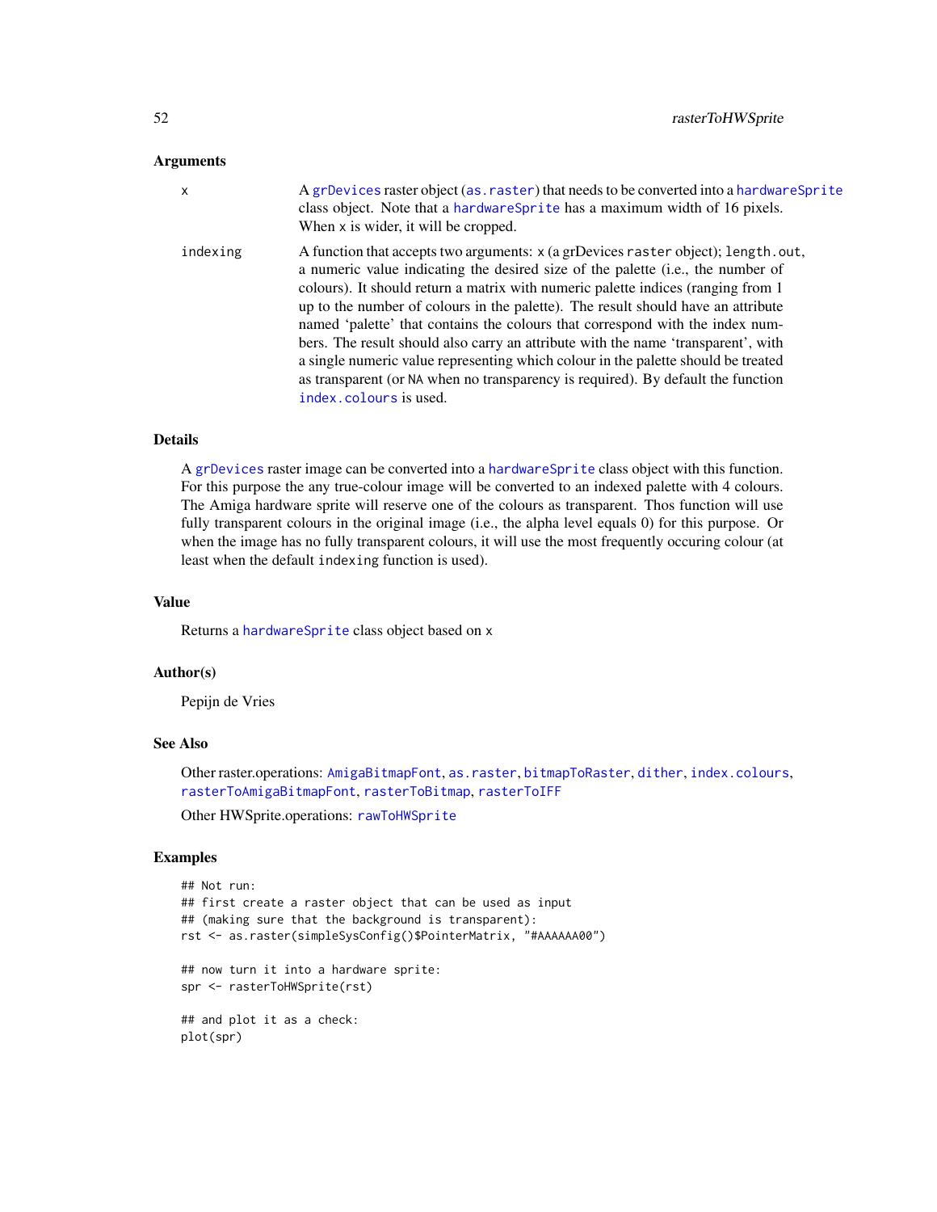### Arguments

- `x` — A `grDevices` raster object (`as.raster`) that needs to be converted into a `hardwareSprite` class object. Note that a `hardwareSprite` has a maximum width of 16 pixels. When `x` is wider, it will be cropped.
- `indexing` — A function that accepts two arguments: `x` (a grDevices `raster` object); `length.out`, a numeric value indicating the desired size of the palette (i.e., the number of colours). It should return a matrix with numeric palette indices (ranging from 1 up to the number of colours in the palette). The result should have an attribute named 'palette' that contains the colours that correspond with the index numbers. The result should also carry an attribute with the name 'transparent', with a single numeric value representing which colour in the palette should be treated as transparent (or `NA` when no transparency is required). By default the function `index.colours` is used.

### Details

A `grDevices` raster image can be converted into a `hardwareSprite` class object with this function. For this purpose the any true-colour image will be converted to an indexed palette with 4 colours. The Amiga hardware sprite will reserve one of the colours as transparent. Thos function will use fully transparent colours in the original image (i.e., the alpha level equals 0) for this purpose. Or when the image has no fully transparent colours, it will use the most frequently occuring colour (at least when the default `indexing` function is used).

### Value

Returns a `hardwareSprite` class object based on `x`

### Author(s)

Pepijn de Vries

### See Also

Other raster.operations: `AmigaBitmapFont`, `as.raster`, `bitmapToRaster`, `dither`, `index.colours`, `rasterToAmigaBitmapFont`, `rasterToBitmap`, `rasterToIFF`

Other HWSprite.operations: `rawToHWSprite`

### Examples

```
## Not run:
## first create a raster object that can be used as input
## (making sure that the background is transparent):
rst <- as.raster(simpleSysConfig()$PointerMatrix, "#AAAAAA00")

## now turn it into a hardware sprite:
spr <- rasterToHWSprite(rst)

## and plot it as a check:
plot(spr)
```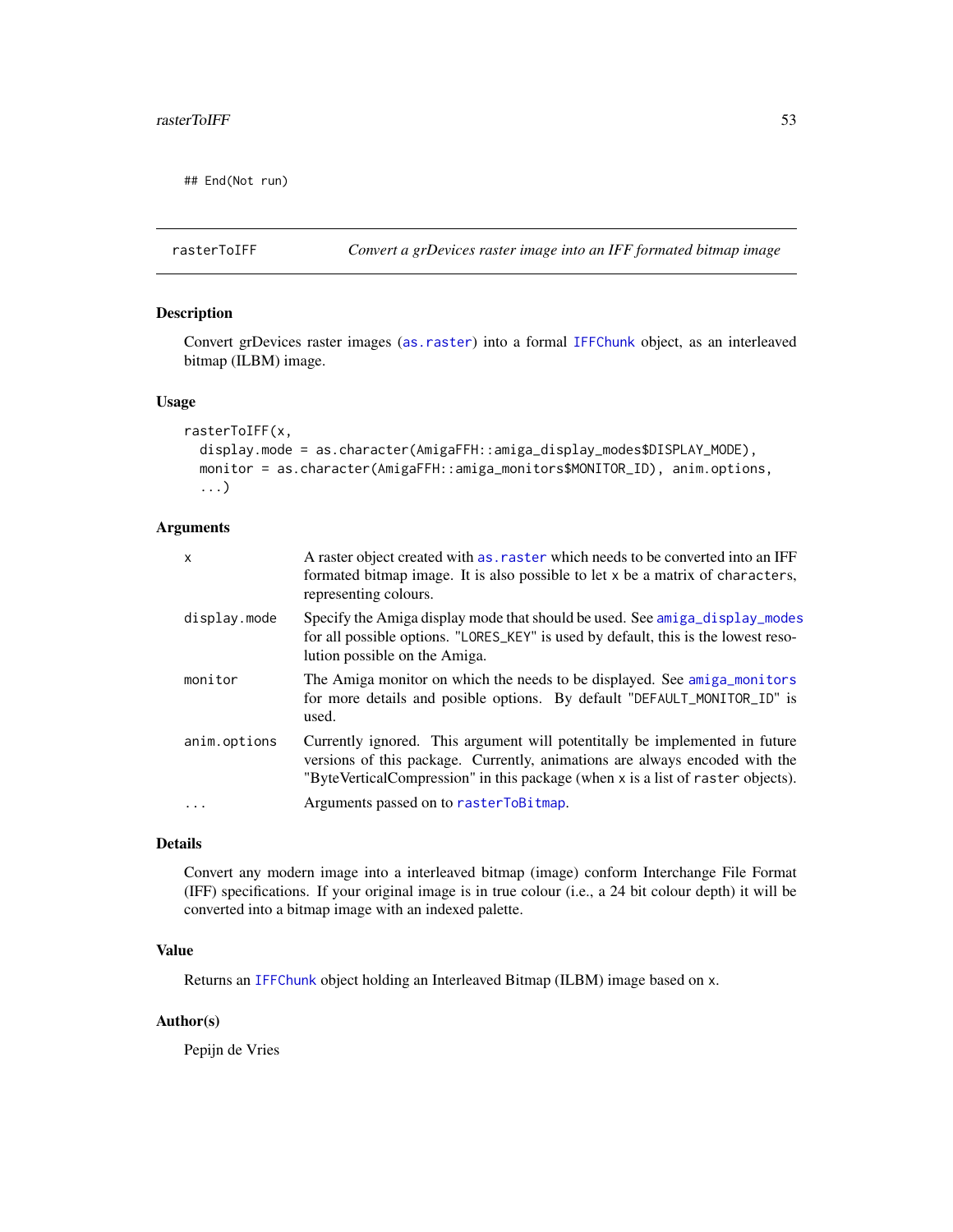```
## End(Not run)
```

## rasterToIFF — *Convert a grDevices raster image into an IFF formated bitmap image*

### Description

Convert grDevices raster images (`as.raster`) into a formal `IFFChunk` object, as an interleaved bitmap (ILBM) image.

### Usage

```
rasterToIFF(x,
  display.mode = as.character(AmigaFFH::amiga_display_modes$DISPLAY_MODE),
  monitor = as.character(AmigaFFH::amiga_monitors$MONITOR_ID), anim.options,
  ...)
```

### Arguments

| | |
|---|---|
| `x` | A raster object created with `as.raster` which needs to be converted into an IFF formated bitmap image. It is also possible to let `x` be a matrix of `character`s, representing colours. |
| `display.mode` | Specify the Amiga display mode that should be used. See `amiga_display_modes` for all possible options. "`LORES_KEY`" is used by default, this is the lowest resolution possible on the Amiga. |
| `monitor` | The Amiga monitor on which the needs to be displayed. See `amiga_monitors` for more details and posible options. By default "`DEFAULT_MONITOR_ID`" is used. |
| `anim.options` | Currently ignored. This argument will potentitally be implemented in future versions of this package. Currently, animations are always encoded with the "ByteVerticalCompression" in this package (when `x` is a list of `raster` objects). |
| `...` | Arguments passed on to `rasterToBitmap`. |

### Details

Convert any modern image into a interleaved bitmap (image) conform Interchange File Format (IFF) specifications. If your original image is in true colour (i.e., a 24 bit colour depth) it will be converted into a bitmap image with an indexed palette.

### Value

Returns an `IFFChunk` object holding an Interleaved Bitmap (ILBM) image based on `x`.

### Author(s)

Pepijn de Vries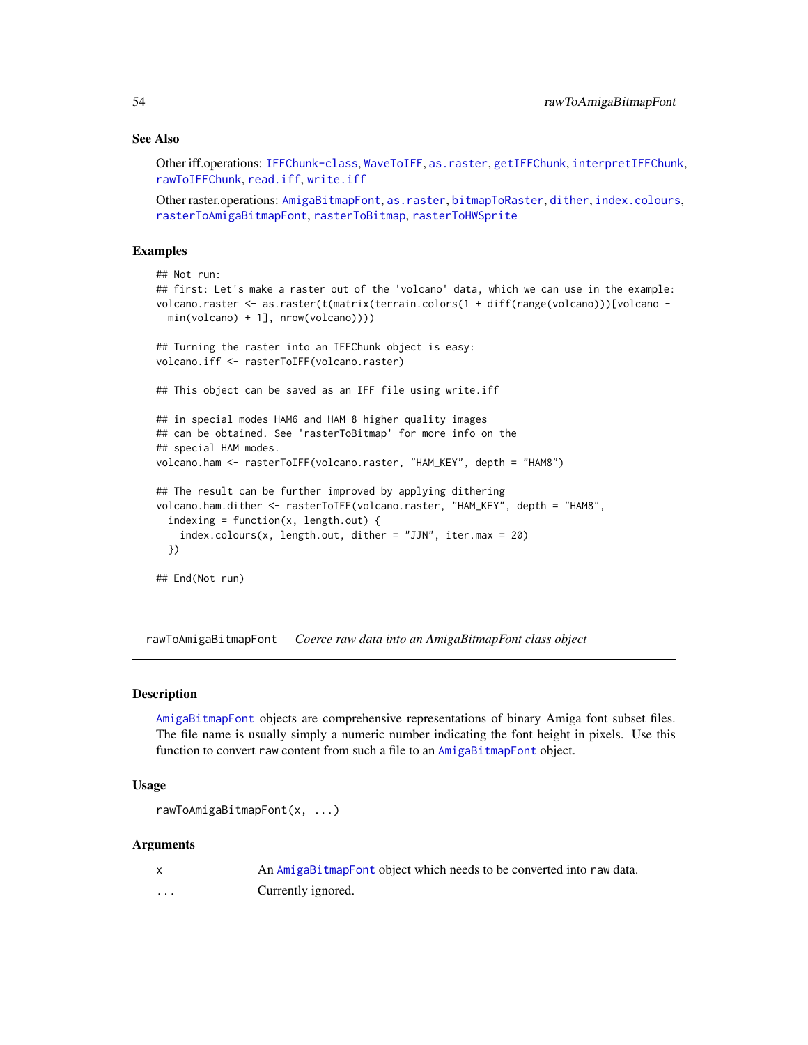### See Also

Other iff.operations: IFFChunk-class, WaveToIFF, as.raster, getIFFChunk, interpretIFFChunk, rawToIFFChunk, read.iff, write.iff

Other raster.operations: AmigaBitmapFont, as.raster, bitmapToRaster, dither, index.colours, rasterToAmigaBitmapFont, rasterToBitmap, rasterToHWSprite

### Examples

```
## Not run:
## first: Let's make a raster out of the 'volcano' data, which we can use in the example:
volcano.raster <- as.raster(t(matrix(terrain.colors(1 + diff(range(volcano)))[volcano -
  min(volcano) + 1], nrow(volcano))))

## Turning the raster into an IFFChunk object is easy:
volcano.iff <- rasterToIFF(volcano.raster)

## This object can be saved as an IFF file using write.iff

## in special modes HAM6 and HAM 8 higher quality images
## can be obtained. See 'rasterToBitmap' for more info on the
## special HAM modes.
volcano.ham <- rasterToIFF(volcano.raster, "HAM_KEY", depth = "HAM8")

## The result can be further improved by applying dithering
volcano.ham.dither <- rasterToIFF(volcano.raster, "HAM_KEY", depth = "HAM8",
  indexing = function(x, length.out) {
    index.colours(x, length.out, dither = "JJN", iter.max = 20)
  })

## End(Not run)
```

---

## rawToAmigaBitmapFont *Coerce raw data into an AmigaBitmapFont class object*

### Description

AmigaBitmapFont objects are comprehensive representations of binary Amiga font subset files. The file name is usually simply a numeric number indicating the font height in pixels. Use this function to convert raw content from such a file to an AmigaBitmapFont object.

### Usage

```
rawToAmigaBitmapFont(x, ...)
```

### Arguments

| | |
|---|---|
| x | An AmigaBitmapFont object which needs to be converted into raw data. |
| ... | Currently ignored. |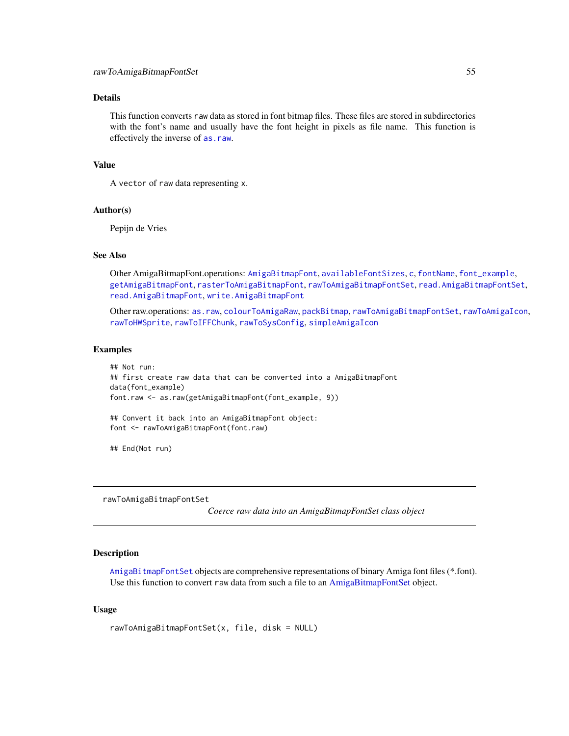### Details

This function converts `raw` data as stored in font bitmap files. These files are stored in subdirectories with the font's name and usually have the font height in pixels as file name. This function is effectively the inverse of `as.raw`.

### Value

A `vector` of `raw` data representing `x`.

### Author(s)

Pepijn de Vries

### See Also

Other AmigaBitmapFont.operations: `AmigaBitmapFont`, `availableFontSizes`, `c`, `fontName`, `font_example`, `getAmigaBitmapFont`, `rasterToAmigaBitmapFont`, `rawToAmigaBitmapFontSet`, `read.AmigaBitmapFontSet`, `read.AmigaBitmapFont`, `write.AmigaBitmapFont`

Other raw.operations: `as.raw`, `colourToAmigaRaw`, `packBitmap`, `rawToAmigaBitmapFontSet`, `rawToAmigaIcon`, `rawToHWSprite`, `rawToIFFChunk`, `rawToSysConfig`, `simpleAmigaIcon`

### Examples

```
## Not run:
## first create raw data that can be converted into a AmigaBitmapFont
data(font_example)
font.raw <- as.raw(getAmigaBitmapFont(font_example, 9))

## Convert it back into an AmigaBitmapFont object:
font <- rawToAmigaBitmapFont(font.raw)

## End(Not run)
```

---

## rawToAmigaBitmapFontSet

*Coerce raw data into an AmigaBitmapFontSet class object*

### Description

`AmigaBitmapFontSet` objects are comprehensive representations of binary Amiga font files (*.font). Use this function to convert `raw` data from such a file to an AmigaBitmapFontSet object.

### Usage

```
rawToAmigaBitmapFontSet(x, file, disk = NULL)
```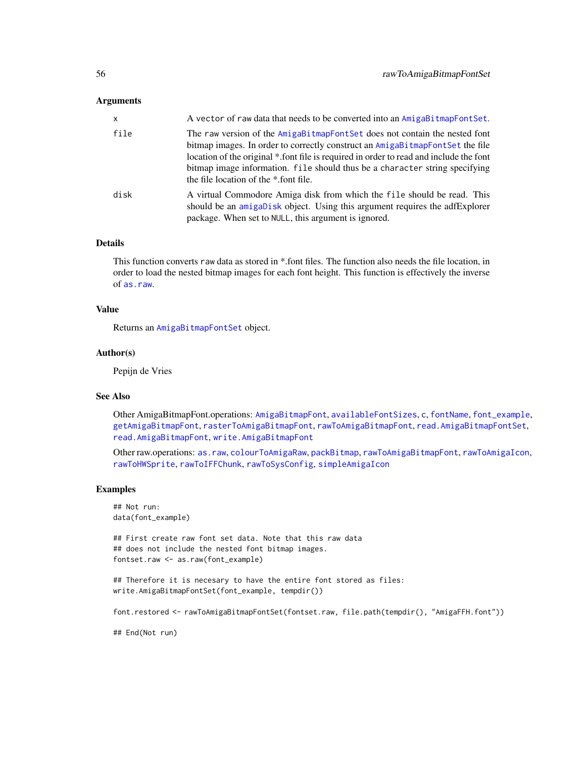### Arguments

| | |
|---|---|
| `x` | A `vector` of `raw` data that needs to be converted into an `AmigaBitmapFontSet`. |
| `file` | The `raw` version of the `AmigaBitmapFontSet` does not contain the nested font bitmap images. In order to correctly construct an `AmigaBitmapFontSet` the file location of the original *.font file is required in order to read and include the font bitmap image information. `file` should thus be a `character` string specifying the file location of the *.font file. |
| `disk` | A virtual Commodore Amiga disk from which the `file` should be read. This should be an `amigaDisk` object. Using this argument requires the adfExplorer package. When set to `NULL`, this argument is ignored. |

### Details

This function converts `raw` data as stored in *.font files. The function also needs the file location, in order to load the nested bitmap images for each font height. This function is effectively the inverse of `as.raw`.

### Value

Returns an `AmigaBitmapFontSet` object.

### Author(s)

Pepijn de Vries

### See Also

Other AmigaBitmapFont.operations: `AmigaBitmapFont`, `availableFontSizes`, `c`, `fontName`, `font_example`, `getAmigaBitmapFont`, `rasterToAmigaBitmapFont`, `rawToAmigaBitmapFont`, `read.AmigaBitmapFontSet`, `read.AmigaBitmapFont`, `write.AmigaBitmapFont`

Other raw.operations: `as.raw`, `colourToAmigaRaw`, `packBitmap`, `rawToAmigaBitmapFont`, `rawToAmigaIcon`, `rawToHWSprite`, `rawToIFFChunk`, `rawToSysConfig`, `simpleAmigaIcon`

### Examples

```
## Not run:
data(font_example)

## First create raw font set data. Note that this raw data
## does not include the nested font bitmap images.
fontset.raw <- as.raw(font_example)

## Therefore it is necesary to have the entire font stored as files:
write.AmigaBitmapFontSet(font_example, tempdir())

font.restored <- rawToAmigaBitmapFontSet(fontset.raw, file.path(tempdir(), "AmigaFFH.font"))

## End(Not run)
```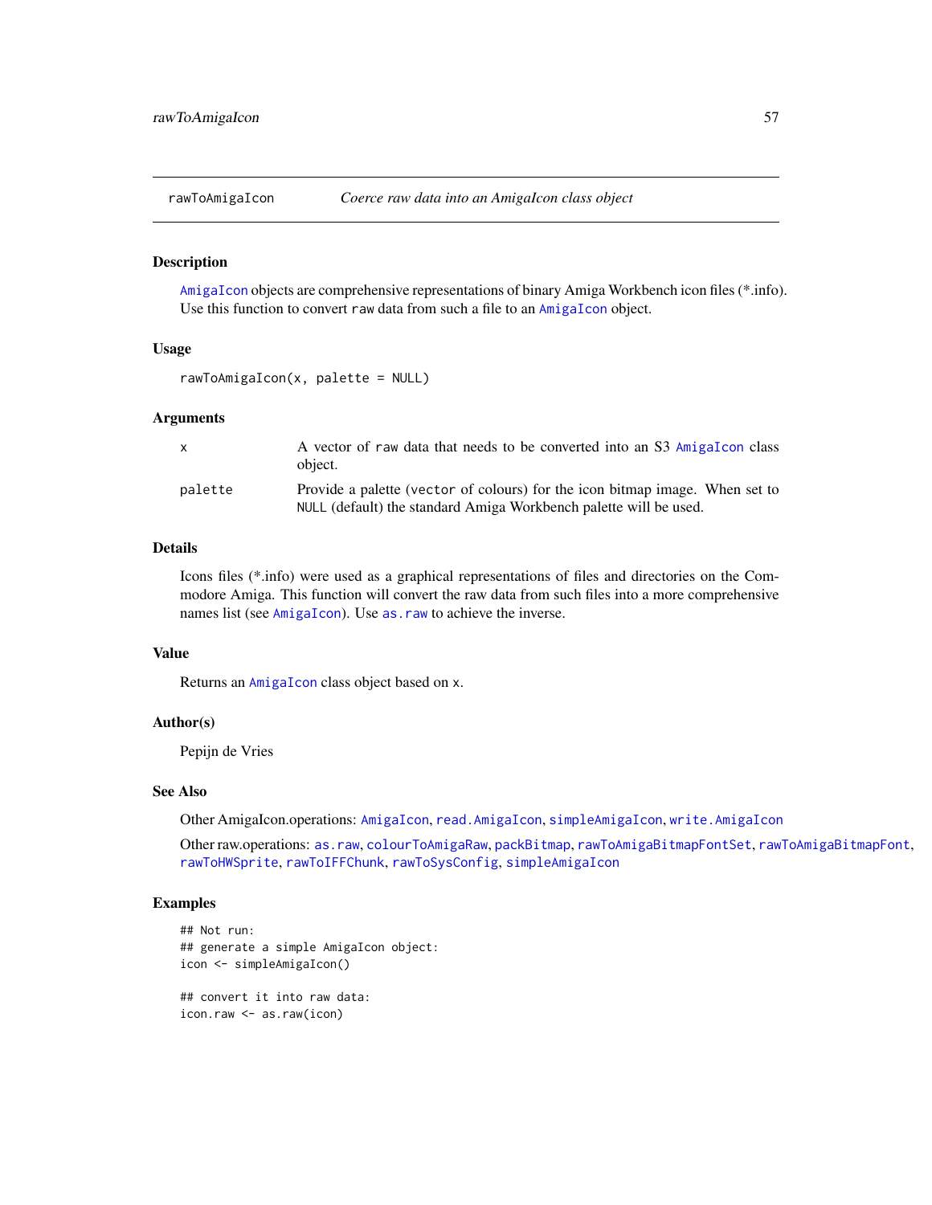## rawToAmigaIcon — *Coerce raw data into an AmigaIcon class object*

### Description

AmigaIcon objects are comprehensive representations of binary Amiga Workbench icon files (*.info). Use this function to convert raw data from such a file to an AmigaIcon object.

### Usage

```
rawToAmigaIcon(x, palette = NULL)
```

### Arguments

| | |
|---|---|
| x | A vector of raw data that needs to be converted into an S3 AmigaIcon class object. |
| palette | Provide a palette (vector of colours) for the icon bitmap image. When set to NULL (default) the standard Amiga Workbench palette will be used. |

### Details

Icons files (*.info) were used as a graphical representations of files and directories on the Commodore Amiga. This function will convert the raw data from such files into a more comprehensive names list (see AmigaIcon). Use as.raw to achieve the inverse.

### Value

Returns an AmigaIcon class object based on x.

### Author(s)

Pepijn de Vries

### See Also

Other AmigaIcon.operations: AmigaIcon, read.AmigaIcon, simpleAmigaIcon, write.AmigaIcon

Other raw.operations: as.raw, colourToAmigaRaw, packBitmap, rawToAmigaBitmapFontSet, rawToAmigaBitmapFont, rawToHWSprite, rawToIFFChunk, rawToSysConfig, simpleAmigaIcon

### Examples

```
## Not run:
## generate a simple AmigaIcon object:
icon <- simpleAmigaIcon()

## convert it into raw data:
icon.raw <- as.raw(icon)
```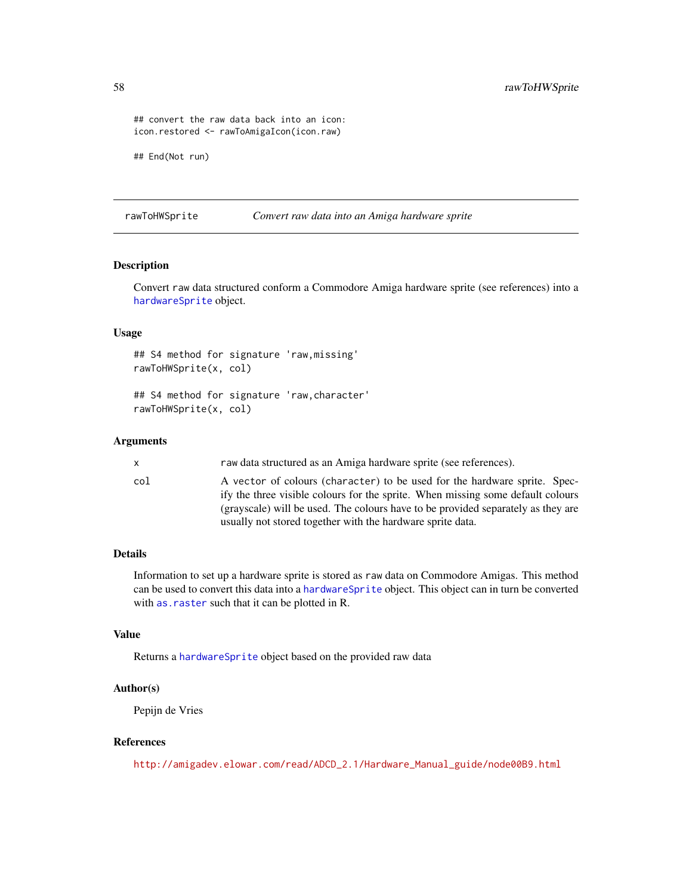```
## convert the raw data back into an icon:
icon.restored <- rawToAmigaIcon(icon.raw)

## End(Not run)
```

---

## rawToHWSprite — *Convert raw data into an Amiga hardware sprite*

---

### Description

Convert `raw` data structured conform a Commodore Amiga hardware sprite (see references) into a `hardwareSprite` object.

### Usage

```
## S4 method for signature 'raw,missing'
rawToHWSprite(x, col)

## S4 method for signature 'raw,character'
rawToHWSprite(x, col)
```

### Arguments

| | |
|---|---|
| `x` | `raw` data structured as an Amiga hardware sprite (see references). |
| `col` | A `vector` of colours (`character`) to be used for the hardware sprite. Specify the three visible colours for the sprite. When missing some default colours (grayscale) will be used. The colours have to be provided separately as they are usually not stored together with the hardware sprite data. |

### Details

Information to set up a hardware sprite is stored as `raw` data on Commodore Amigas. This method can be used to convert this data into a `hardwareSprite` object. This object can in turn be converted with `as.raster` such that it can be plotted in R.

### Value

Returns a `hardwareSprite` object based on the provided raw data

### Author(s)

Pepijn de Vries

### References

http://amigadev.elowar.com/read/ADCD_2.1/Hardware_Manual_guide/node00B9.html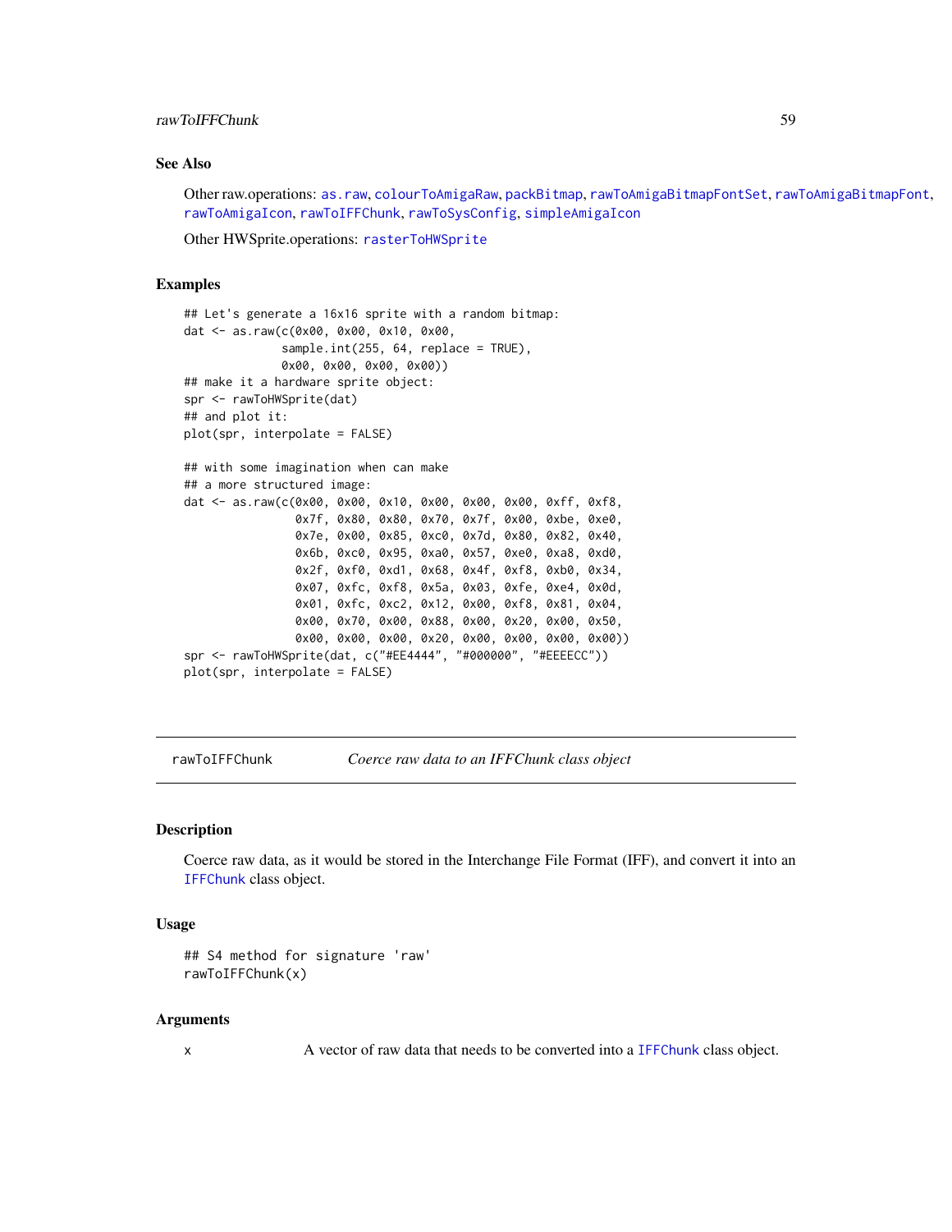### See Also

Other raw.operations: `as.raw`, `colourToAmigaRaw`, `packBitmap`, `rawToAmigaBitmapFontSet`, `rawToAmigaBitmapFont`, `rawToAmigaIcon`, `rawToIFFChunk`, `rawToSysConfig`, `simpleAmigaIcon`

Other HWSprite.operations: `rasterToHWSprite`

### Examples

```
## Let's generate a 16x16 sprite with a random bitmap:
dat <- as.raw(c(0x00, 0x00, 0x10, 0x00,
              sample.int(255, 64, replace = TRUE),
              0x00, 0x00, 0x00, 0x00))
## make it a hardware sprite object:
spr <- rawToHWSprite(dat)
## and plot it:
plot(spr, interpolate = FALSE)

## with some imagination when can make
## a more structured image:
dat <- as.raw(c(0x00, 0x00, 0x10, 0x00, 0x00, 0x00, 0xff, 0xf8,
                0x7f, 0x80, 0x80, 0x70, 0x7f, 0x00, 0xbe, 0xe0,
                0x7e, 0x00, 0x85, 0xc0, 0x7d, 0x80, 0x82, 0x40,
                0x6b, 0xc0, 0x95, 0xa0, 0x57, 0xe0, 0xa8, 0xd0,
                0x2f, 0xf0, 0xd1, 0x68, 0x4f, 0xf8, 0xb0, 0x34,
                0x07, 0xfc, 0xf8, 0x5a, 0x03, 0xfe, 0xe4, 0x0d,
                0x01, 0xfc, 0xc2, 0x12, 0x00, 0xf8, 0x81, 0x04,
                0x00, 0x70, 0x00, 0x88, 0x00, 0x20, 0x00, 0x50,
                0x00, 0x00, 0x00, 0x20, 0x00, 0x00, 0x00, 0x00))
spr <- rawToHWSprite(dat, c("#EE4444", "#000000", "#EEEECC"))
plot(spr, interpolate = FALSE)
```

---

## rawToIFFChunk — *Coerce raw data to an IFFChunk class object*

### Description

Coerce raw data, as it would be stored in the Interchange File Format (IFF), and convert it into an `IFFChunk` class object.

### Usage

```
## S4 method for signature 'raw'
rawToIFFChunk(x)
```

### Arguments

| | |
|---|---|
| x | A vector of raw data that needs to be converted into a `IFFChunk` class object. |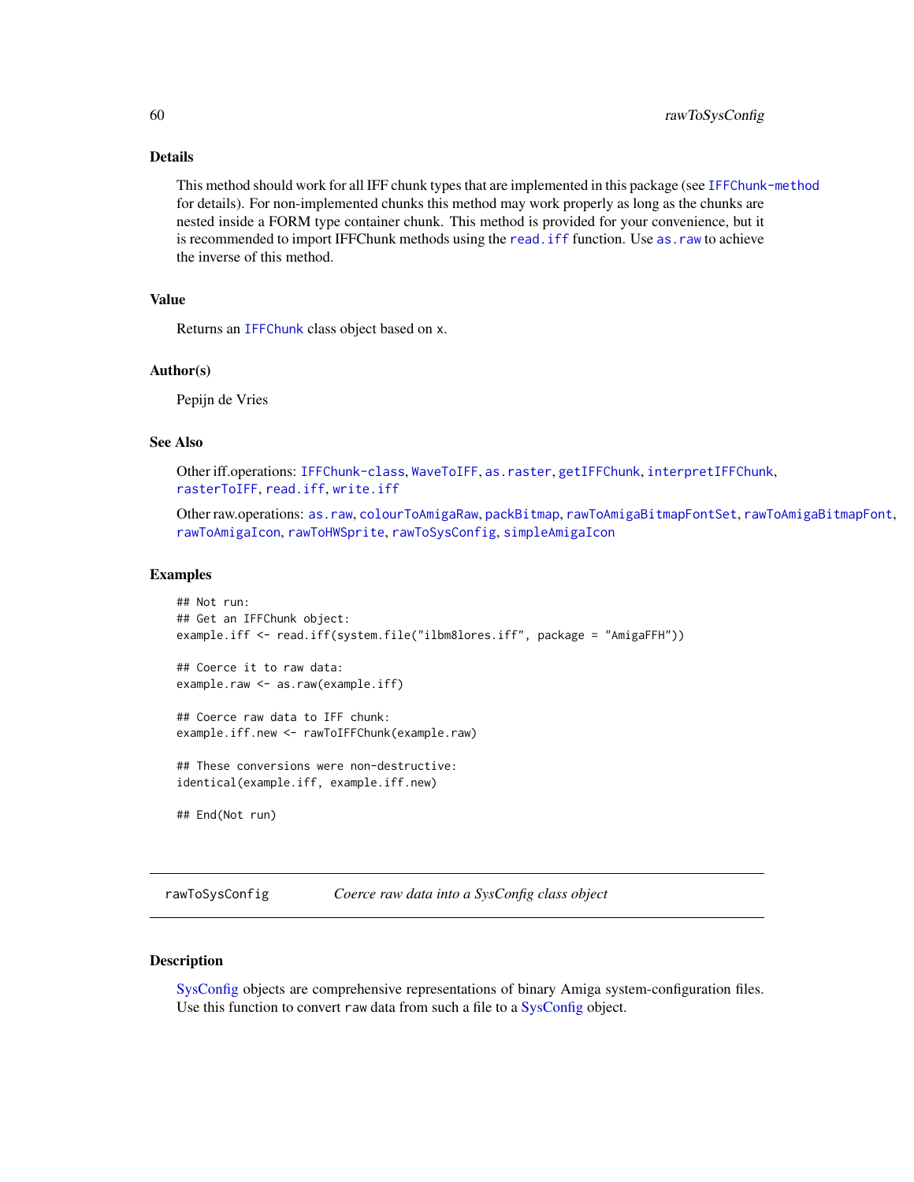### Details

This method should work for all IFF chunk types that are implemented in this package (see `IFFChunk-method` for details). For non-implemented chunks this method may work properly as long as the chunks are nested inside a FORM type container chunk. This method is provided for your convenience, but it is recommended to import IFFChunk methods using the `read.iff` function. Use `as.raw` to achieve the inverse of this method.

### Value

Returns an `IFFChunk` class object based on `x`.

### Author(s)

Pepijn de Vries

### See Also

Other iff.operations: `IFFChunk-class`, `WaveToIFF`, `as.raster`, `getIFFChunk`, `interpretIFFChunk`, `rasterToIFF`, `read.iff`, `write.iff`

Other raw.operations: `as.raw`, `colourToAmigaRaw`, `packBitmap`, `rawToAmigaBitmapFontSet`, `rawToAmigaBitmapFont`, `rawToAmigaIcon`, `rawToHWSprite`, `rawToSysConfig`, `simpleAmigaIcon`

### Examples

```
## Not run:
## Get an IFFChunk object:
example.iff <- read.iff(system.file("ilbm8lores.iff", package = "AmigaFFH"))

## Coerce it to raw data:
example.raw <- as.raw(example.iff)

## Coerce raw data to IFF chunk:
example.iff.new <- rawToIFFChunk(example.raw)

## These conversions were non-destructive:
identical(example.iff, example.iff.new)

## End(Not run)
```

---

## rawToSysConfig — *Coerce raw data into a SysConfig class object*

### Description

SysConfig objects are comprehensive representations of binary Amiga system-configuration files. Use this function to convert `raw` data from such a file to a SysConfig object.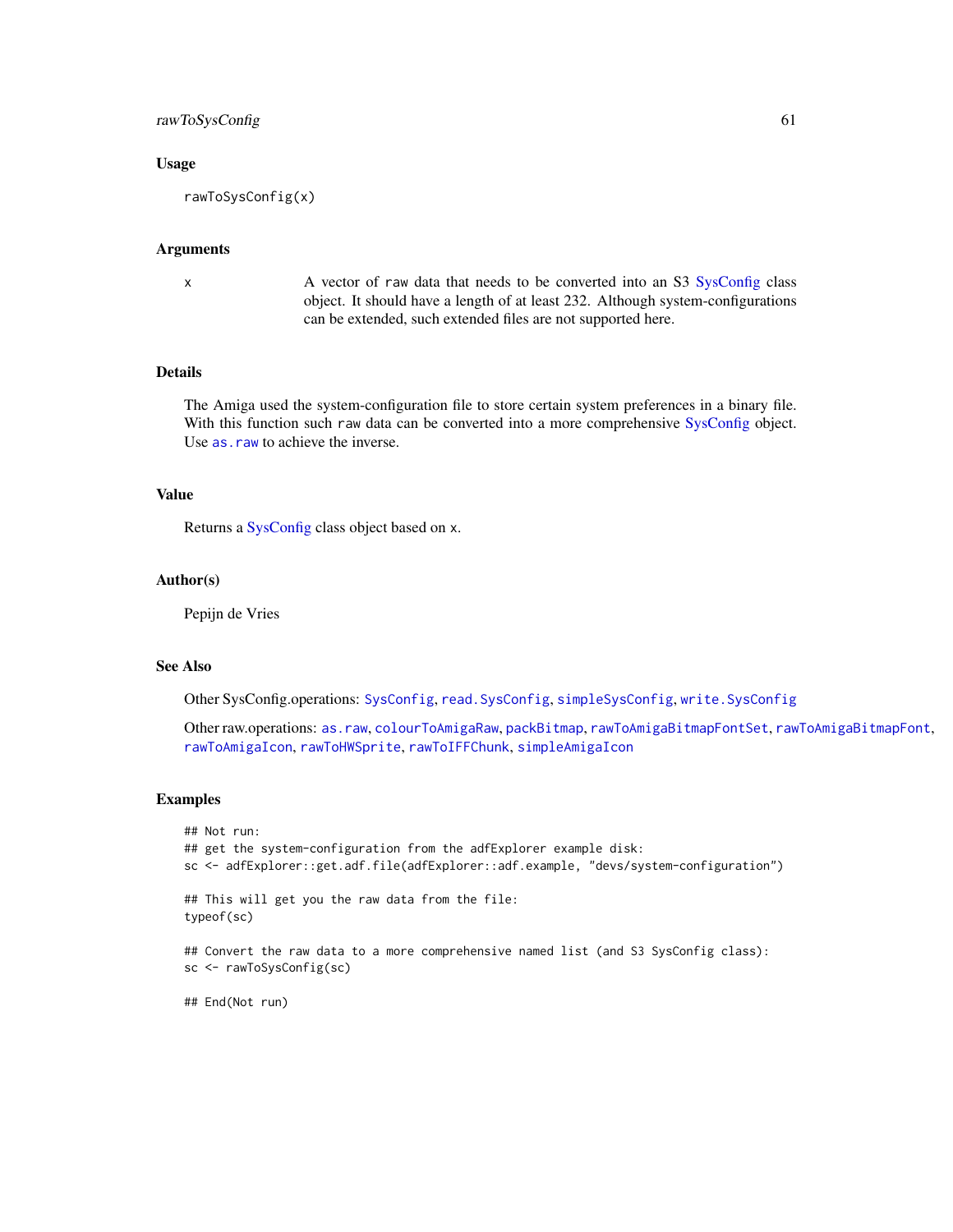### Usage

```
rawToSysConfig(x)
```

### Arguments

| | |
|---|---|
| x | A vector of raw data that needs to be converted into an S3 SysConfig class object. It should have a length of at least 232. Although system-configurations can be extended, such extended files are not supported here. |

### Details

The Amiga used the system-configuration file to store certain system preferences in a binary file. With this function such raw data can be converted into a more comprehensive SysConfig object. Use `as.raw` to achieve the inverse.

### Value

Returns a SysConfig class object based on x.

### Author(s)

Pepijn de Vries

### See Also

Other SysConfig.operations: `SysConfig`, `read.SysConfig`, `simpleSysConfig`, `write.SysConfig`

Other raw.operations: `as.raw`, `colourToAmigaRaw`, `packBitmap`, `rawToAmigaBitmapFontSet`, `rawToAmigaBitmapFont`, `rawToAmigaIcon`, `rawToHWSprite`, `rawToIFFChunk`, `simpleAmigaIcon`

### Examples

```
## Not run:
## get the system-configuration from the adfExplorer example disk:
sc <- adfExplorer::get.adf.file(adfExplorer::adf.example, "devs/system-configuration")

## This will get you the raw data from the file:
typeof(sc)

## Convert the raw data to a more comprehensive named list (and S3 SysConfig class):
sc <- rawToSysConfig(sc)

## End(Not run)
```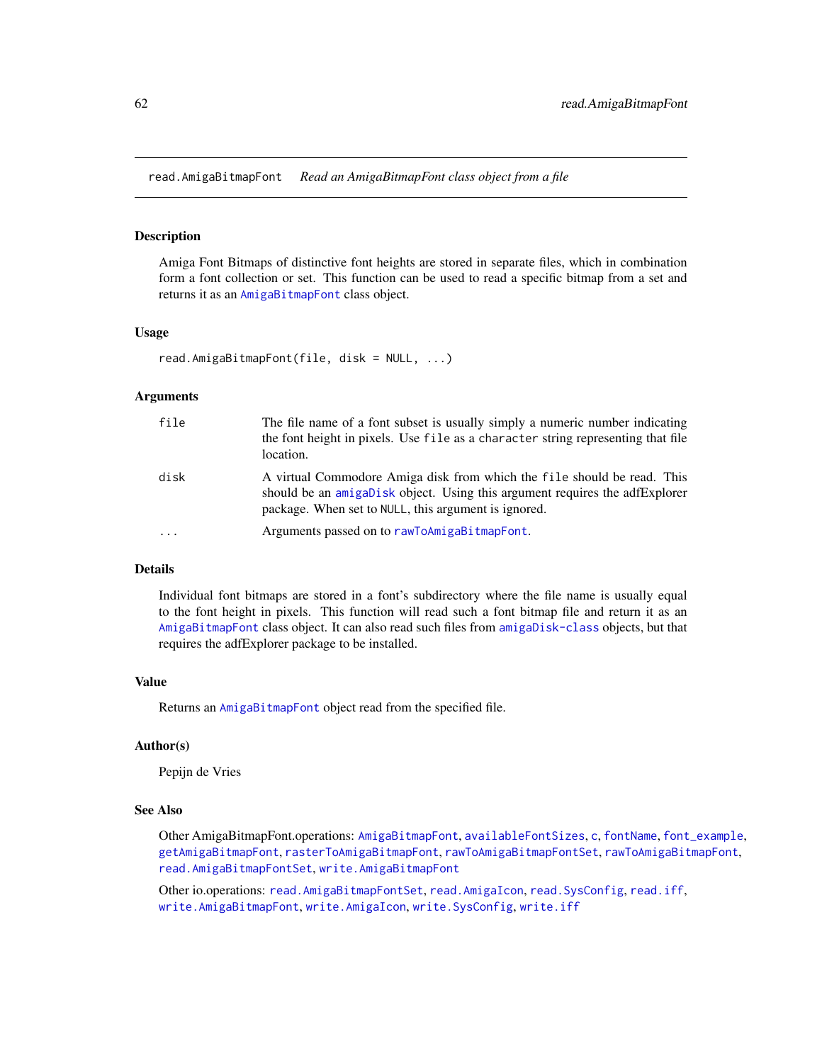`read.AmigaBitmapFont` *Read an AmigaBitmapFont class object from a file*

## Description

Amiga Font Bitmaps of distinctive font heights are stored in separate files, which in combination form a font collection or set. This function can be used to read a specific bitmap from a set and returns it as an `AmigaBitmapFont` class object.

## Usage

```
read.AmigaBitmapFont(file, disk = NULL, ...)
```

## Arguments

| | |
|---|---|
| `file` | The file name of a font subset is usually simply a numeric number indicating the font height in pixels. Use `file` as a `character` string representing that file location. |
| `disk` | A virtual Commodore Amiga disk from which the `file` should be read. This should be an `amigaDisk` object. Using this argument requires the adfExplorer package. When set to `NULL`, this argument is ignored. |
| `...` | Arguments passed on to `rawToAmigaBitmapFont`. |

## Details

Individual font bitmaps are stored in a font's subdirectory where the file name is usually equal to the font height in pixels. This function will read such a font bitmap file and return it as an `AmigaBitmapFont` class object. It can also read such files from `amigaDisk-class` objects, but that requires the adfExplorer package to be installed.

## Value

Returns an `AmigaBitmapFont` object read from the specified file.

## Author(s)

Pepijn de Vries

## See Also

Other AmigaBitmapFont.operations: `AmigaBitmapFont`, `availableFontSizes`, `c`, `fontName`, `font_example`, `getAmigaBitmapFont`, `rasterToAmigaBitmapFont`, `rawToAmigaBitmapFontSet`, `rawToAmigaBitmapFont`, `read.AmigaBitmapFontSet`, `write.AmigaBitmapFont`

Other io.operations: `read.AmigaBitmapFontSet`, `read.AmigaIcon`, `read.SysConfig`, `read.iff`, `write.AmigaBitmapFont`, `write.AmigaIcon`, `write.SysConfig`, `write.iff`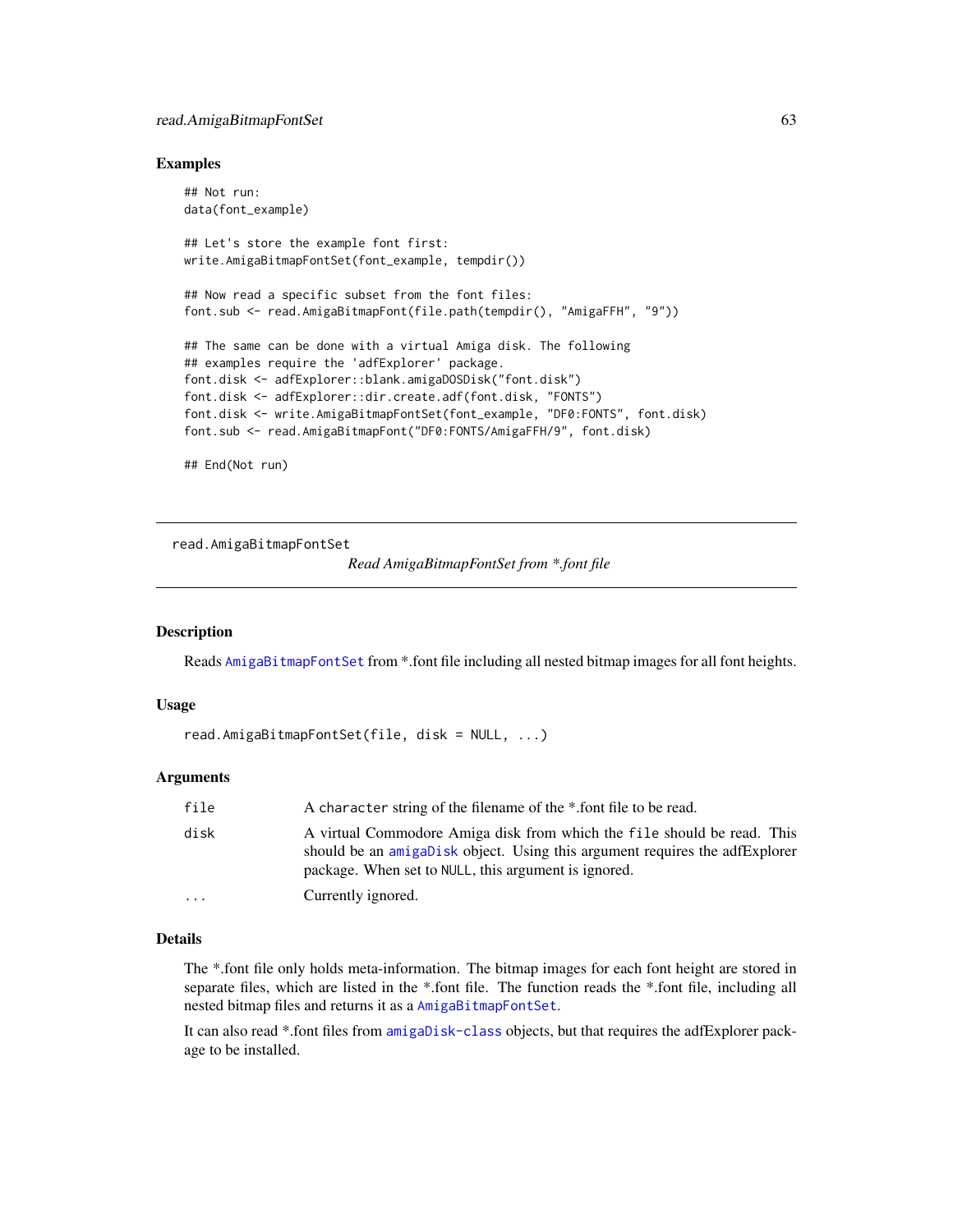## Examples

```
## Not run:
data(font_example)

## Let's store the example font first:
write.AmigaBitmapFontSet(font_example, tempdir())

## Now read a specific subset from the font files:
font.sub <- read.AmigaBitmapFont(file.path(tempdir(), "AmigaFFH", "9"))

## The same can be done with a virtual Amiga disk. The following
## examples require the 'adfExplorer' package.
font.disk <- adfExplorer::blank.amigaDOSDisk("font.disk")
font.disk <- adfExplorer::dir.create.adf(font.disk, "FONTS")
font.disk <- write.AmigaBitmapFontSet(font_example, "DF0:FONTS", font.disk)
font.sub <- read.AmigaBitmapFont("DF0:FONTS/AmigaFFH/9", font.disk)

## End(Not run)
```

---

# read.AmigaBitmapFontSet

*Read AmigaBitmapFontSet from *.font file*

---

## Description

Reads AmigaBitmapFontSet from *.font file including all nested bitmap images for all font heights.

## Usage

```
read.AmigaBitmapFontSet(file, disk = NULL, ...)
```

## Arguments

| | |
|---|---|
| `file` | A `character` string of the filename of the *.font file to be read. |
| `disk` | A virtual Commodore Amiga disk from which the `file` should be read. This should be an `amigaDisk` object. Using this argument requires the adfExplorer package. When set to `NULL`, this argument is ignored. |
| `...` | Currently ignored. |

## Details

The *.font file only holds meta-information. The bitmap images for each font height are stored in separate files, which are listed in the *.font file. The function reads the *.font file, including all nested bitmap files and returns it as a `AmigaBitmapFontSet`.

It can also read *.font files from `amigaDisk-class` objects, but that requires the adfExplorer package to be installed.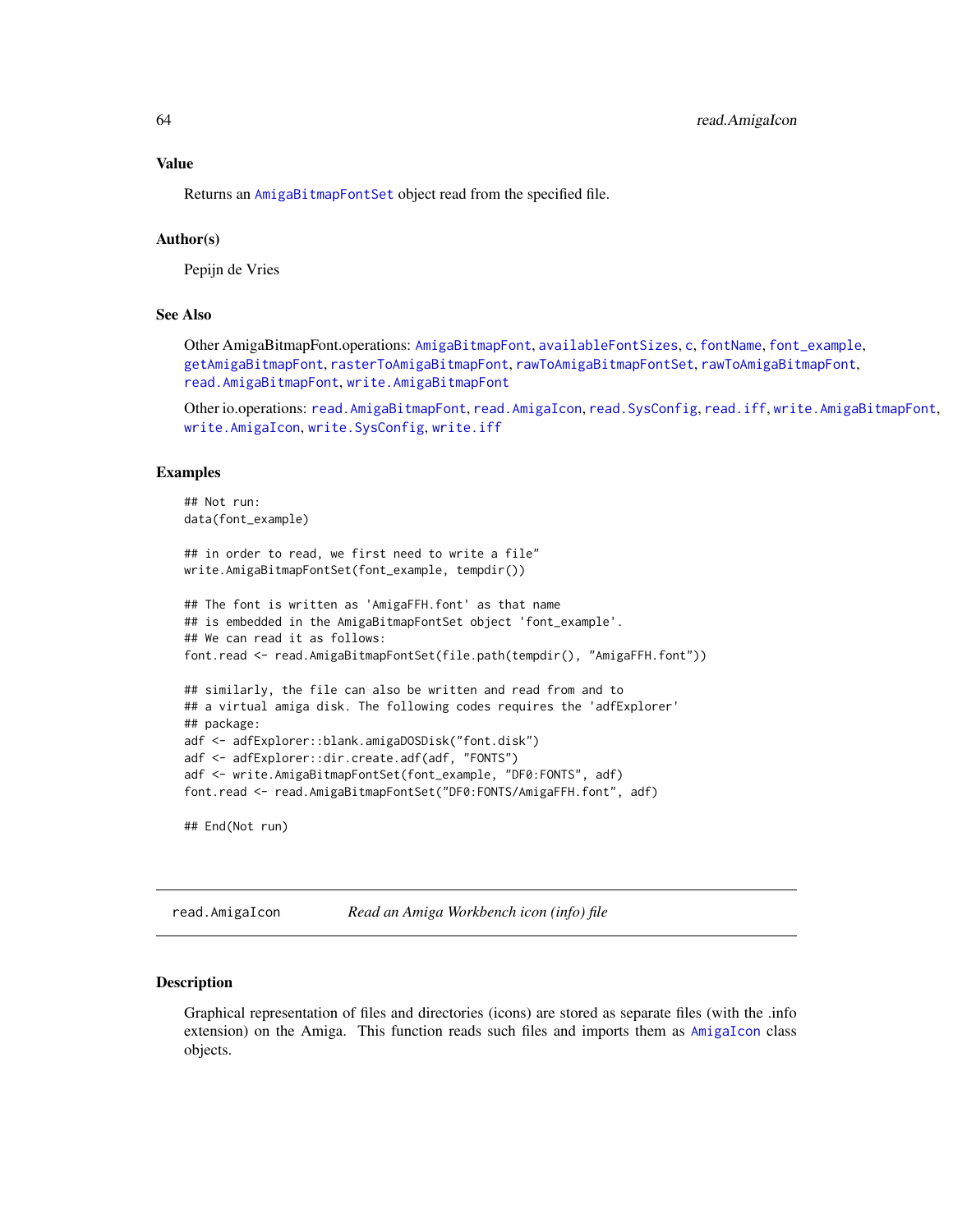### Value

Returns an AmigaBitmapFontSet object read from the specified file.

### Author(s)

Pepijn de Vries

### See Also

Other AmigaBitmapFont.operations: AmigaBitmapFont, availableFontSizes, c, fontName, font_example, getAmigaBitmapFont, rasterToAmigaBitmapFont, rawToAmigaBitmapFontSet, rawToAmigaBitmapFont, read.AmigaBitmapFont, write.AmigaBitmapFont

Other io.operations: read.AmigaBitmapFont, read.AmigaIcon, read.SysConfig, read.iff, write.AmigaBitmapFont, write.AmigaIcon, write.SysConfig, write.iff

### Examples

```
## Not run:
data(font_example)

## in order to read, we first need to write a file"
write.AmigaBitmapFontSet(font_example, tempdir())

## The font is written as 'AmigaFFH.font' as that name
## is embedded in the AmigaBitmapFontSet object 'font_example'.
## We can read it as follows:
font.read <- read.AmigaBitmapFontSet(file.path(tempdir(), "AmigaFFH.font"))

## similarly, the file can also be written and read from and to
## a virtual amiga disk. The following codes requires the 'adfExplorer'
## package:
adf <- adfExplorer::blank.amigaDOSDisk("font.disk")
adf <- adfExplorer::dir.create.adf(adf, "FONTS")
adf <- write.AmigaBitmapFontSet(font_example, "DF0:FONTS", adf)
font.read <- read.AmigaBitmapFontSet("DF0:FONTS/AmigaFFH.font", adf)

## End(Not run)
```

## read.AmigaIcon — *Read an Amiga Workbench icon (info) file*

### Description

Graphical representation of files and directories (icons) are stored as separate files (with the .info extension) on the Amiga. This function reads such files and imports them as AmigaIcon class objects.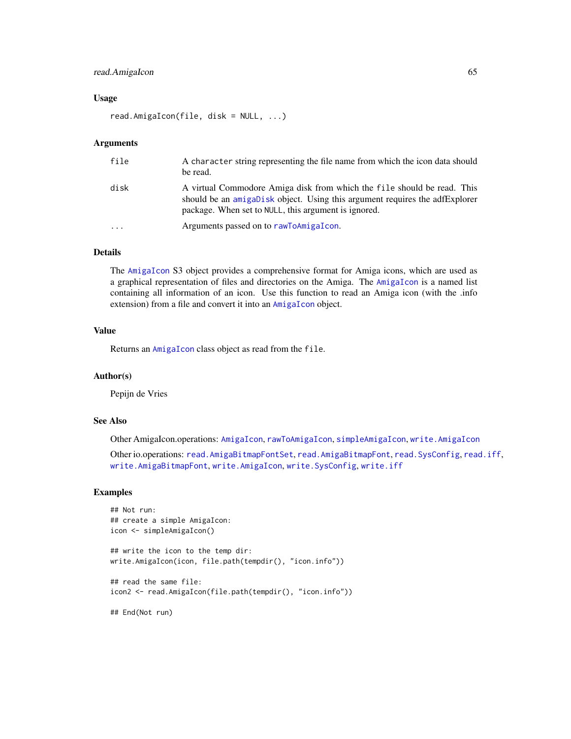### Usage

```
read.AmigaIcon(file, disk = NULL, ...)
```

### Arguments

| | |
|---|---|
| `file` | A `character` string representing the file name from which the icon data should be read. |
| `disk` | A virtual Commodore Amiga disk from which the `file` should be read. This should be an `amigaDisk` object. Using this argument requires the adfExplorer package. When set to `NULL`, this argument is ignored. |
| `...` | Arguments passed on to `rawToAmigaIcon`. |

### Details

The `AmigaIcon` S3 object provides a comprehensive format for Amiga icons, which are used as a graphical representation of files and directories on the Amiga. The `AmigaIcon` is a named list containing all information of an icon. Use this function to read an Amiga icon (with the .info extension) from a file and convert it into an `AmigaIcon` object.

### Value

Returns an `AmigaIcon` class object as read from the `file`.

### Author(s)

Pepijn de Vries

### See Also

Other AmigaIcon.operations: `AmigaIcon`, `rawToAmigaIcon`, `simpleAmigaIcon`, `write.AmigaIcon`

Other io.operations: `read.AmigaBitmapFontSet`, `read.AmigaBitmapFont`, `read.SysConfig`, `read.iff`, `write.AmigaBitmapFont`, `write.AmigaIcon`, `write.SysConfig`, `write.iff`

### Examples

```
## Not run:
## create a simple AmigaIcon:
icon <- simpleAmigaIcon()

## write the icon to the temp dir:
write.AmigaIcon(icon, file.path(tempdir(), "icon.info"))

## read the same file:
icon2 <- read.AmigaIcon(file.path(tempdir(), "icon.info"))

## End(Not run)
```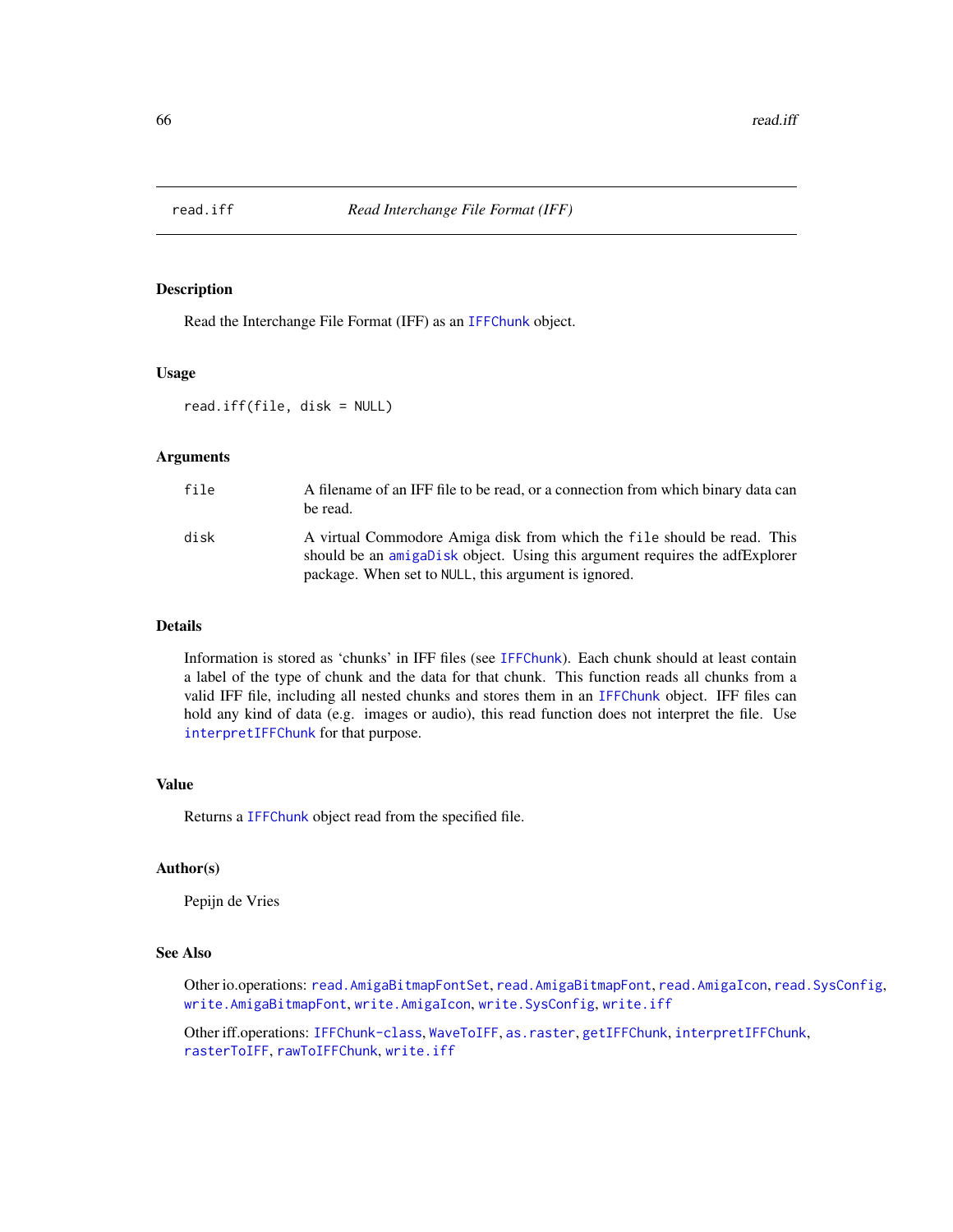## read.iff — *Read Interchange File Format (IFF)*

### Description

Read the Interchange File Format (IFF) as an `IFFChunk` object.

### Usage

```
read.iff(file, disk = NULL)
```

### Arguments

| | |
|---|---|
| `file` | A filename of an IFF file to be read, or a connection from which binary data can be read. |
| `disk` | A virtual Commodore Amiga disk from which the `file` should be read. This should be an `amigaDisk` object. Using this argument requires the adfExplorer package. When set to `NULL`, this argument is ignored. |

### Details

Information is stored as 'chunks' in IFF files (see `IFFChunk`). Each chunk should at least contain a label of the type of chunk and the data for that chunk. This function reads all chunks from a valid IFF file, including all nested chunks and stores them in an `IFFChunk` object. IFF files can hold any kind of data (e.g. images or audio), this read function does not interpret the file. Use `interpretIFFChunk` for that purpose.

### Value

Returns a `IFFChunk` object read from the specified file.

### Author(s)

Pepijn de Vries

### See Also

Other io.operations: `read.AmigaBitmapFontSet`, `read.AmigaBitmapFont`, `read.AmigaIcon`, `read.SysConfig`, `write.AmigaBitmapFont`, `write.AmigaIcon`, `write.SysConfig`, `write.iff`

Other iff.operations: `IFFChunk-class`, `WaveToIFF`, `as.raster`, `getIFFChunk`, `interpretIFFChunk`, `rasterToIFF`, `rawToIFFChunk`, `write.iff`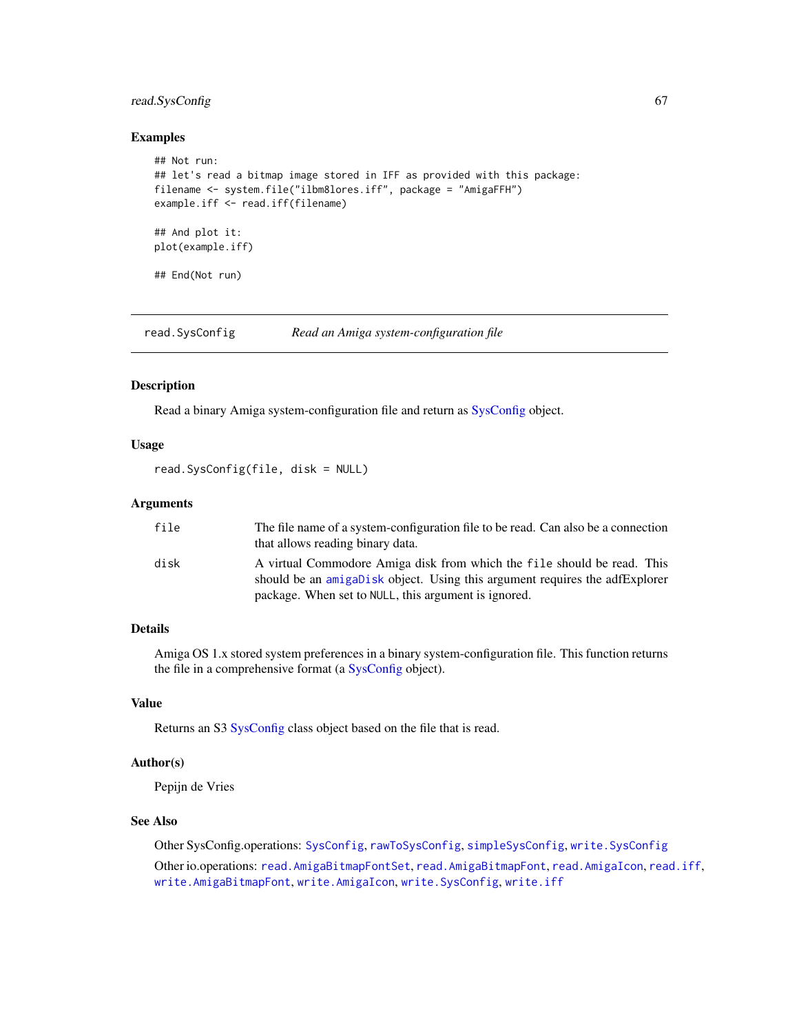## Examples

```
## Not run:
## let's read a bitmap image stored in IFF as provided with this package:
filename <- system.file("ilbm8lores.iff", package = "AmigaFFH")
example.iff <- read.iff(filename)

## And plot it:
plot(example.iff)

## End(Not run)
```

---

# read.SysConfig &nbsp;&nbsp;&nbsp;&nbsp; *Read an Amiga system-configuration file*

---

## Description

Read a binary Amiga system-configuration file and return as SysConfig object.

## Usage

```
read.SysConfig(file, disk = NULL)
```

## Arguments

| | |
|---|---|
| file | The file name of a system-configuration file to be read. Can also be a connection that allows reading binary data. |
| disk | A virtual Commodore Amiga disk from which the `file` should be read. This should be an `amigaDisk` object. Using this argument requires the adfExplorer package. When set to `NULL`, this argument is ignored. |

## Details

Amiga OS 1.x stored system preferences in a binary system-configuration file. This function returns the file in a comprehensive format (a SysConfig object).

## Value

Returns an S3 SysConfig class object based on the file that is read.

## Author(s)

Pepijn de Vries

## See Also

Other SysConfig.operations: `SysConfig`, `rawToSysConfig`, `simpleSysConfig`, `write.SysConfig`

Other io.operations: `read.AmigaBitmapFontSet`, `read.AmigaBitmapFont`, `read.AmigaIcon`, `read.iff`, `write.AmigaBitmapFont`, `write.AmigaIcon`, `write.SysConfig`, `write.iff`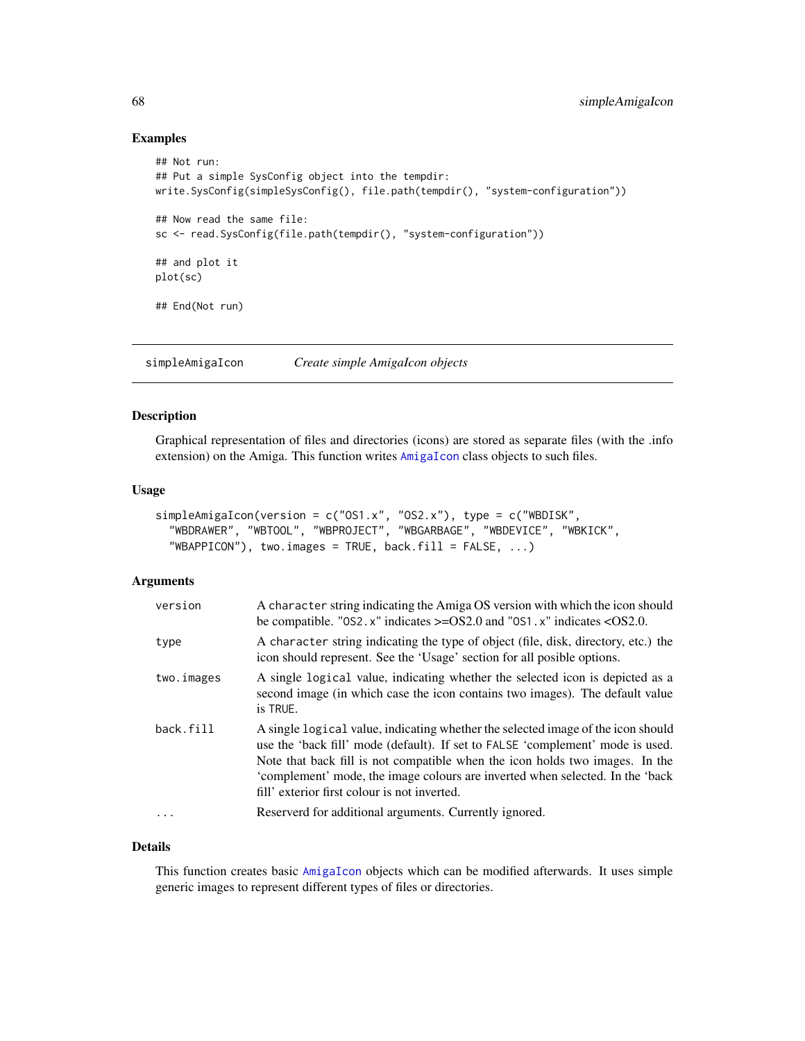## Examples

```
## Not run:
## Put a simple SysConfig object into the tempdir:
write.SysConfig(simpleSysConfig(), file.path(tempdir(), "system-configuration"))

## Now read the same file:
sc <- read.SysConfig(file.path(tempdir(), "system-configuration"))

## and plot it
plot(sc)

## End(Not run)
```

---

# simpleAmigaIcon — *Create simple AmigaIcon objects*

## Description

Graphical representation of files and directories (icons) are stored as separate files (with the .info extension) on the Amiga. This function writes AmigaIcon class objects to such files.

## Usage

```
simpleAmigaIcon(version = c("OS1.x", "OS2.x"), type = c("WBDISK",
  "WBDRAWER", "WBTOOL", "WBPROJECT", "WBGARBAGE", "WBDEVICE", "WBKICK",
  "WBAPPICON"), two.images = TRUE, back.fill = FALSE, ...)
```

## Arguments

| | |
|---|---|
| version | A character string indicating the Amiga OS version with which the icon should be compatible. "OS2.x" indicates >=OS2.0 and "OS1.x" indicates <OS2.0. |
| type | A character string indicating the type of object (file, disk, directory, etc.) the icon should represent. See the 'Usage' section for all posible options. |
| two.images | A single logical value, indicating whether the selected icon is depicted as a second image (in which case the icon contains two images). The default value is TRUE. |
| back.fill | A single logical value, indicating whether the selected image of the icon should use the 'back fill' mode (default). If set to FALSE 'complement' mode is used. Note that back fill is not compatible when the icon holds two images. In the 'complement' mode, the image colours are inverted when selected. In the 'back fill' exterior first colour is not inverted. |
| ... | Reserverd for additional arguments. Currently ignored. |

## Details

This function creates basic AmigaIcon objects which can be modified afterwards. It uses simple generic images to represent different types of files or directories.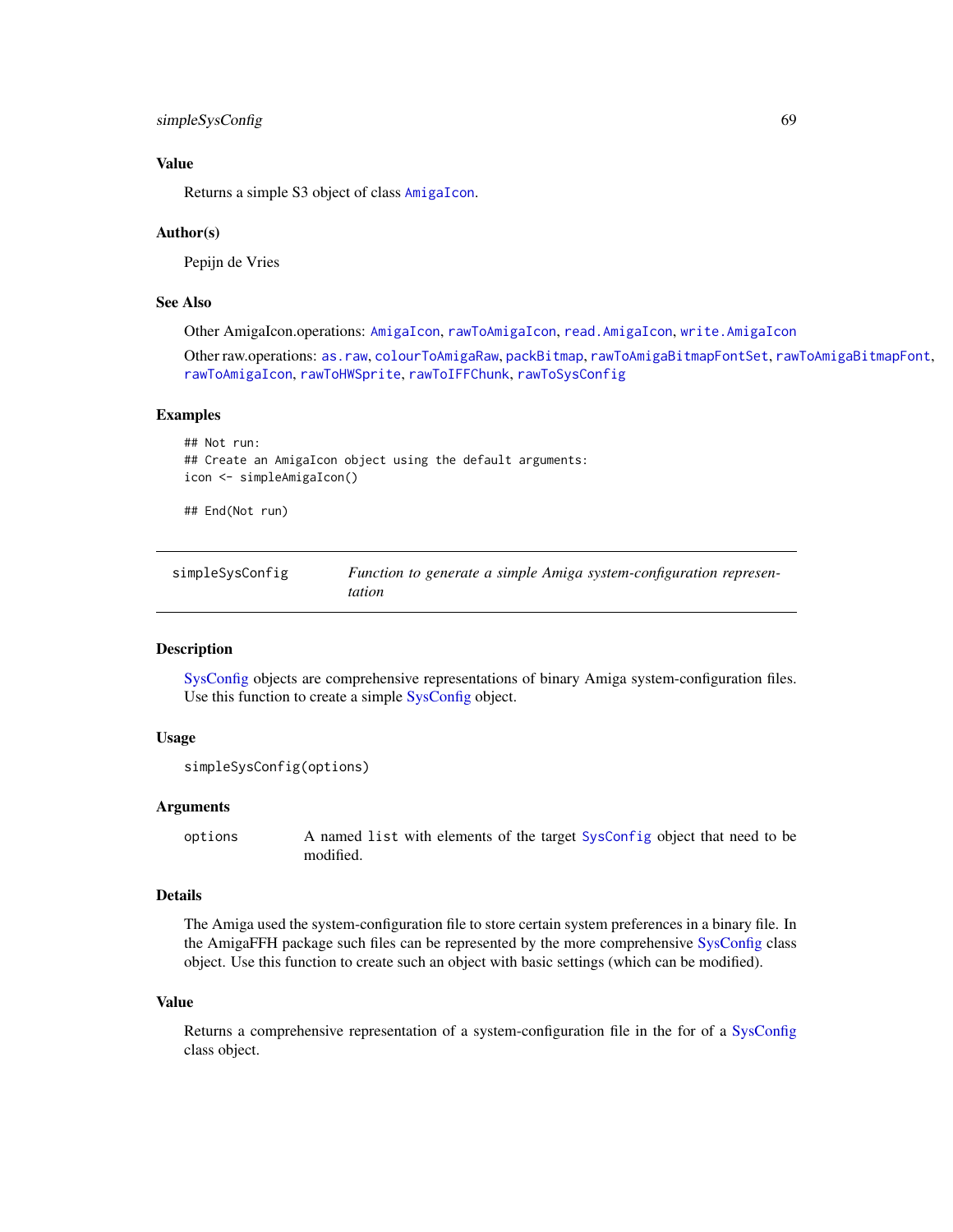### Value

Returns a simple S3 object of class AmigaIcon.

### Author(s)

Pepijn de Vries

### See Also

Other AmigaIcon.operations: AmigaIcon, rawToAmigaIcon, read.AmigaIcon, write.AmigaIcon

Other raw.operations: as.raw, colourToAmigaRaw, packBitmap, rawToAmigaBitmapFontSet, rawToAmigaBitmapFont, rawToAmigaIcon, rawToHWSprite, rawToIFFChunk, rawToSysConfig

### Examples

```
## Not run:
## Create an AmigaIcon object using the default arguments:
icon <- simpleAmigaIcon()

## End(Not run)
```

---

## simpleSysConfig — *Function to generate a simple Amiga system-configuration representation*

---

### Description

SysConfig objects are comprehensive representations of binary Amiga system-configuration files. Use this function to create a simple SysConfig object.

### Usage

```
simpleSysConfig(options)
```

### Arguments

| | |
|---|---|
| options | A named list with elements of the target SysConfig object that need to be modified. |

### Details

The Amiga used the system-configuration file to store certain system preferences in a binary file. In the AmigaFFH package such files can be represented by the more comprehensive SysConfig class object. Use this function to create such an object with basic settings (which can be modified).

### Value

Returns a comprehensive representation of a system-configuration file in the for of a SysConfig class object.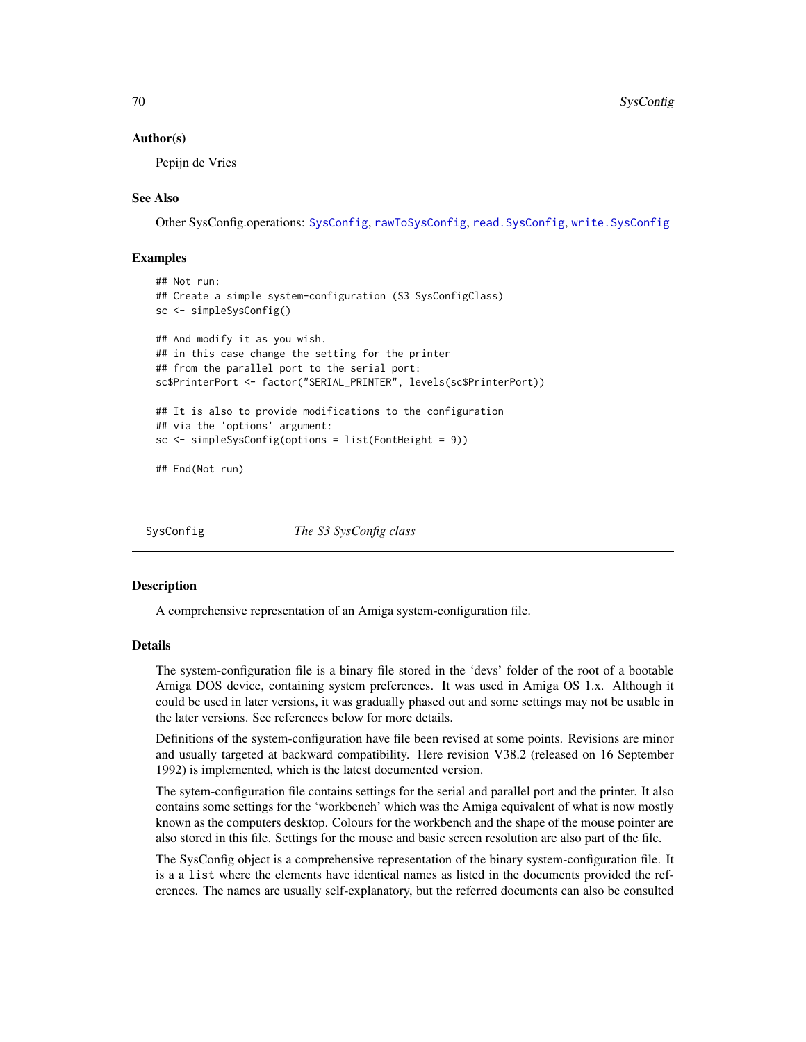### Author(s)

Pepijn de Vries

### See Also

Other SysConfig.operations: SysConfig, rawToSysConfig, read.SysConfig, write.SysConfig

### Examples

```
## Not run:
## Create a simple system-configuration (S3 SysConfigClass)
sc <- simpleSysConfig()

## And modify it as you wish.
## in this case change the setting for the printer
## from the parallel port to the serial port:
sc$PrinterPort <- factor("SERIAL_PRINTER", levels(sc$PrinterPort))

## It is also to provide modifications to the configuration
## via the 'options' argument:
sc <- simpleSysConfig(options = list(FontHeight = 9))

## End(Not run)
```

---

## SysConfig    *The S3 SysConfig class*

---

### Description

A comprehensive representation of an Amiga system-configuration file.

### Details

The system-configuration file is a binary file stored in the 'devs' folder of the root of a bootable Amiga DOS device, containing system preferences. It was used in Amiga OS 1.x. Although it could be used in later versions, it was gradually phased out and some settings may not be usable in the later versions. See references below for more details.

Definitions of the system-configuration have file been revised at some points. Revisions are minor and usually targeted at backward compatibility. Here revision V38.2 (released on 16 September 1992) is implemented, which is the latest documented version.

The sytem-configuration file contains settings for the serial and parallel port and the printer. It also contains some settings for the 'workbench' which was the Amiga equivalent of what is now mostly known as the computers desktop. Colours for the workbench and the shape of the mouse pointer are also stored in this file. Settings for the mouse and basic screen resolution are also part of the file.

The SysConfig object is a comprehensive representation of the binary system-configuration file. It is a a `list` where the elements have identical names as listed in the documents provided the references. The names are usually self-explanatory, but the referred documents can also be consulted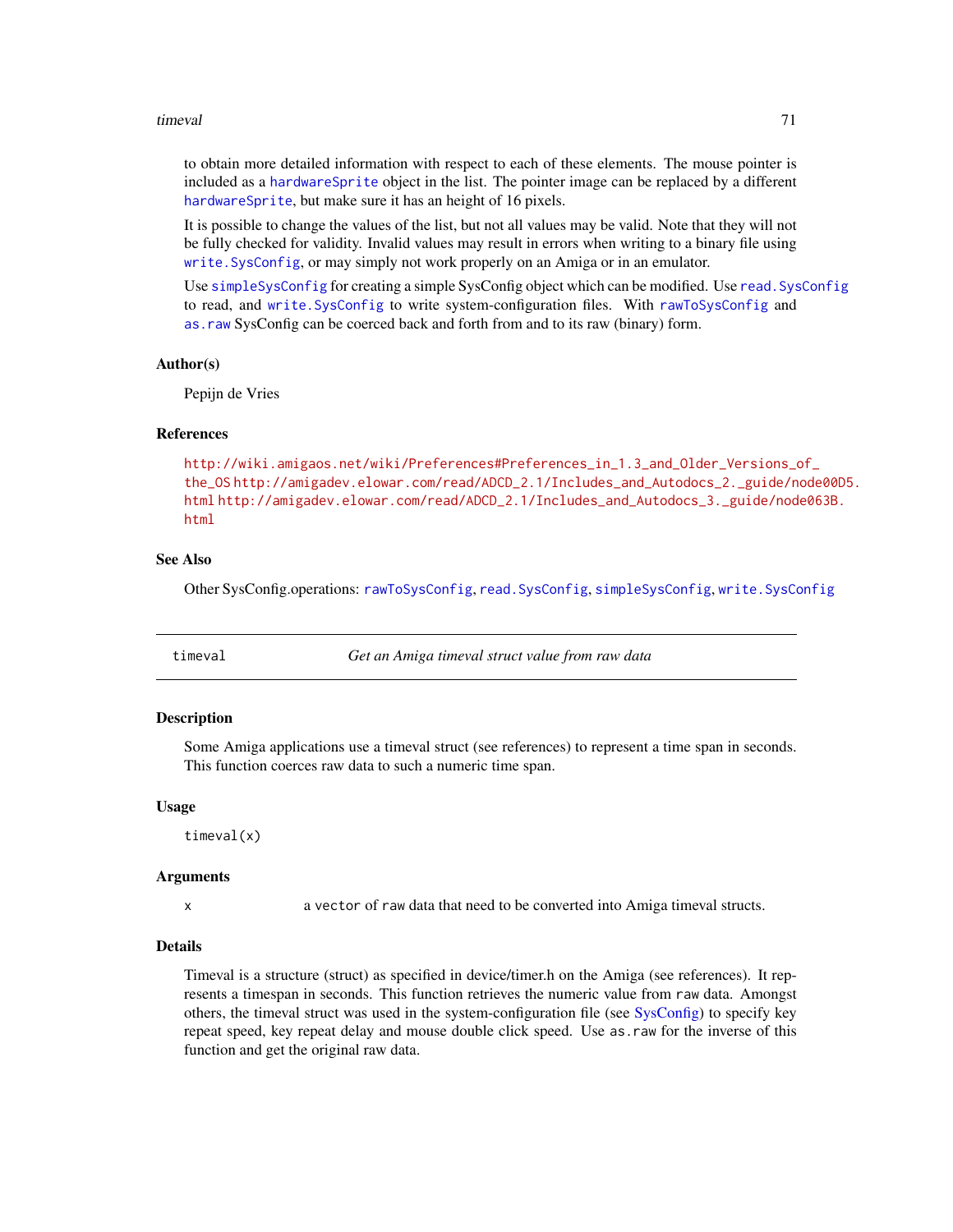to obtain more detailed information with respect to each of these elements. The mouse pointer is included as a `hardwareSprite` object in the list. The pointer image can be replaced by a different `hardwareSprite`, but make sure it has an height of 16 pixels.

It is possible to change the values of the list, but not all values may be valid. Note that they will not be fully checked for validity. Invalid values may result in errors when writing to a binary file using `write.SysConfig`, or may simply not work properly on an Amiga or in an emulator.

Use `simpleSysConfig` for creating a simple SysConfig object which can be modified. Use `read.SysConfig` to read, and `write.SysConfig` to write system-configuration files. With `rawToSysConfig` and `as.raw` SysConfig can be coerced back and forth from and to its raw (binary) form.

### Author(s)

Pepijn de Vries

### References

http://wiki.amigaos.net/wiki/Preferences#Preferences_in_1.3_and_Older_Versions_of_the_OS http://amigadev.elowar.com/read/ADCD_2.1/Includes_and_Autodocs_2._guide/node00D5.html http://amigadev.elowar.com/read/ADCD_2.1/Includes_and_Autodocs_3._guide/node063B.html

### See Also

Other SysConfig.operations: `rawToSysConfig`, `read.SysConfig`, `simpleSysConfig`, `write.SysConfig`

---

## timeval — *Get an Amiga timeval struct value from raw data*

### Description

Some Amiga applications use a timeval struct (see references) to represent a time span in seconds. This function coerces raw data to such a numeric time span.

### Usage

```
timeval(x)
```

### Arguments

| | |
|---|---|
| x | a `vector` of `raw` data that need to be converted into Amiga timeval structs. |

### Details

Timeval is a structure (struct) as specified in device/timer.h on the Amiga (see references). It represents a timespan in seconds. This function retrieves the numeric value from `raw` data. Amongst others, the timeval struct was used in the system-configuration file (see SysConfig) to specify key repeat speed, key repeat delay and mouse double click speed. Use `as.raw` for the inverse of this function and get the original raw data.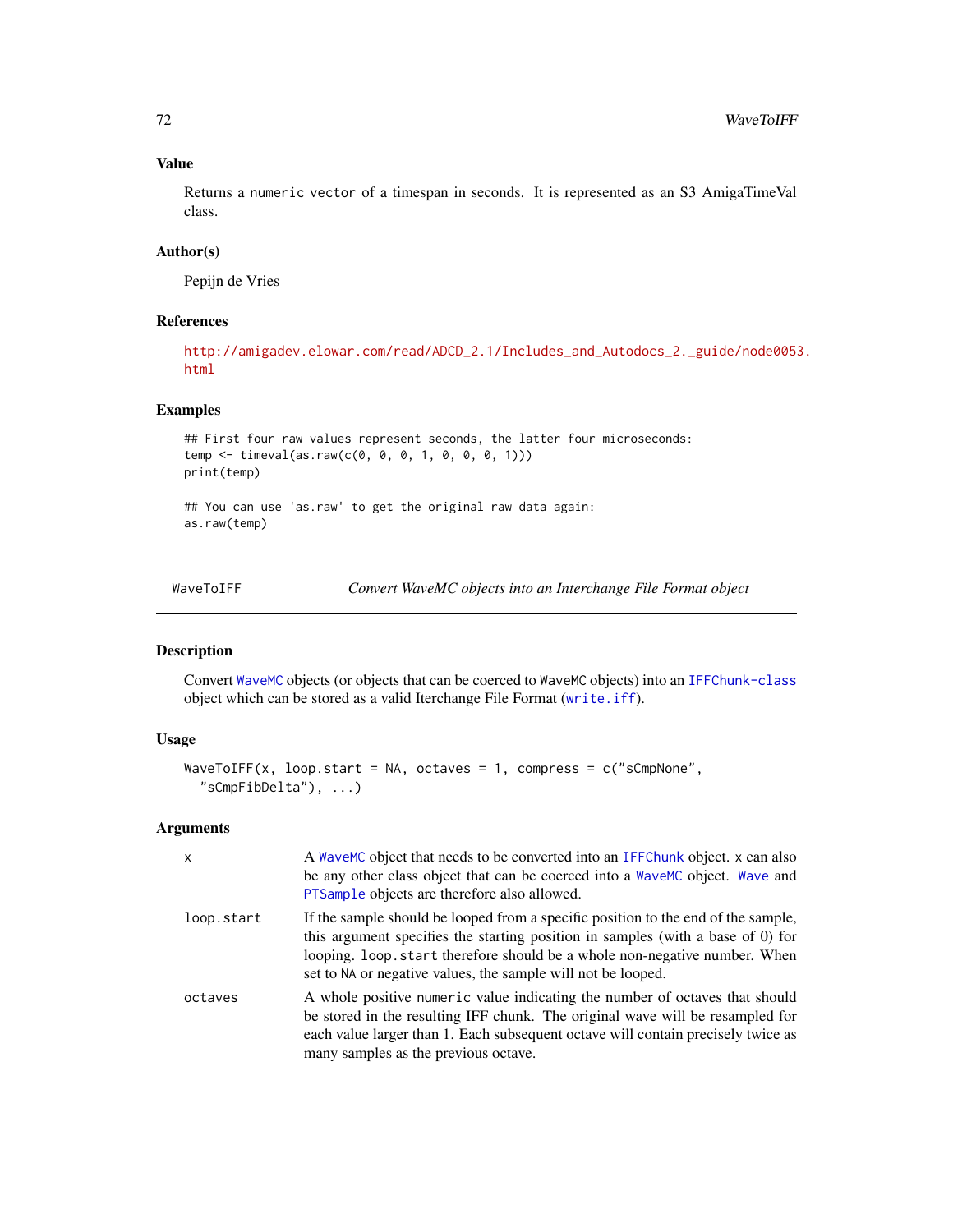### Value

Returns a numeric vector of a timespan in seconds. It is represented as an S3 AmigaTimeVal class.

### Author(s)

Pepijn de Vries

### References

http://amigadev.elowar.com/read/ADCD_2.1/Includes_and_Autodocs_2._guide/node0053.html

### Examples

```
## First four raw values represent seconds, the latter four microseconds:
temp <- timeval(as.raw(c(0, 0, 0, 1, 0, 0, 0, 1)))
print(temp)

## You can use 'as.raw' to get the original raw data again:
as.raw(temp)
```

---

## WaveToIFF — *Convert WaveMC objects into an Interchange File Format object*

### Description

Convert WaveMC objects (or objects that can be coerced to WaveMC objects) into an IFFChunk-class object which can be stored as a valid Iterchange File Format (write.iff).

### Usage

```
WaveToIFF(x, loop.start = NA, octaves = 1, compress = c("sCmpNone",
  "sCmpFibDelta"), ...)
```

### Arguments

| | |
|---|---|
| x | A WaveMC object that needs to be converted into an IFFChunk object. x can also be any other class object that can be coerced into a WaveMC object. Wave and PTSample objects are therefore also allowed. |
| loop.start | If the sample should be looped from a specific position to the end of the sample, this argument specifies the starting position in samples (with a base of 0) for looping. loop.start therefore should be a whole non-negative number. When set to NA or negative values, the sample will not be looped. |
| octaves | A whole positive numeric value indicating the number of octaves that should be stored in the resulting IFF chunk. The original wave will be resampled for each value larger than 1. Each subsequent octave will contain precisely twice as many samples as the previous octave. |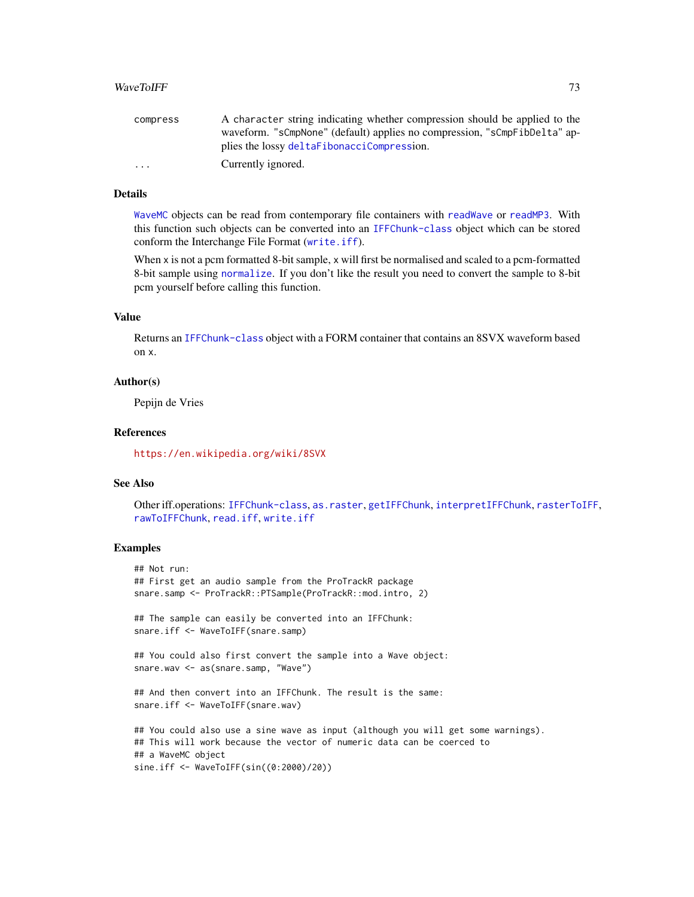| | |
|---|---|
| compress | A character string indicating whether compression should be applied to the waveform. "sCmpNone" (default) applies no compression, "sCmpFibDelta" applies the lossy deltaFibonacciCompression. |
| ... | Currently ignored. |

### Details

WaveMC objects can be read from contemporary file containers with readWave or readMP3. With this function such objects can be converted into an IFFChunk-class object which can be stored conform the Interchange File Format (write.iff).

When x is not a pcm formatted 8-bit sample, x will first be normalised and scaled to a pcm-formatted 8-bit sample using normalize. If you don't like the result you need to convert the sample to 8-bit pcm yourself before calling this function.

### Value

Returns an IFFChunk-class object with a FORM container that contains an 8SVX waveform based on x.

### Author(s)

Pepijn de Vries

### References

https://en.wikipedia.org/wiki/8SVX

### See Also

Other iff.operations: IFFChunk-class, as.raster, getIFFChunk, interpretIFFChunk, rasterToIFF, rawToIFFChunk, read.iff, write.iff

### Examples

```
## Not run:
## First get an audio sample from the ProTrackR package
snare.samp <- ProTrackR::PTSample(ProTrackR::mod.intro, 2)

## The sample can easily be converted into an IFFChunk:
snare.iff <- WaveToIFF(snare.samp)

## You could also first convert the sample into a Wave object:
snare.wav <- as(snare.samp, "Wave")

## And then convert into an IFFChunk. The result is the same:
snare.iff <- WaveToIFF(snare.wav)

## You could also use a sine wave as input (although you will get some warnings).
## This will work because the vector of numeric data can be coerced to
## a WaveMC object
sine.iff <- WaveToIFF(sin((0:2000)/20))
```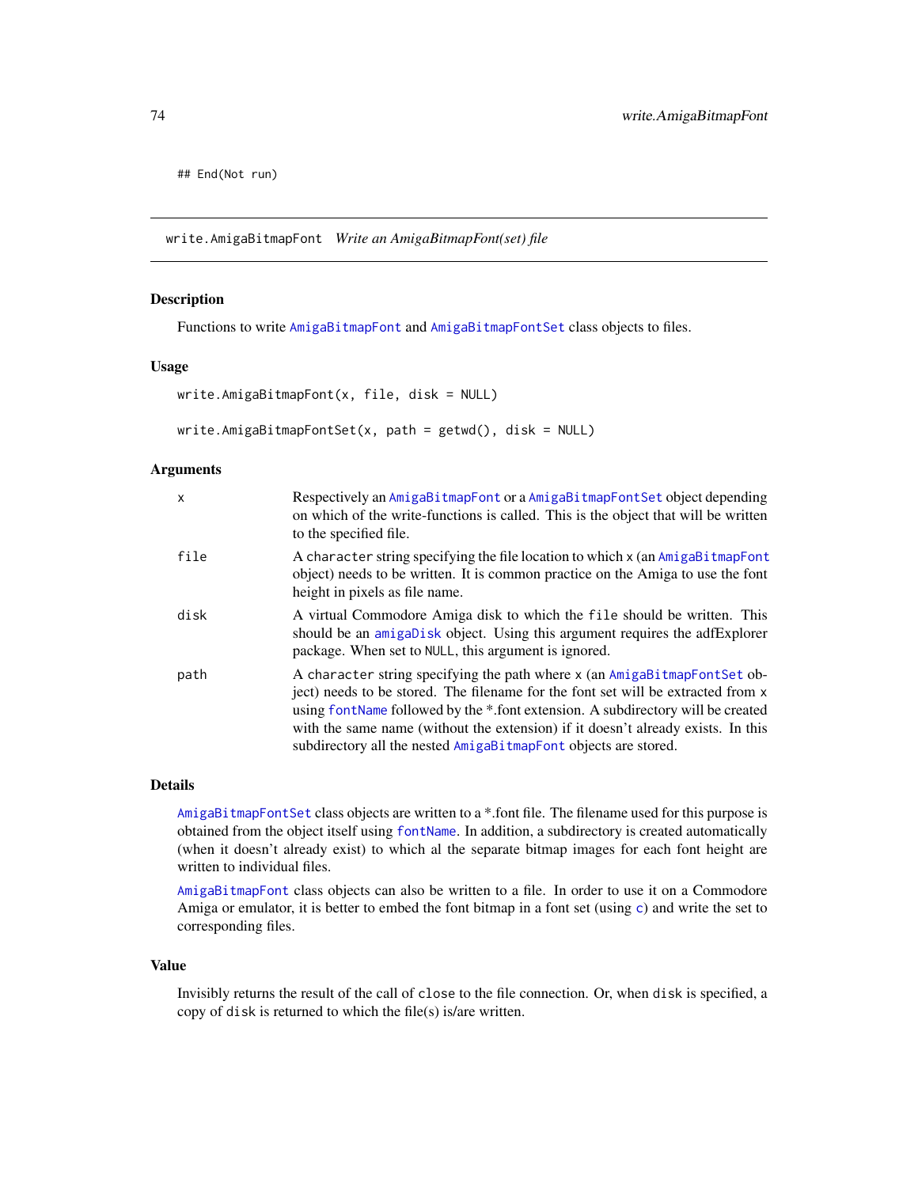```
## End(Not run)
```

## write.AmigaBitmapFont *Write an AmigaBitmapFont(set) file*

### Description

Functions to write `AmigaBitmapFont` and `AmigaBitmapFontSet` class objects to files.

### Usage

```
write.AmigaBitmapFont(x, file, disk = NULL)

write.AmigaBitmapFontSet(x, path = getwd(), disk = NULL)
```

### Arguments

| | |
|---|---|
| x | Respectively an `AmigaBitmapFont` or a `AmigaBitmapFontSet` object depending on which of the write-functions is called. This is the object that will be written to the specified file. |
| file | A `character` string specifying the file location to which `x` (an `AmigaBitmapFont` object) needs to be written. It is common practice on the Amiga to use the font height in pixels as file name. |
| disk | A virtual Commodore Amiga disk to which the `file` should be written. This should be an `amigaDisk` object. Using this argument requires the adfExplorer package. When set to `NULL`, this argument is ignored. |
| path | A `character` string specifying the path where `x` (an `AmigaBitmapFontSet` object) needs to be stored. The filename for the font set will be extracted from `x` using `fontName` followed by the *.font extension. A subdirectory will be created with the same name (without the extension) if it doesn't already exists. In this subdirectory all the nested `AmigaBitmapFont` objects are stored. |

### Details

`AmigaBitmapFontSet` class objects are written to a *.font file. The filename used for this purpose is obtained from the object itself using `fontName`. In addition, a subdirectory is created automatically (when it doesn't already exist) to which al the separate bitmap images for each font height are written to individual files.

`AmigaBitmapFont` class objects can also be written to a file. In order to use it on a Commodore Amiga or emulator, it is better to embed the font bitmap in a font set (using `c`) and write the set to corresponding files.

### Value

Invisibly returns the result of the call of `close` to the file connection. Or, when `disk` is specified, a copy of `disk` is returned to which the file(s) is/are written.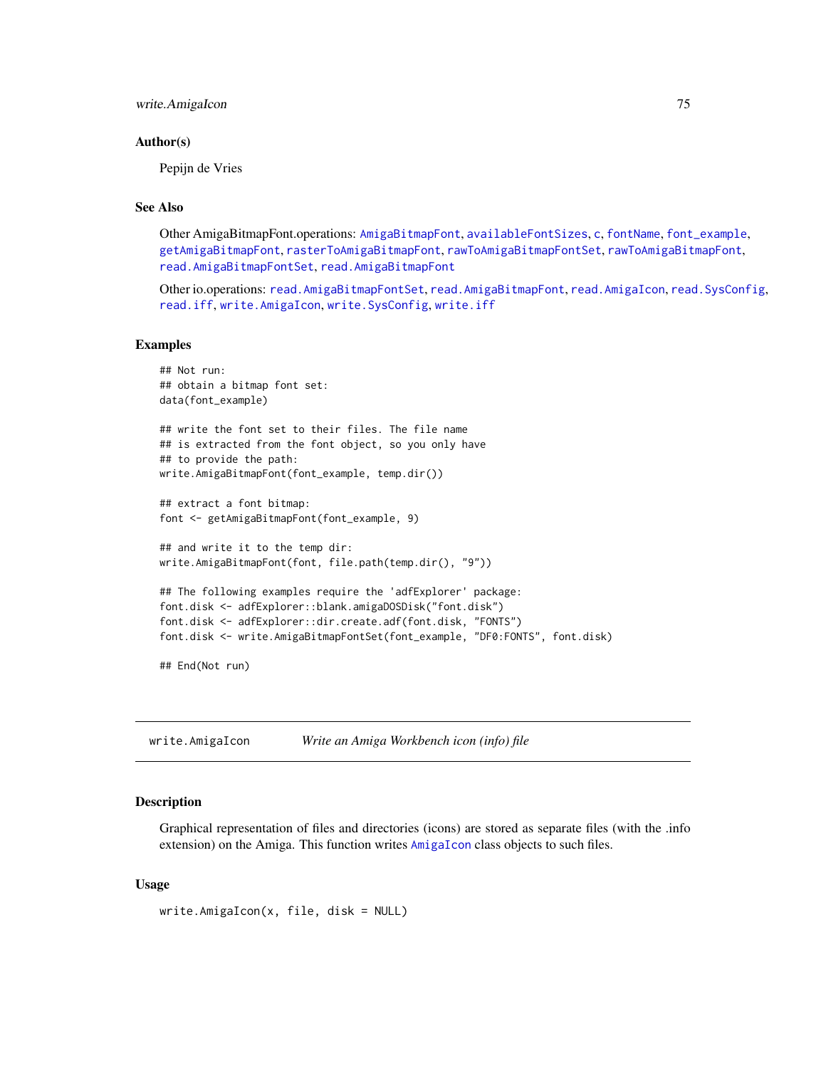### Author(s)

Pepijn de Vries

### See Also

Other AmigaBitmapFont.operations: AmigaBitmapFont, availableFontSizes, c, fontName, font_example, getAmigaBitmapFont, rasterToAmigaBitmapFont, rawToAmigaBitmapFontSet, rawToAmigaBitmapFont, read.AmigaBitmapFontSet, read.AmigaBitmapFont

Other io.operations: read.AmigaBitmapFontSet, read.AmigaBitmapFont, read.AmigaIcon, read.SysConfig, read.iff, write.AmigaIcon, write.SysConfig, write.iff

### Examples

```
## Not run:
## obtain a bitmap font set:
data(font_example)

## write the font set to their files. The file name
## is extracted from the font object, so you only have
## to provide the path:
write.AmigaBitmapFont(font_example, temp.dir())

## extract a font bitmap:
font <- getAmigaBitmapFont(font_example, 9)

## and write it to the temp dir:
write.AmigaBitmapFont(font, file.path(temp.dir(), "9"))

## The following examples require the 'adfExplorer' package:
font.disk <- adfExplorer::blank.amigaDOSDisk("font.disk")
font.disk <- adfExplorer::dir.create.adf(font.disk, "FONTS")
font.disk <- write.AmigaBitmapFontSet(font_example, "DF0:FONTS", font.disk)

## End(Not run)
```

---

## write.AmigaIcon *Write an Amiga Workbench icon (info) file*

### Description

Graphical representation of files and directories (icons) are stored as separate files (with the .info extension) on the Amiga. This function writes AmigaIcon class objects to such files.

### Usage

```
write.AmigaIcon(x, file, disk = NULL)
```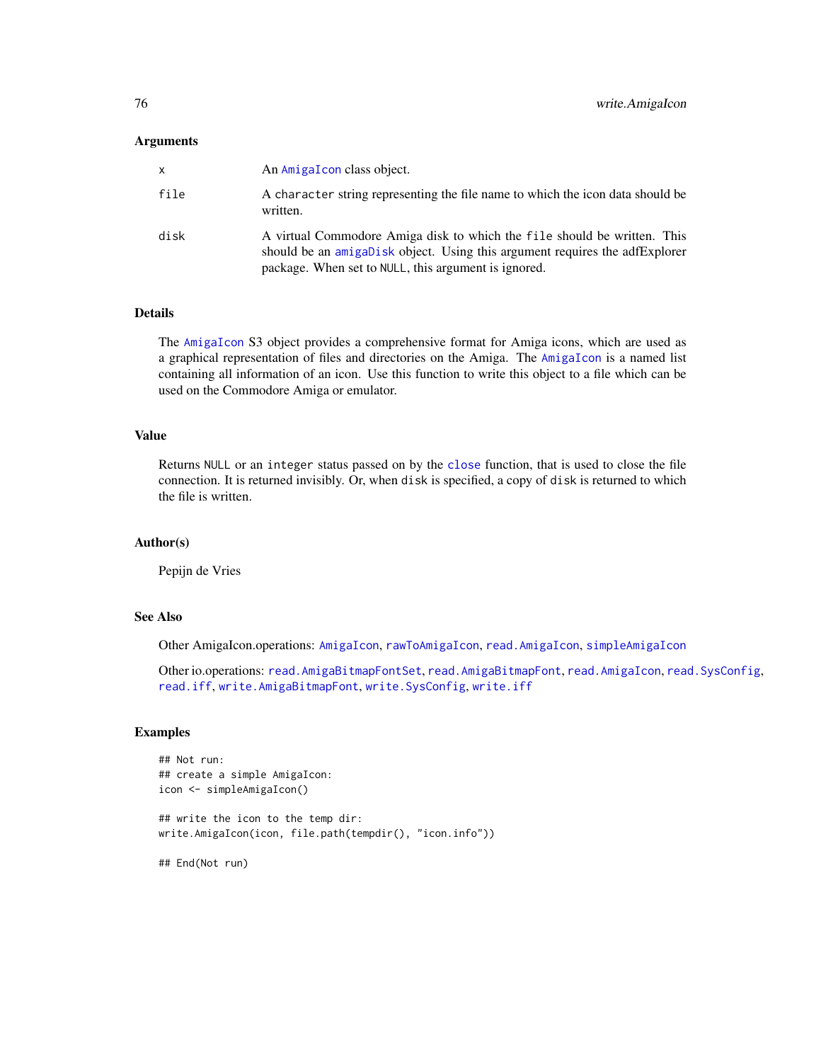### Arguments

| | |
|---|---|
| x | An AmigaIcon class object. |
| file | A character string representing the file name to which the icon data should be written. |
| disk | A virtual Commodore Amiga disk to which the file should be written. This should be an amigaDisk object. Using this argument requires the adfExplorer package. When set to NULL, this argument is ignored. |

### Details

The AmigaIcon S3 object provides a comprehensive format for Amiga icons, which are used as a graphical representation of files and directories on the Amiga. The AmigaIcon is a named list containing all information of an icon. Use this function to write this object to a file which can be used on the Commodore Amiga or emulator.

### Value

Returns NULL or an integer status passed on by the close function, that is used to close the file connection. It is returned invisibly. Or, when disk is specified, a copy of disk is returned to which the file is written.

### Author(s)

Pepijn de Vries

### See Also

Other AmigaIcon.operations: AmigaIcon, rawToAmigaIcon, read.AmigaIcon, simpleAmigaIcon

Other io.operations: read.AmigaBitmapFontSet, read.AmigaBitmapFont, read.AmigaIcon, read.SysConfig, read.iff, write.AmigaBitmapFont, write.SysConfig, write.iff

### Examples

```
## Not run:
## create a simple AmigaIcon:
icon <- simpleAmigaIcon()

## write the icon to the temp dir:
write.AmigaIcon(icon, file.path(tempdir(), "icon.info"))

## End(Not run)
```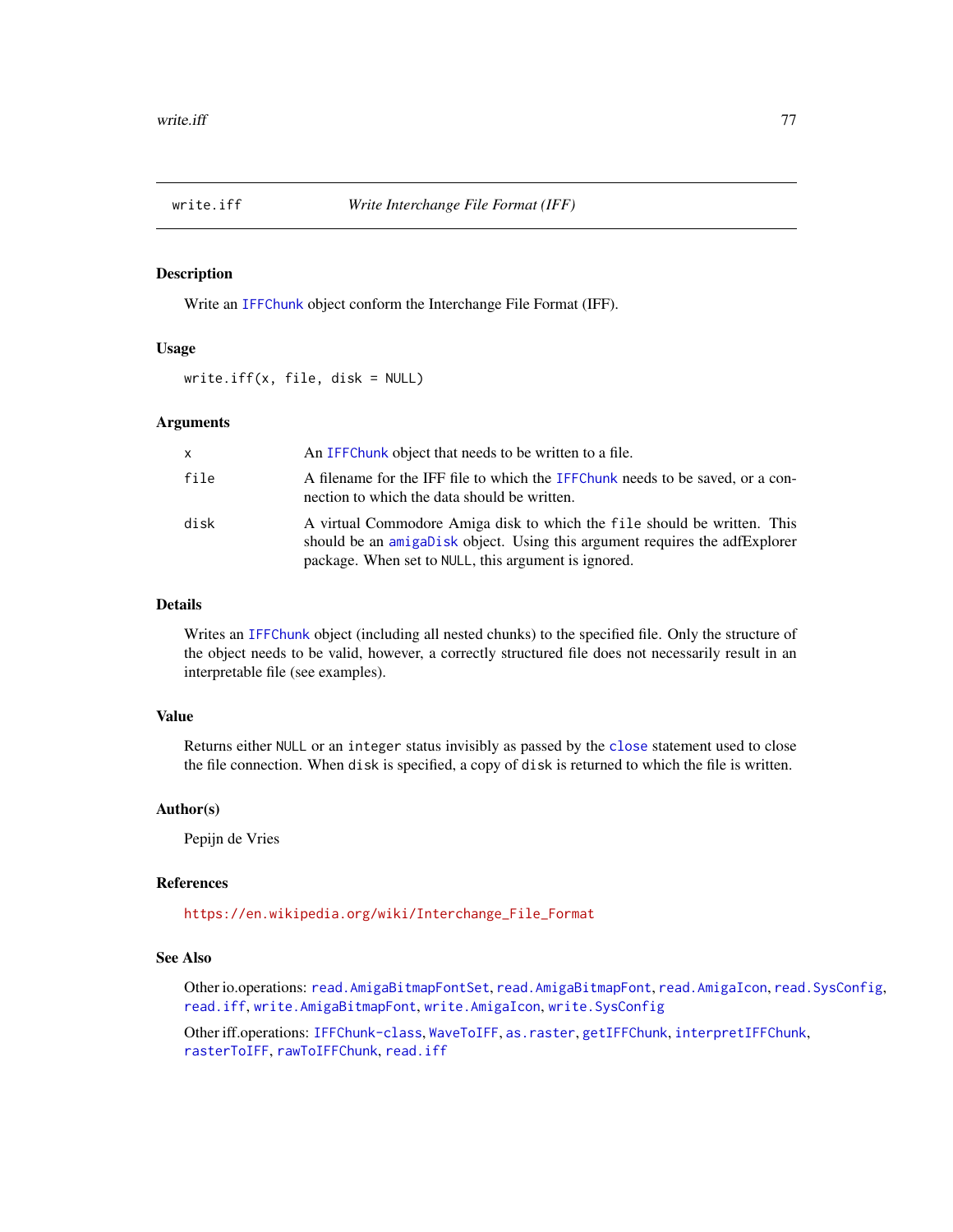## write.iff — *Write Interchange File Format (IFF)*

### Description

Write an IFFChunk object conform the Interchange File Format (IFF).

### Usage

```
write.iff(x, file, disk = NULL)
```

### Arguments

| | |
|---|---|
| x | An IFFChunk object that needs to be written to a file. |
| file | A filename for the IFF file to which the IFFChunk needs to be saved, or a connection to which the data should be written. |
| disk | A virtual Commodore Amiga disk to which the file should be written. This should be an amigaDisk object. Using this argument requires the adfExplorer package. When set to NULL, this argument is ignored. |

### Details

Writes an IFFChunk object (including all nested chunks) to the specified file. Only the structure of the object needs to be valid, however, a correctly structured file does not necessarily result in an interpretable file (see examples).

### Value

Returns either NULL or an integer status invisibly as passed by the close statement used to close the file connection. When disk is specified, a copy of disk is returned to which the file is written.

### Author(s)

Pepijn de Vries

### References

https://en.wikipedia.org/wiki/Interchange_File_Format

### See Also

Other io.operations: read.AmigaBitmapFontSet, read.AmigaBitmapFont, read.AmigaIcon, read.SysConfig, read.iff, write.AmigaBitmapFont, write.AmigaIcon, write.SysConfig

Other iff.operations: IFFChunk-class, WaveToIFF, as.raster, getIFFChunk, interpretIFFChunk, rasterToIFF, rawToIFFChunk, read.iff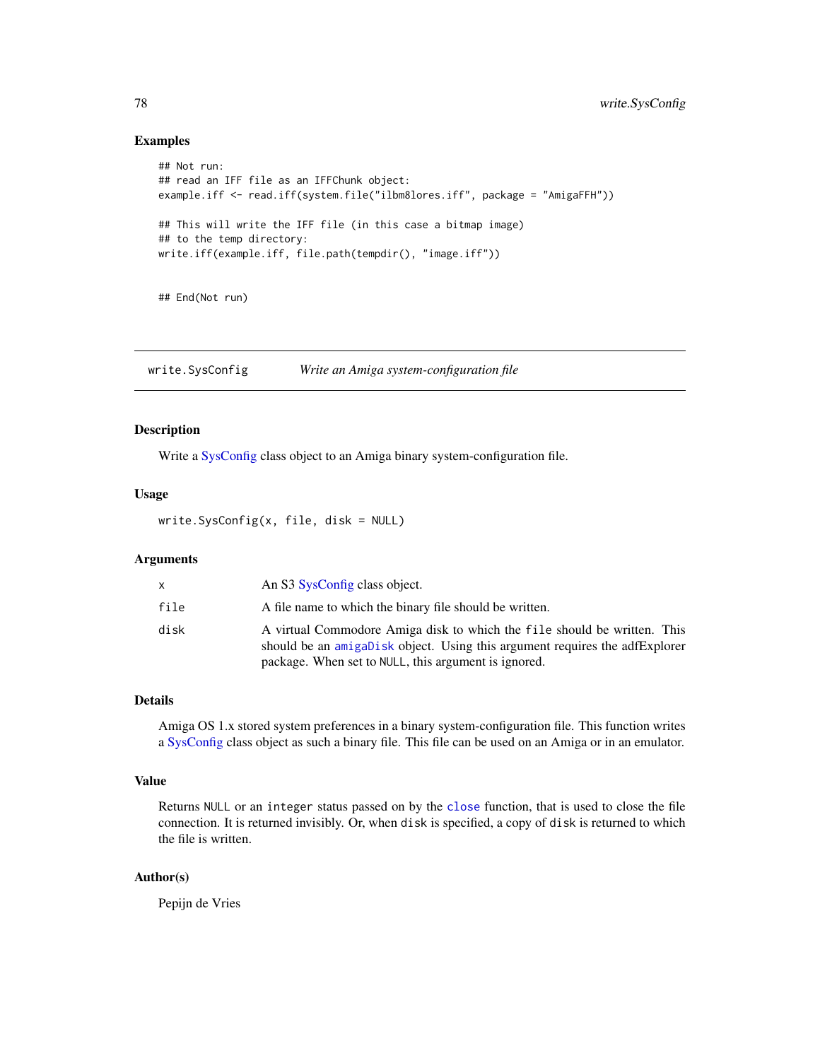### Examples

```
## Not run:
## read an IFF file as an IFFChunk object:
example.iff <- read.iff(system.file("ilbm8lores.iff", package = "AmigaFFH"))

## This will write the IFF file (in this case a bitmap image)
## to the temp directory:
write.iff(example.iff, file.path(tempdir(), "image.iff"))


## End(Not run)
```

---

## write.SysConfig — *Write an Amiga system-configuration file*

### Description

Write a SysConfig class object to an Amiga binary system-configuration file.

### Usage

```
write.SysConfig(x, file, disk = NULL)
```

### Arguments

| | |
|---|---|
| `x` | An S3 SysConfig class object. |
| `file` | A file name to which the binary file should be written. |
| `disk` | A virtual Commodore Amiga disk to which the `file` should be written. This should be an `amigaDisk` object. Using this argument requires the adfExplorer package. When set to `NULL`, this argument is ignored. |

### Details

Amiga OS 1.x stored system preferences in a binary system-configuration file. This function writes a SysConfig class object as such a binary file. This file can be used on an Amiga or in an emulator.

### Value

Returns `NULL` or an `integer` status passed on by the `close` function, that is used to close the file connection. It is returned invisibly. Or, when `disk` is specified, a copy of `disk` is returned to which the file is written.

### Author(s)

Pepijn de Vries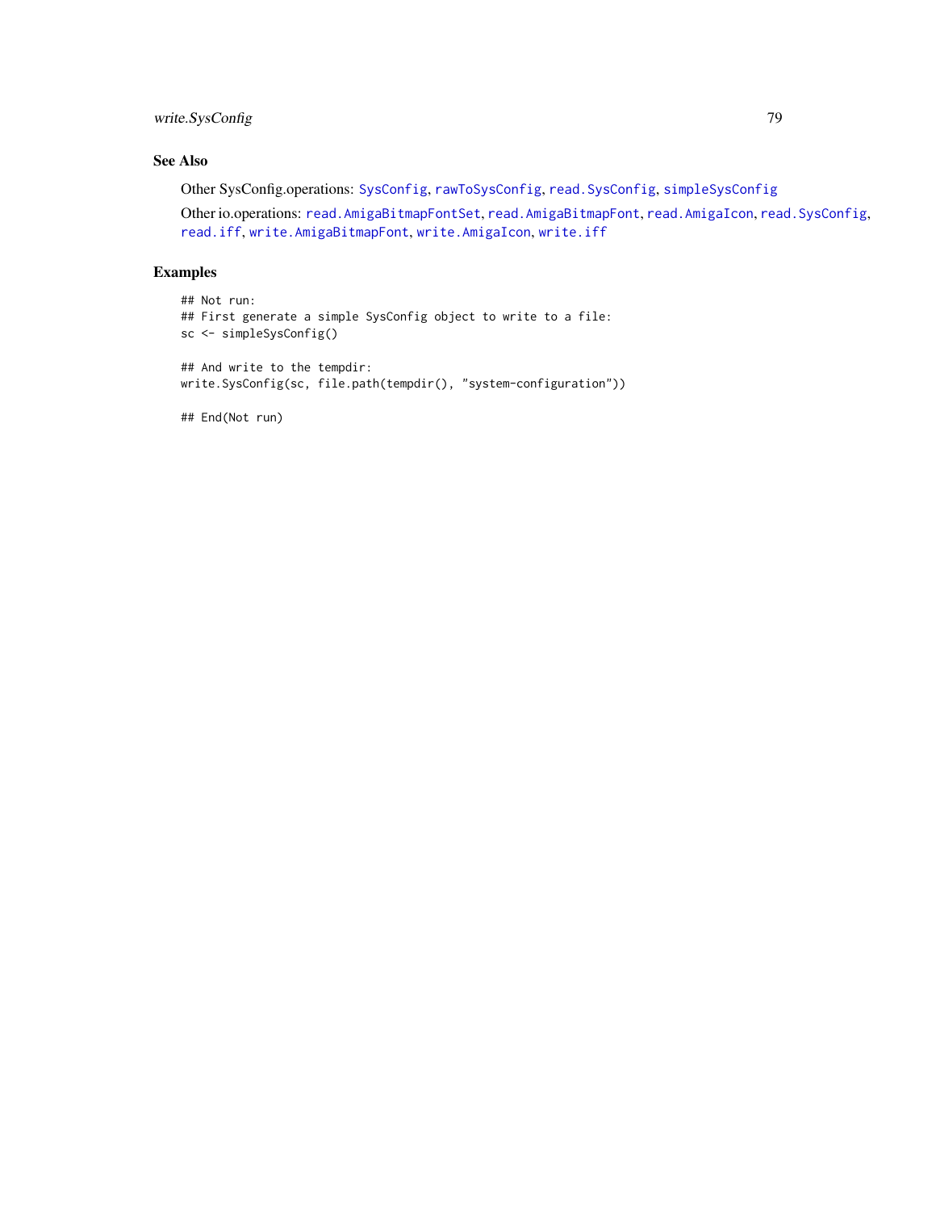## See Also

Other SysConfig.operations: `SysConfig`, `rawToSysConfig`, `read.SysConfig`, `simpleSysConfig`

Other io.operations: `read.AmigaBitmapFontSet`, `read.AmigaBitmapFont`, `read.AmigaIcon`, `read.SysConfig`, `read.iff`, `write.AmigaBitmapFont`, `write.AmigaIcon`, `write.iff`

## Examples

```
## Not run:
## First generate a simple SysConfig object to write to a file:
sc <- simpleSysConfig()

## And write to the tempdir:
write.SysConfig(sc, file.path(tempdir(), "system-configuration"))

## End(Not run)
```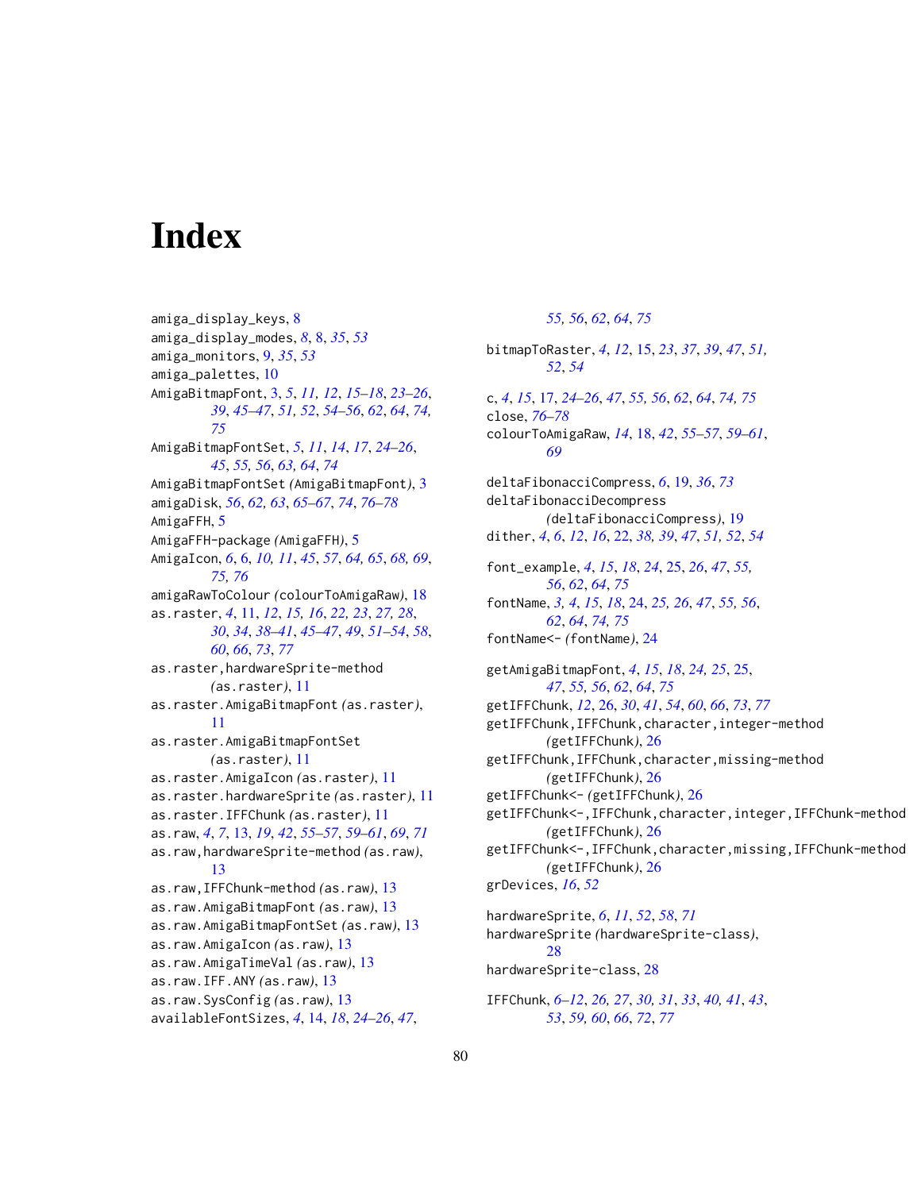# Index

amiga_display_keys, 8
amiga_display_modes, *8*, 8, *35*, *53*
amiga_monitors, 9, *35*, *53*
amiga_palettes, 10
AmigaBitmapFont, 3, *5*, *11, 12*, *15–18*, *23–26*, *39*, *45–47*, *51, 52*, *54–56*, *62*, *64*, *74, 75*
AmigaBitmapFontSet, *5*, *11*, *14*, *17*, *24–26*, *45*, *55, 56*, *63*, *64*, *74*
AmigaBitmapFontSet *(*AmigaBitmapFont*)*, 3
amigaDisk, *56*, *62, 63*, *65–67*, *74*, *76–78*
AmigaFFH, 5
AmigaFFH-package *(*AmigaFFH*)*, 5
AmigaIcon, *6*, 6, *10, 11*, *45*, *57*, *64, 65*, *68, 69*, *75, 76*
amigaRawToColour *(*colourToAmigaRaw*)*, 18
as.raster, *4*, 11, *12*, *15, 16*, *22, 23*, *27, 28*, *30*, *34*, *38–41*, *45–47*, *49*, *51–54*, *58*, *60*, *66*, *73*, *77*
as.raster,hardwareSprite-method *(*as.raster*)*, 11
as.raster.AmigaBitmapFont *(*as.raster*)*, 11
as.raster.AmigaBitmapFontSet *(*as.raster*)*, 11
as.raster.AmigaIcon *(*as.raster*)*, 11
as.raster.hardwareSprite *(*as.raster*)*, 11
as.raster.IFFChunk *(*as.raster*)*, 11
as.raw, *4*, *7*, 13, *19*, *42*, *55–57*, *59–61*, *69*, *71*
as.raw,hardwareSprite-method *(*as.raw*)*, 13
as.raw,IFFChunk-method *(*as.raw*)*, 13
as.raw.AmigaBitmapFont *(*as.raw*)*, 13
as.raw.AmigaBitmapFontSet *(*as.raw*)*, 13
as.raw.AmigaIcon *(*as.raw*)*, 13
as.raw.AmigaTimeVal *(*as.raw*)*, 13
as.raw.IFF.ANY *(*as.raw*)*, 13
as.raw.SysConfig *(*as.raw*)*, 13
availableFontSizes, *4*, 14, *18*, *24–26*, *47*, *55, 56*, *62*, *64*, *75*

bitmapToRaster, *4*, *12*, 15, *23*, *37*, *39*, *47*, *51, 52*, *54*

c, *4*, *15*, 17, *24–26*, *47*, *55, 56*, *62*, *64*, *74, 75*
close, *76–78*
colourToAmigaRaw, *14*, 18, *42*, *55–57*, *59–61*, *69*

deltaFibonacciCompress, *6*, 19, *36*, *73*
deltaFibonacciDecompress *(*deltaFibonacciCompress*)*, 19
dither, *4*, *6*, *12*, *16*, 22, *38, 39*, *47*, *51, 52*, *54*

font_example, *4*, *15*, *18*, *24*, 25, *26*, *47*, *55, 56*, *62*, *64*, *75*
fontName, *3, 4*, *15*, *18*, 24, *25, 26*, *47*, *55, 56*, *62*, *64*, *74, 75*
fontName<- *(*fontName*)*, 24

getAmigaBitmapFont, *4*, *15*, *18*, *24, 25*, 25, *47*, *55, 56*, *62*, *64*, *75*
getIFFChunk, *12*, 26, *30*, *41*, *54*, *60*, *66*, *73*, *77*
getIFFChunk,IFFChunk,character,integer-method *(*getIFFChunk*)*, 26
getIFFChunk,IFFChunk,character,missing-method *(*getIFFChunk*)*, 26
getIFFChunk<- *(*getIFFChunk*)*, 26
getIFFChunk<-,IFFChunk,character,integer,IFFChunk-method *(*getIFFChunk*)*, 26
getIFFChunk<-,IFFChunk,character,missing,IFFChunk-method *(*getIFFChunk*)*, 26
grDevices, *16*, *52*

hardwareSprite, *6*, *11*, *52*, *58*, *71*
hardwareSprite *(*hardwareSprite-class*)*, 28
hardwareSprite-class, 28

IFFChunk, *6–12*, *26, 27*, *30, 31*, *33*, *40, 41*, *43*, *53*, *59, 60*, *66*, *72*, *77*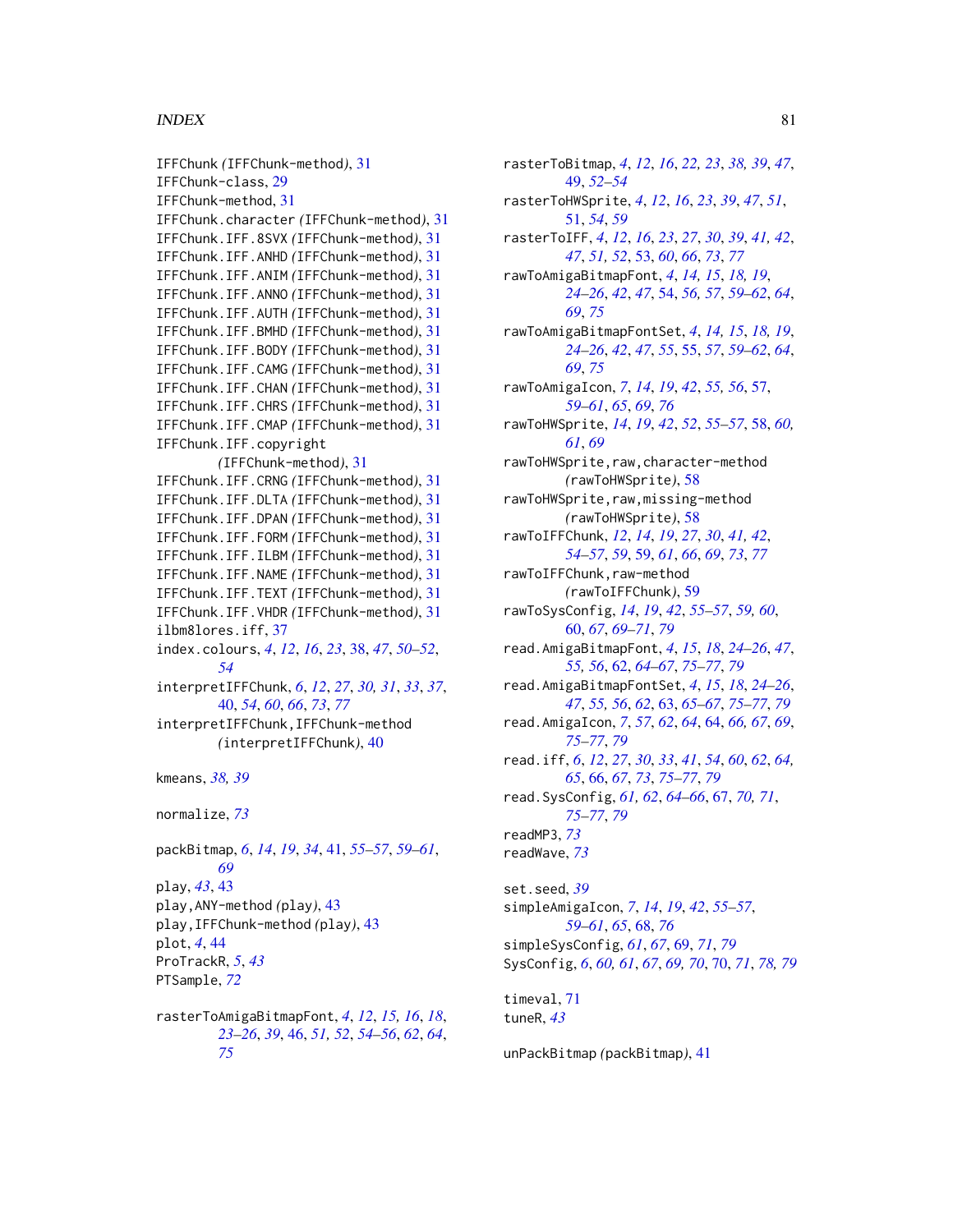IFFChunk *(IFFChunk-method)*, 31
IFFChunk-class, 29
IFFChunk-method, 31
IFFChunk.character *(IFFChunk-method)*, 31
IFFChunk.IFF.8SVX *(IFFChunk-method)*, 31
IFFChunk.IFF.ANHD *(IFFChunk-method)*, 31
IFFChunk.IFF.ANIM *(IFFChunk-method)*, 31
IFFChunk.IFF.ANNO *(IFFChunk-method)*, 31
IFFChunk.IFF.AUTH *(IFFChunk-method)*, 31
IFFChunk.IFF.BMHD *(IFFChunk-method)*, 31
IFFChunk.IFF.BODY *(IFFChunk-method)*, 31
IFFChunk.IFF.CAMG *(IFFChunk-method)*, 31
IFFChunk.IFF.CHAN *(IFFChunk-method)*, 31
IFFChunk.IFF.CHRS *(IFFChunk-method)*, 31
IFFChunk.IFF.CMAP *(IFFChunk-method)*, 31
IFFChunk.IFF.copyright *(IFFChunk-method)*, 31
IFFChunk.IFF.CRNG *(IFFChunk-method)*, 31
IFFChunk.IFF.DLTA *(IFFChunk-method)*, 31
IFFChunk.IFF.DPAN *(IFFChunk-method)*, 31
IFFChunk.IFF.FORM *(IFFChunk-method)*, 31
IFFChunk.IFF.ILBM *(IFFChunk-method)*, 31
IFFChunk.IFF.NAME *(IFFChunk-method)*, 31
IFFChunk.IFF.TEXT *(IFFChunk-method)*, 31
IFFChunk.IFF.VHDR *(IFFChunk-method)*, 31
ilbm8lores.iff, 37
index.colours, *4*, *12*, *16*, *23*, 38, *47*, *50–52*, *54*
interpretIFFChunk, *6*, *12*, *27*, *30*, *31*, *33*, *37*, 40, *54*, *60*, *66*, *73*, *77*
interpretIFFChunk,IFFChunk-method *(interpretIFFChunk)*, 40

kmeans, *38, 39*

normalize, *73*

packBitmap, *6*, *14*, *19*, *34*, 41, *55–57*, *59–61*, *69*
play, *43*, 43
play,ANY-method *(play)*, 43
play,IFFChunk-method *(play)*, 43
plot, *4*, 44
ProTrackR, *5*, *43*
PTSample, *72*

rasterToAmigaBitmapFont, *4*, *12*, *15, 16*, *18*, *23–26*, *39*, 46, *51, 52*, *54–56*, *62*, *64*, *75*
rasterToBitmap, *4*, *12*, *16*, *22, 23*, *38, 39*, *47*, 49, *52–54*
rasterToHWSprite, *4*, *12*, *16*, *23*, *39*, *47*, *51*, 51, *54*, *59*
rasterToIFF, *4*, *12*, *16*, *23*, *27*, *30*, *39*, *41, 42*, *47*, *51, 52*, 53, *60*, *66*, *73*, *77*
rawToAmigaBitmapFont, *4*, *14, 15*, *18, 19*, *24–26*, *42*, *47*, 54, *56, 57*, *59–62*, *64*, *69*, *75*
rawToAmigaBitmapFontSet, *4*, *14, 15*, *18, 19*, *24–26*, *42*, *47*, *55*, 55, *57*, *59–62*, *64*, *69*, *75*
rawToAmigaIcon, *7*, *14*, *19*, *42*, *55, 56*, 57, *59–61*, *65*, *69*, *76*
rawToHWSprite, *14*, *19*, *42*, *52*, *55–57*, 58, *60, 61*, *69*
rawToHWSprite,raw,character-method *(rawToHWSprite)*, 58
rawToHWSprite,raw,missing-method *(rawToHWSprite)*, 58
rawToIFFChunk, *12*, *14*, *19*, *27*, *30*, *41, 42*, *54–57*, *59*, 59, *61*, *66*, *69*, *73*, *77*
rawToIFFChunk,raw-method *(rawToIFFChunk)*, 59
rawToSysConfig, *14*, *19*, *42*, *55–57*, *59, 60*, 60, *67*, *69–71*, *79*
read.AmigaBitmapFont, *4*, *15*, *18*, *24–26*, *47*, *55, 56*, 62, *64–67*, *75–77*, *79*
read.AmigaBitmapFontSet, *4*, *15*, *18*, *24–26*, *47*, *55, 56*, *62*, 63, *65–67*, *75–77*, *79*
read.AmigaIcon, *7*, *57*, *62*, *64*, 64, *66, 67*, *69*, *75–77*, *79*
read.iff, *6*, *12*, *27*, *30*, *33*, *41*, *54*, *60*, *62*, *64, 65*, 66, *67*, *73*, *75–77*, *79*
read.SysConfig, *61, 62*, *64–66*, 67, *70, 71*, *75–77*, *79*
readMP3, *73*
readWave, *73*

set.seed, *39*
simpleAmigaIcon, *7*, *14*, *19*, *42*, *55–57*, *59–61*, *65*, 68, *76*
simpleSysConfig, *61*, *67*, 69, *71*, *79*
SysConfig, *6*, *60, 61*, *67*, *69, 70*, 70, *71*, *78, 79*

timeval, 71
tuneR, *43*

unPackBitmap *(packBitmap)*, 41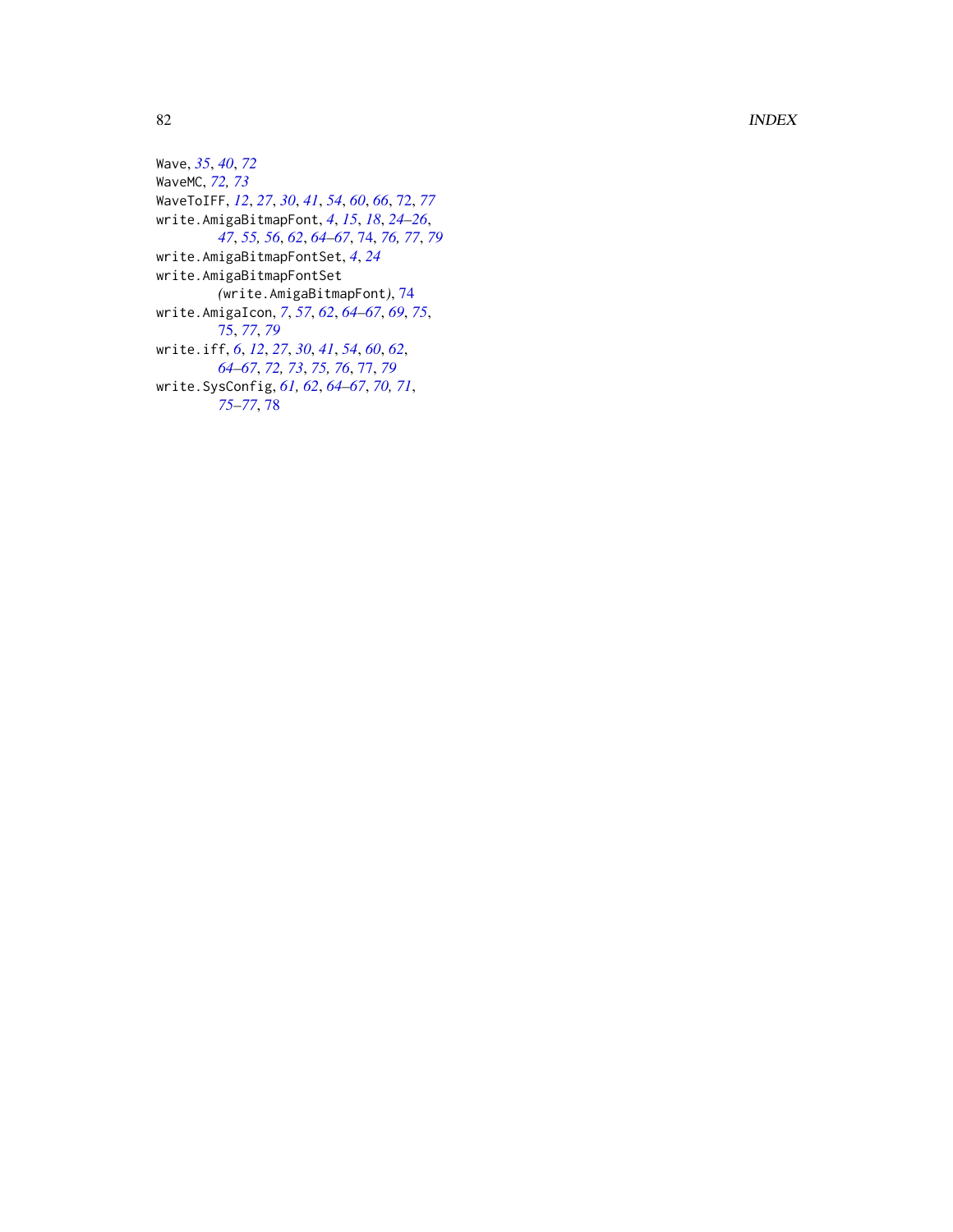Wave, *35*, *40*, *72*
WaveMC, *72, 73*
WaveToIFF, *12*, *27*, *30*, *41*, *54*, *60*, *66*, 72, *77*
write.AmigaBitmapFont, *4*, *15*, *18*, *24–26*, *47*, *55, 56*, *62*, *64–67*, 74, *76, 77*, *79*
write.AmigaBitmapFontSet, *4*, *24*
write.AmigaBitmapFontSet *(*write.AmigaBitmapFont*)*, 74
write.AmigaIcon, *7*, *57*, *62*, *64–67*, *69*, *75*, 75, *77*, *79*
write.iff, *6*, *12*, *27*, *30*, *41*, *54*, *60*, *62*, *64–67*, *72, 73*, *75, 76*, 77, *79*
write.SysConfig, *61, 62*, *64–67*, *70, 71*, *75–77*, 78